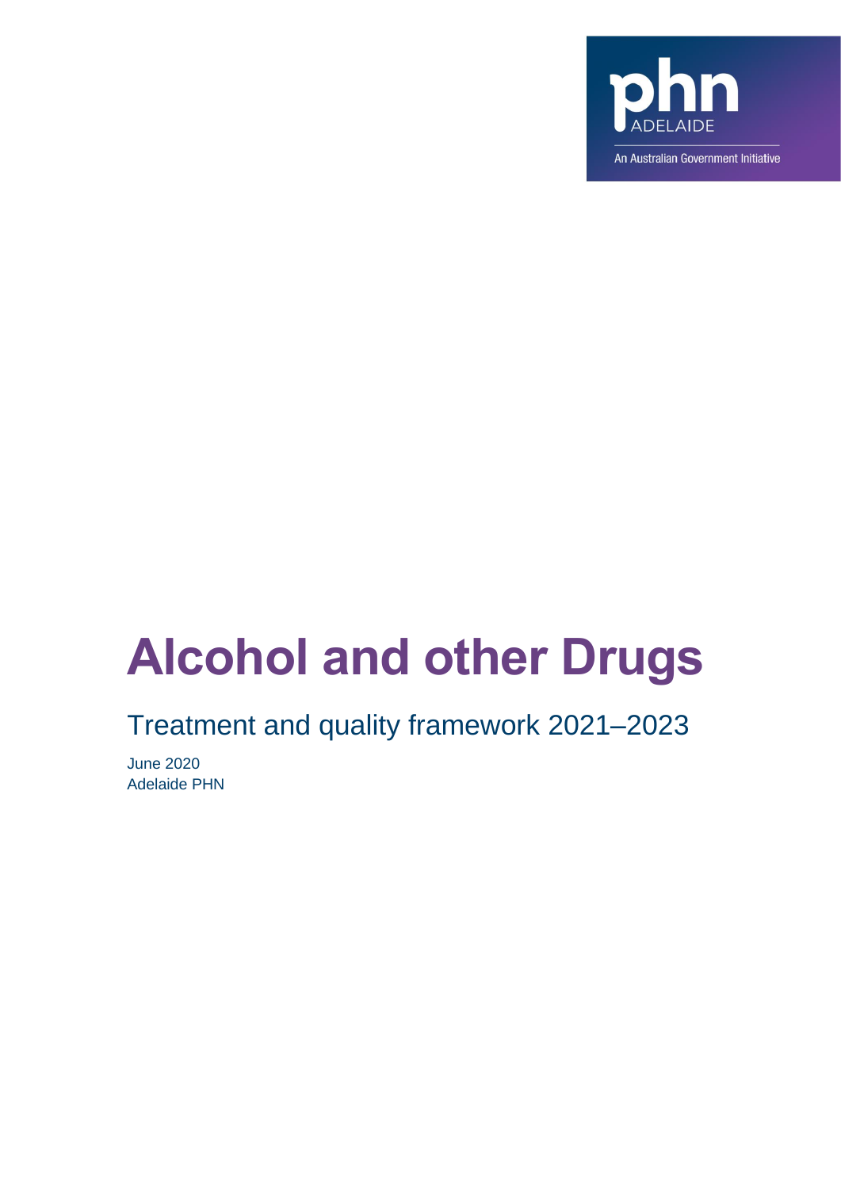phn ADELAIDE

An Australian Government Initiative

# Alcohol and other Drugs

## Treatment and quality framework 2021–2023

June 2020
Adelaide PHN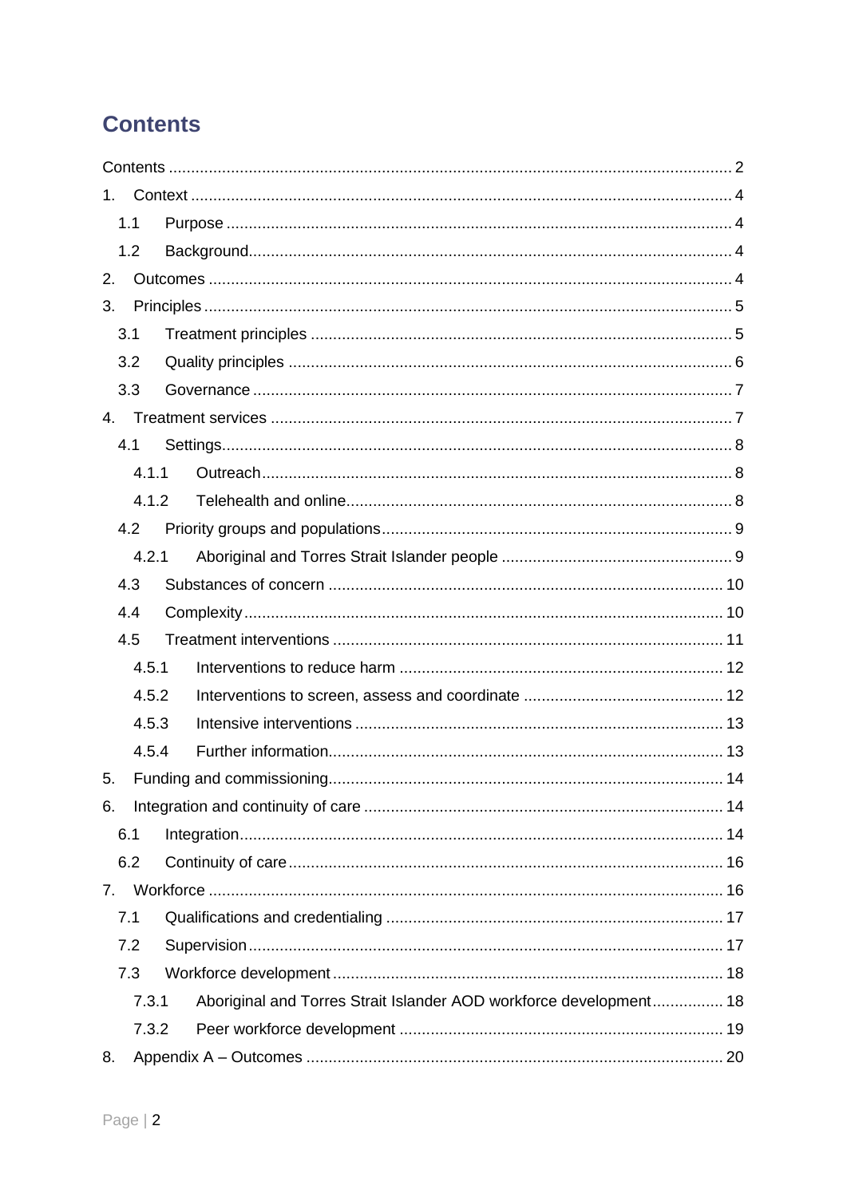# Contents

Contents ............................................................................................................................... 2

1. Context ........................................................................................................................... 4
   - 1.1 Purpose ................................................................................................................... 4
   - 1.2 Background.............................................................................................................. 4
2. Outcomes ....................................................................................................................... 4
3. Principles ........................................................................................................................ 5
   - 3.1 Treatment principles ................................................................................................ 5
   - 3.2 Quality principles ..................................................................................................... 6
   - 3.3 Governance ............................................................................................................. 7
4. Treatment services ......................................................................................................... 7
   - 4.1 Settings.................................................................................................................... 8
     - 4.1.1 Outreach............................................................................................................ 8
     - 4.1.2 Telehealth and online......................................................................................... 8
   - 4.2 Priority groups and populations................................................................................ 9
     - 4.2.1 Aboriginal and Torres Strait Islander people ..................................................... 9
   - 4.3 Substances of concern ........................................................................................... 10
   - 4.4 Complexity ............................................................................................................. 10
   - 4.5 Treatment interventions ......................................................................................... 11
     - 4.5.1 Interventions to reduce harm ........................................................................... 12
     - 4.5.2 Interventions to screen, assess and coordinate ............................................... 12
     - 4.5.3 Intensive interventions .................................................................................... 13
     - 4.5.4 Further information.......................................................................................... 13
5. Funding and commissioning.......................................................................................... 14
6. Integration and continuity of care .................................................................................. 14
   - 6.1 Integration.............................................................................................................. 14
   - 6.2 Continuity of care ................................................................................................... 16
7. Workforce ..................................................................................................................... 16
   - 7.1 Qualifications and credentialing ............................................................................. 17
   - 7.2 Supervision............................................................................................................. 17
   - 7.3 Workforce development ......................................................................................... 18
     - 7.3.1 Aboriginal and Torres Strait Islander AOD workforce development................ 18
     - 7.3.2 Peer workforce development ........................................................................... 19
8. Appendix A – Outcomes ............................................................................................... 20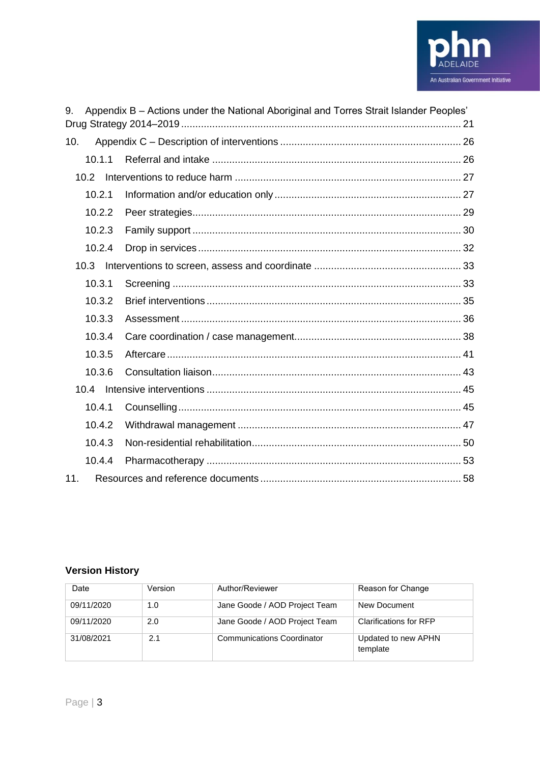9. Appendix B – Actions under the National Aboriginal and Torres Strait Islander Peoples' Drug Strategy 2014–2019 .................................................................................................. 21

10. Appendix C – Description of interventions ................................................................ 26

- 10.1.1 Referral and intake ........................................................................................ 26
- 10.2 Interventions to reduce harm ................................................................................ 27
  - 10.2.1 Information and/or education only .................................................................. 27
  - 10.2.2 Peer strategies.............................................................................................. 29
  - 10.2.3 Family support .............................................................................................. 30
  - 10.2.4 Drop in services ............................................................................................ 32
- 10.3 Interventions to screen, assess and coordinate .................................................... 33
  - 10.3.1 Screening ..................................................................................................... 33
  - 10.3.2 Brief interventions ......................................................................................... 35
  - 10.3.3 Assessment .................................................................................................. 36
  - 10.3.4 Care coordination / case management........................................................... 38
  - 10.3.5 Aftercare ....................................................................................................... 41
  - 10.3.6 Consultation liaison........................................................................................ 43
- 10.4 Intensive interventions .......................................................................................... 45
  - 10.4.1 Counselling ................................................................................................... 45
  - 10.4.2 Withdrawal management ............................................................................... 47
  - 10.4.3 Non-residential rehabilitation.......................................................................... 50
  - 10.4.4 Pharmacotherapy .......................................................................................... 53

11. Resources and reference documents ....................................................................... 58

**Version History**

| Date | Version | Author/Reviewer | Reason for Change |
|---|---|---|---|
| 09/11/2020 | 1.0 | Jane Goode / AOD Project Team | New Document |
| 09/11/2020 | 2.0 | Jane Goode / AOD Project Team | Clarifications for RFP |
| 31/08/2021 | 2.1 | Communications Coordinator | Updated to new APHN template |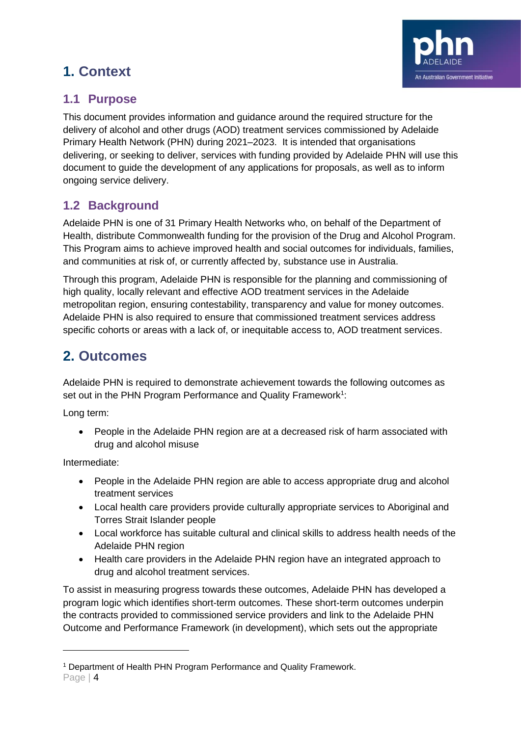# 1. Context

## 1.1 Purpose

This document provides information and guidance around the required structure for the delivery of alcohol and other drugs (AOD) treatment services commissioned by Adelaide Primary Health Network (PHN) during 2021–2023. It is intended that organisations delivering, or seeking to deliver, services with funding provided by Adelaide PHN will use this document to guide the development of any applications for proposals, as well as to inform ongoing service delivery.

## 1.2 Background

Adelaide PHN is one of 31 Primary Health Networks who, on behalf of the Department of Health, distribute Commonwealth funding for the provision of the Drug and Alcohol Program. This Program aims to achieve improved health and social outcomes for individuals, families, and communities at risk of, or currently affected by, substance use in Australia.

Through this program, Adelaide PHN is responsible for the planning and commissioning of high quality, locally relevant and effective AOD treatment services in the Adelaide metropolitan region, ensuring contestability, transparency and value for money outcomes. Adelaide PHN is also required to ensure that commissioned treatment services address specific cohorts or areas with a lack of, or inequitable access to, AOD treatment services.

# 2. Outcomes

Adelaide PHN is required to demonstrate achievement towards the following outcomes as set out in the PHN Program Performance and Quality Framework[1]:

Long term:

- People in the Adelaide PHN region are at a decreased risk of harm associated with drug and alcohol misuse

Intermediate:

- People in the Adelaide PHN region are able to access appropriate drug and alcohol treatment services
- Local health care providers provide culturally appropriate services to Aboriginal and Torres Strait Islander people
- Local workforce has suitable cultural and clinical skills to address health needs of the Adelaide PHN region
- Health care providers in the Adelaide PHN region have an integrated approach to drug and alcohol treatment services.

To assist in measuring progress towards these outcomes, Adelaide PHN has developed a program logic which identifies short-term outcomes. These short-term outcomes underpin the contracts provided to commissioned service providers and link to the Adelaide PHN Outcome and Performance Framework (in development), which sets out the appropriate

---

[1] Department of Health PHN Program Performance and Quality Framework.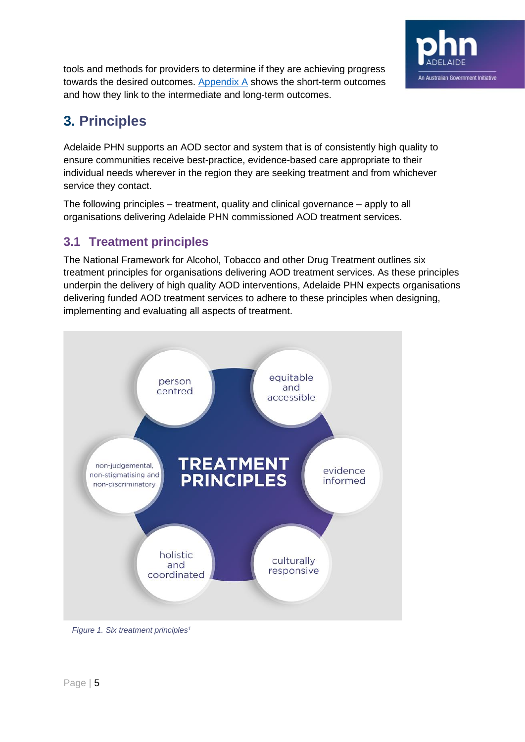tools and methods for providers to determine if they are achieving progress towards the desired outcomes. Appendix A shows the short-term outcomes and how they link to the intermediate and long-term outcomes.

# 3. Principles

Adelaide PHN supports an AOD sector and system that is of consistently high quality to ensure communities receive best-practice, evidence-based care appropriate to their individual needs wherever in the region they are seeking treatment and from whichever service they contact.

The following principles – treatment, quality and clinical governance – apply to all organisations delivering Adelaide PHN commissioned AOD treatment services.

## 3.1 Treatment principles

The National Framework for Alcohol, Tobacco and other Drug Treatment outlines six treatment principles for organisations delivering AOD treatment services. As these principles underpin the delivery of high quality AOD interventions, Adelaide PHN expects organisations delivering funded AOD treatment services to adhere to these principles when designing, implementing and evaluating all aspects of treatment.

TREATMENT PRINCIPLES

- person centred
- equitable and accessible
- evidence informed
- culturally responsive
- holistic and coordinated
- non-judgemental, non-stigmatising and non-discriminatory

*Figure 1. Six treatment principles[1]*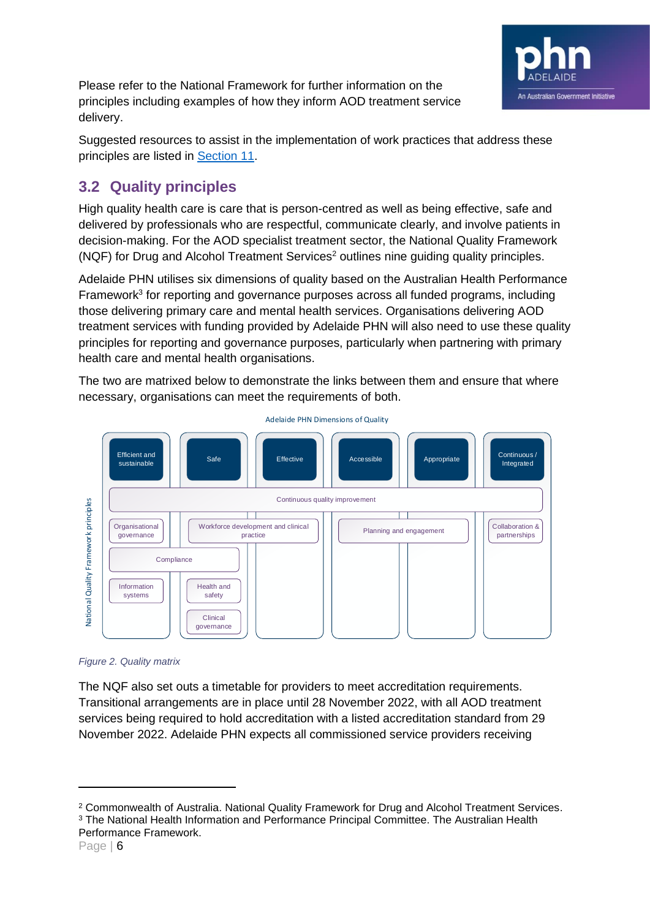Please refer to the National Framework for further information on the principles including examples of how they inform AOD treatment service delivery.

Suggested resources to assist in the implementation of work practices that address these principles are listed in Section 11.

## 3.2 Quality principles

High quality health care is care that is person-centred as well as being effective, safe and delivered by professionals who are respectful, communicate clearly, and involve patients in decision-making. For the AOD specialist treatment sector, the National Quality Framework (NQF) for Drug and Alcohol Treatment Services[2] outlines nine guiding quality principles.

Adelaide PHN utilises six dimensions of quality based on the Australian Health Performance Framework[3] for reporting and governance purposes across all funded programs, including those delivering primary care and mental health services. Organisations delivering AOD treatment services with funding provided by Adelaide PHN will also need to use these quality principles for reporting and governance purposes, particularly when partnering with primary health care and mental health organisations.

The two are matrixed below to demonstrate the links between them and ensure that where necessary, organisations can meet the requirements of both.

Adelaide PHN Dimensions of Quality

| Efficient and sustainable | Safe | Effective | Accessible | Appropriate | Continuous / Integrated |
|---|---|---|---|---|---|
| Continuous quality improvement | Continuous quality improvement | Continuous quality improvement | Continuous quality improvement | Continuous quality improvement | Continuous quality improvement |
| Organisational governance | Workforce development and clinical practice | Workforce development and clinical practice | Planning and engagement | Planning and engagement | Collaboration & partnerships |
| Compliance | Compliance | | | | |
| Information systems | Health and safety | | | | |
| | Clinical governance | | | | |

National Quality Framework principles

*Figure 2. Quality matrix*

The NQF also set outs a timetable for providers to meet accreditation requirements. Transitional arrangements are in place until 28 November 2022, with all AOD treatment services being required to hold accreditation with a listed accreditation standard from 29 November 2022. Adelaide PHN expects all commissioned service providers receiving

---

[2] Commonwealth of Australia. National Quality Framework for Drug and Alcohol Treatment Services.
[3] The National Health Information and Performance Principal Committee. The Australian Health Performance Framework.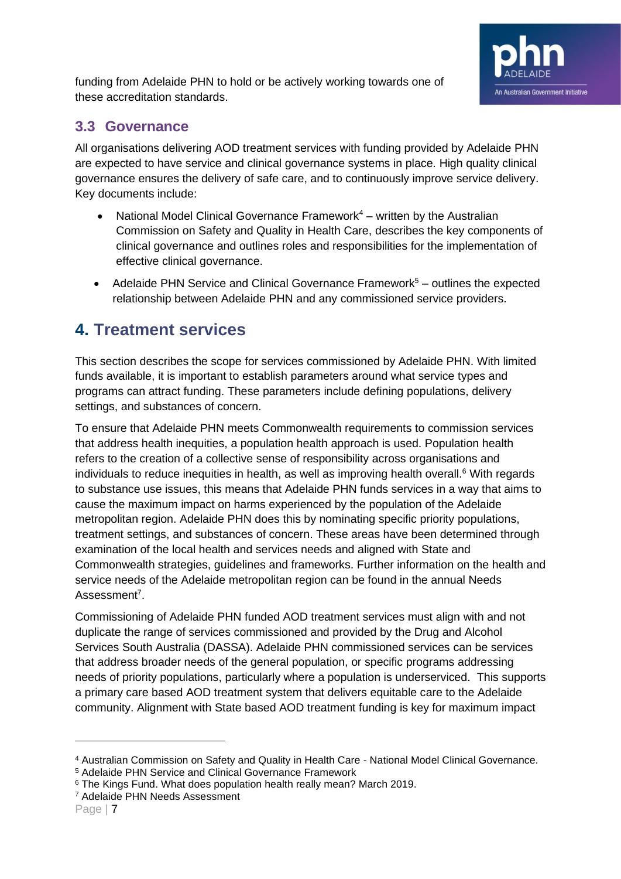funding from Adelaide PHN to hold or be actively working towards one of these accreditation standards.

## 3.3 Governance

All organisations delivering AOD treatment services with funding provided by Adelaide PHN are expected to have service and clinical governance systems in place. High quality clinical governance ensures the delivery of safe care, and to continuously improve service delivery. Key documents include:

- National Model Clinical Governance Framework[4] – written by the Australian Commission on Safety and Quality in Health Care, describes the key components of clinical governance and outlines roles and responsibilities for the implementation of effective clinical governance.
- Adelaide PHN Service and Clinical Governance Framework[5] – outlines the expected relationship between Adelaide PHN and any commissioned service providers.

# 4. Treatment services

This section describes the scope for services commissioned by Adelaide PHN. With limited funds available, it is important to establish parameters around what service types and programs can attract funding. These parameters include defining populations, delivery settings, and substances of concern.

To ensure that Adelaide PHN meets Commonwealth requirements to commission services that address health inequities, a population health approach is used. Population health refers to the creation of a collective sense of responsibility across organisations and individuals to reduce inequities in health, as well as improving health overall.[6] With regards to substance use issues, this means that Adelaide PHN funds services in a way that aims to cause the maximum impact on harms experienced by the population of the Adelaide metropolitan region. Adelaide PHN does this by nominating specific priority populations, treatment settings, and substances of concern. These areas have been determined through examination of the local health and services needs and aligned with State and Commonwealth strategies, guidelines and frameworks. Further information on the health and service needs of the Adelaide metropolitan region can be found in the annual Needs Assessment[7].

Commissioning of Adelaide PHN funded AOD treatment services must align with and not duplicate the range of services commissioned and provided by the Drug and Alcohol Services South Australia (DASSA). Adelaide PHN commissioned services can be services that address broader needs of the general population, or specific programs addressing needs of priority populations, particularly where a population is underserviced. This supports a primary care based AOD treatment system that delivers equitable care to the Adelaide community. Alignment with State based AOD treatment funding is key for maximum impact

---

[4] Australian Commission on Safety and Quality in Health Care - National Model Clinical Governance.
[5] Adelaide PHN Service and Clinical Governance Framework
[6] The Kings Fund. What does population health really mean? March 2019.
[7] Adelaide PHN Needs Assessment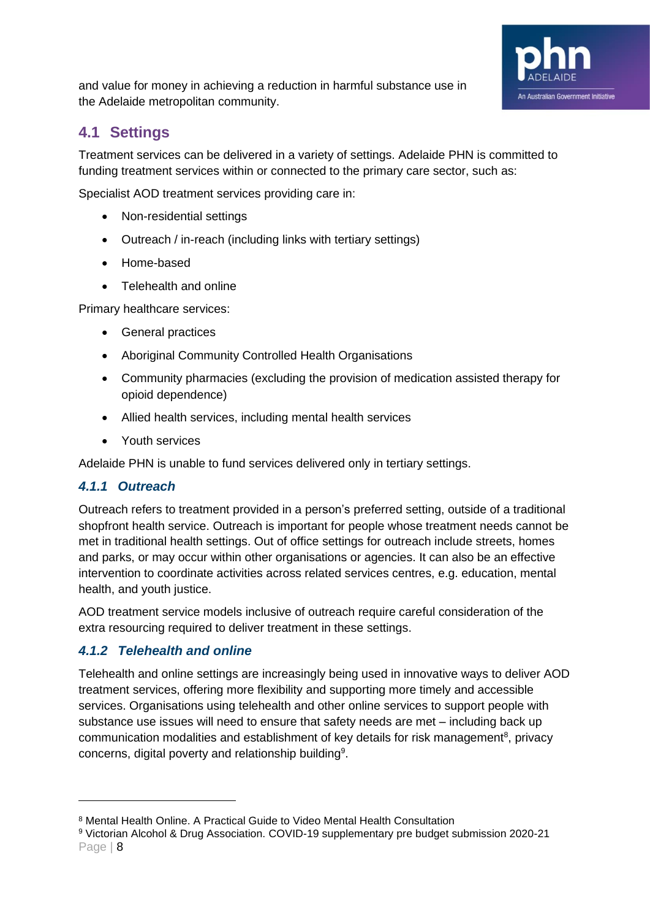and value for money in achieving a reduction in harmful substance use in the Adelaide metropolitan community.

## 4.1 Settings

Treatment services can be delivered in a variety of settings. Adelaide PHN is committed to funding treatment services within or connected to the primary care sector, such as:

Specialist AOD treatment services providing care in:

- Non-residential settings
- Outreach / in-reach (including links with tertiary settings)
- Home-based
- Telehealth and online

Primary healthcare services:

- General practices
- Aboriginal Community Controlled Health Organisations
- Community pharmacies (excluding the provision of medication assisted therapy for opioid dependence)
- Allied health services, including mental health services
- Youth services

Adelaide PHN is unable to fund services delivered only in tertiary settings.

### *4.1.1 Outreach*

Outreach refers to treatment provided in a person's preferred setting, outside of a traditional shopfront health service. Outreach is important for people whose treatment needs cannot be met in traditional health settings. Out of office settings for outreach include streets, homes and parks, or may occur within other organisations or agencies. It can also be an effective intervention to coordinate activities across related services centres, e.g. education, mental health, and youth justice.

AOD treatment service models inclusive of outreach require careful consideration of the extra resourcing required to deliver treatment in these settings.

### *4.1.2 Telehealth and online*

Telehealth and online settings are increasingly being used in innovative ways to deliver AOD treatment services, offering more flexibility and supporting more timely and accessible services. Organisations using telehealth and other online services to support people with substance use issues will need to ensure that safety needs are met – including back up communication modalities and establishment of key details for risk management[8], privacy concerns, digital poverty and relationship building[9].

---

[8] Mental Health Online. A Practical Guide to Video Mental Health Consultation

[9] Victorian Alcohol & Drug Association. COVID-19 supplementary pre budget submission 2020-21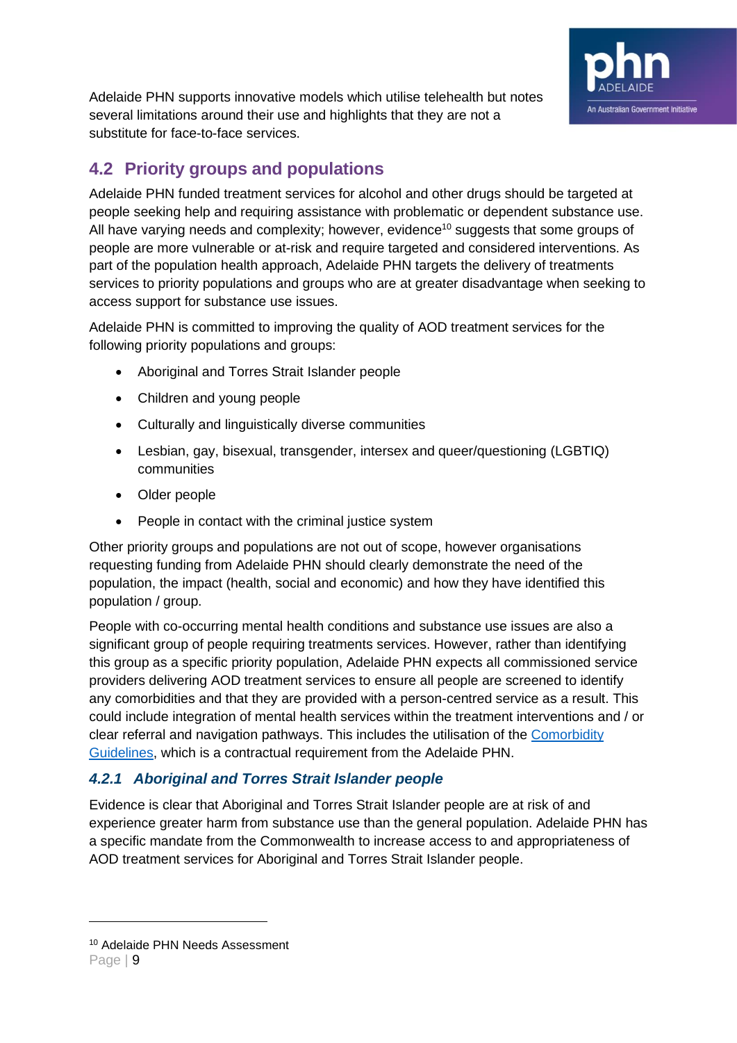Adelaide PHN supports innovative models which utilise telehealth but notes several limitations around their use and highlights that they are not a substitute for face-to-face services.

## 4.2 Priority groups and populations

Adelaide PHN funded treatment services for alcohol and other drugs should be targeted at people seeking help and requiring assistance with problematic or dependent substance use. All have varying needs and complexity; however, evidence[10] suggests that some groups of people are more vulnerable or at-risk and require targeted and considered interventions. As part of the population health approach, Adelaide PHN targets the delivery of treatments services to priority populations and groups who are at greater disadvantage when seeking to access support for substance use issues.

Adelaide PHN is committed to improving the quality of AOD treatment services for the following priority populations and groups:

- Aboriginal and Torres Strait Islander people
- Children and young people
- Culturally and linguistically diverse communities
- Lesbian, gay, bisexual, transgender, intersex and queer/questioning (LGBTIQ) communities
- Older people
- People in contact with the criminal justice system

Other priority groups and populations are not out of scope, however organisations requesting funding from Adelaide PHN should clearly demonstrate the need of the population, the impact (health, social and economic) and how they have identified this population / group.

People with co-occurring mental health conditions and substance use issues are also a significant group of people requiring treatments services. However, rather than identifying this group as a specific priority population, Adelaide PHN expects all commissioned service providers delivering AOD treatment services to ensure all people are screened to identify any comorbidities and that they are provided with a person-centred service as a result. This could include integration of mental health services within the treatment interventions and / or clear referral and navigation pathways. This includes the utilisation of the Comorbidity Guidelines, which is a contractual requirement from the Adelaide PHN.

### *4.2.1 Aboriginal and Torres Strait Islander people*

Evidence is clear that Aboriginal and Torres Strait Islander people are at risk of and experience greater harm from substance use than the general population. Adelaide PHN has a specific mandate from the Commonwealth to increase access to and appropriateness of AOD treatment services for Aboriginal and Torres Strait Islander people.

---

[10] Adelaide PHN Needs Assessment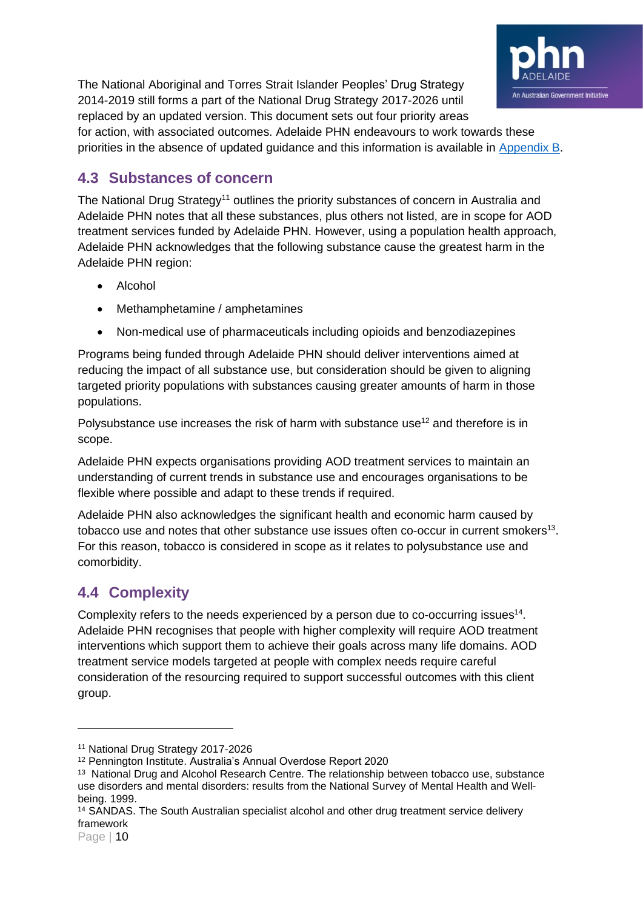The National Aboriginal and Torres Strait Islander Peoples' Drug Strategy 2014-2019 still forms a part of the National Drug Strategy 2017-2026 until replaced by an updated version. This document sets out four priority areas for action, with associated outcomes. Adelaide PHN endeavours to work towards these priorities in the absence of updated guidance and this information is available in Appendix B.

## 4.3 Substances of concern

The National Drug Strategy[11] outlines the priority substances of concern in Australia and Adelaide PHN notes that all these substances, plus others not listed, are in scope for AOD treatment services funded by Adelaide PHN. However, using a population health approach, Adelaide PHN acknowledges that the following substance cause the greatest harm in the Adelaide PHN region:

- Alcohol
- Methamphetamine / amphetamines
- Non-medical use of pharmaceuticals including opioids and benzodiazepines

Programs being funded through Adelaide PHN should deliver interventions aimed at reducing the impact of all substance use, but consideration should be given to aligning targeted priority populations with substances causing greater amounts of harm in those populations.

Polysubstance use increases the risk of harm with substance use[12] and therefore is in scope.

Adelaide PHN expects organisations providing AOD treatment services to maintain an understanding of current trends in substance use and encourages organisations to be flexible where possible and adapt to these trends if required.

Adelaide PHN also acknowledges the significant health and economic harm caused by tobacco use and notes that other substance use issues often co-occur in current smokers[13]. For this reason, tobacco is considered in scope as it relates to polysubstance use and comorbidity.

## 4.4 Complexity

Complexity refers to the needs experienced by a person due to co-occurring issues[14]. Adelaide PHN recognises that people with higher complexity will require AOD treatment interventions which support them to achieve their goals across many life domains. AOD treatment service models targeted at people with complex needs require careful consideration of the resourcing required to support successful outcomes with this client group.

---

[11] National Drug Strategy 2017-2026

[12] Pennington Institute. Australia's Annual Overdose Report 2020

[13] National Drug and Alcohol Research Centre. The relationship between tobacco use, substance use disorders and mental disorders: results from the National Survey of Mental Health and Well-being. 1999.

[14] SANDAS. The South Australian specialist alcohol and other drug treatment service delivery framework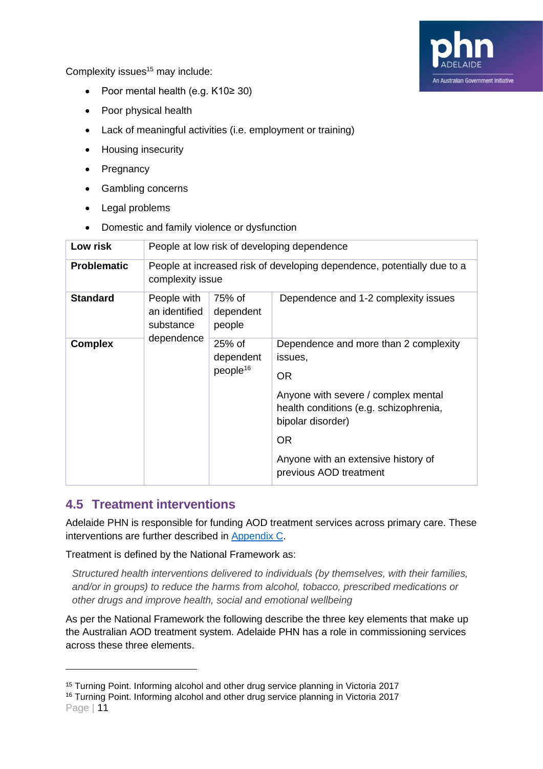Complexity issues[15] may include:

- Poor mental health (e.g. K10≥ 30)
- Poor physical health
- Lack of meaningful activities (i.e. employment or training)
- Housing insecurity
- Pregnancy
- Gambling concerns
- Legal problems
- Domestic and family violence or dysfunction

| **Low risk** | People at low risk of developing dependence | | |
|---|---|---|---|
| **Problematic** | People at increased risk of developing dependence, potentially due to a complexity issue | | |
| **Standard** | People with an identified substance dependence | 75% of dependent people | Dependence and 1-2 complexity issues |
| **Complex** | | 25% of dependent people[16] | Dependence and more than 2 complexity issues, OR Anyone with severe / complex mental health conditions (e.g. schizophrenia, bipolar disorder) OR Anyone with an extensive history of previous AOD treatment |

## 4.5 Treatment interventions

Adelaide PHN is responsible for funding AOD treatment services across primary care. These interventions are further described in Appendix C.

Treatment is defined by the National Framework as:

> *Structured health interventions delivered to individuals (by themselves, with their families, and/or in groups) to reduce the harms from alcohol, tobacco, prescribed medications or other drugs and improve health, social and emotional wellbeing*

As per the National Framework the following describe the three key elements that make up the Australian AOD treatment system. Adelaide PHN has a role in commissioning services across these three elements.

---

[15] Turning Point. Informing alcohol and other drug service planning in Victoria 2017

[16] Turning Point. Informing alcohol and other drug service planning in Victoria 2017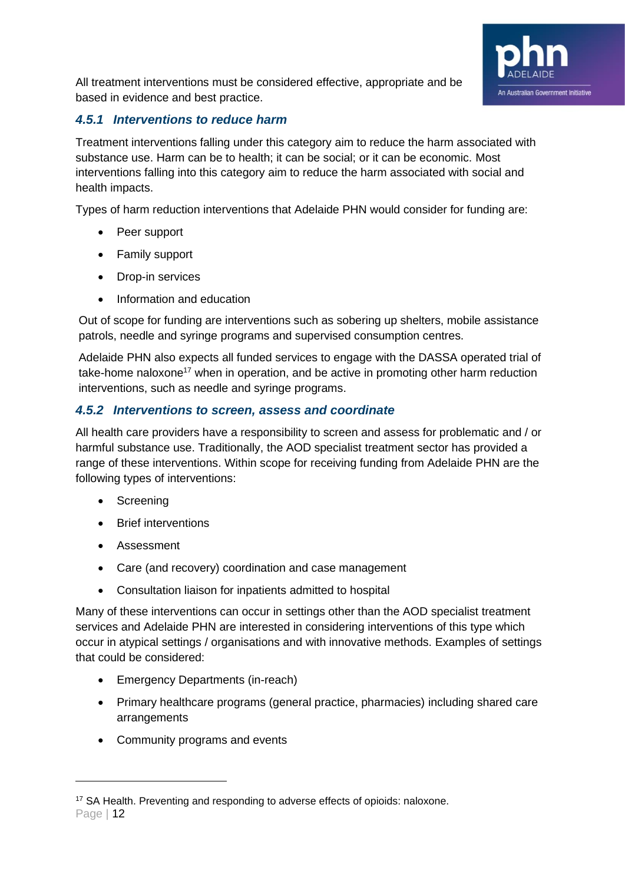All treatment interventions must be considered effective, appropriate and be based in evidence and best practice.

### 4.5.1 Interventions to reduce harm

Treatment interventions falling under this category aim to reduce the harm associated with substance use. Harm can be to health; it can be social; or it can be economic. Most interventions falling into this category aim to reduce the harm associated with social and health impacts.

Types of harm reduction interventions that Adelaide PHN would consider for funding are:

- Peer support
- Family support
- Drop-in services
- Information and education

Out of scope for funding are interventions such as sobering up shelters, mobile assistance patrols, needle and syringe programs and supervised consumption centres.

Adelaide PHN also expects all funded services to engage with the DASSA operated trial of take-home naloxone[17] when in operation, and be active in promoting other harm reduction interventions, such as needle and syringe programs.

### 4.5.2 Interventions to screen, assess and coordinate

All health care providers have a responsibility to screen and assess for problematic and / or harmful substance use. Traditionally, the AOD specialist treatment sector has provided a range of these interventions. Within scope for receiving funding from Adelaide PHN are the following types of interventions:

- Screening
- Brief interventions
- Assessment
- Care (and recovery) coordination and case management
- Consultation liaison for inpatients admitted to hospital

Many of these interventions can occur in settings other than the AOD specialist treatment services and Adelaide PHN are interested in considering interventions of this type which occur in atypical settings / organisations and with innovative methods. Examples of settings that could be considered:

- Emergency Departments (in-reach)
- Primary healthcare programs (general practice, pharmacies) including shared care arrangements
- Community programs and events

---

[17] SA Health. Preventing and responding to adverse effects of opioids: naloxone.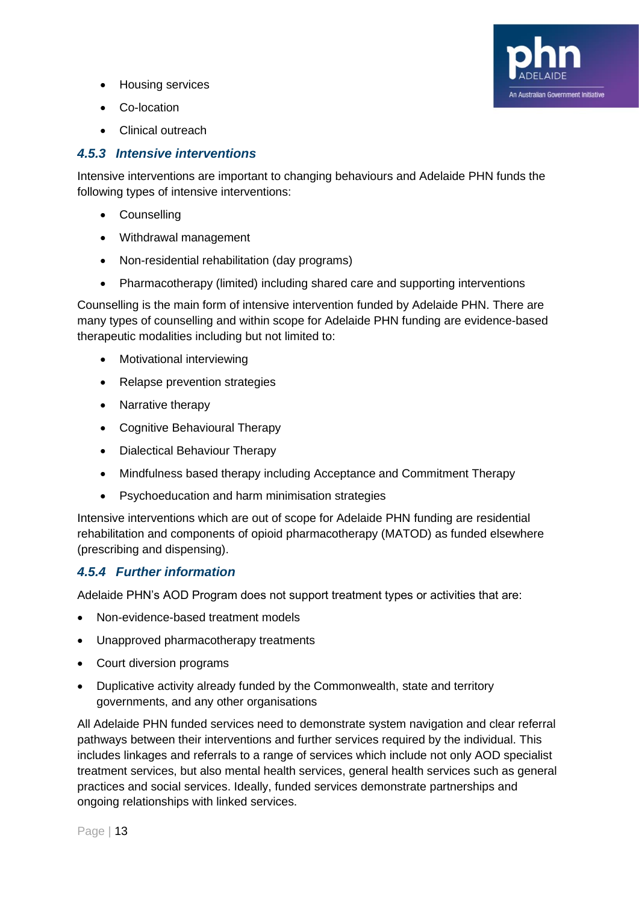- Housing services
- Co-location
- Clinical outreach

### 4.5.3 *Intensive interventions*

Intensive interventions are important to changing behaviours and Adelaide PHN funds the following types of intensive interventions:

- Counselling
- Withdrawal management
- Non-residential rehabilitation (day programs)
- Pharmacotherapy (limited) including shared care and supporting interventions

Counselling is the main form of intensive intervention funded by Adelaide PHN. There are many types of counselling and within scope for Adelaide PHN funding are evidence-based therapeutic modalities including but not limited to:

- Motivational interviewing
- Relapse prevention strategies
- Narrative therapy
- Cognitive Behavioural Therapy
- Dialectical Behaviour Therapy
- Mindfulness based therapy including Acceptance and Commitment Therapy
- Psychoeducation and harm minimisation strategies

Intensive interventions which are out of scope for Adelaide PHN funding are residential rehabilitation and components of opioid pharmacotherapy (MATOD) as funded elsewhere (prescribing and dispensing).

### 4.5.4 *Further information*

Adelaide PHN's AOD Program does not support treatment types or activities that are:

- Non-evidence-based treatment models
- Unapproved pharmacotherapy treatments
- Court diversion programs
- Duplicative activity already funded by the Commonwealth, state and territory governments, and any other organisations

All Adelaide PHN funded services need to demonstrate system navigation and clear referral pathways between their interventions and further services required by the individual. This includes linkages and referrals to a range of services which include not only AOD specialist treatment services, but also mental health services, general health services such as general practices and social services. Ideally, funded services demonstrate partnerships and ongoing relationships with linked services.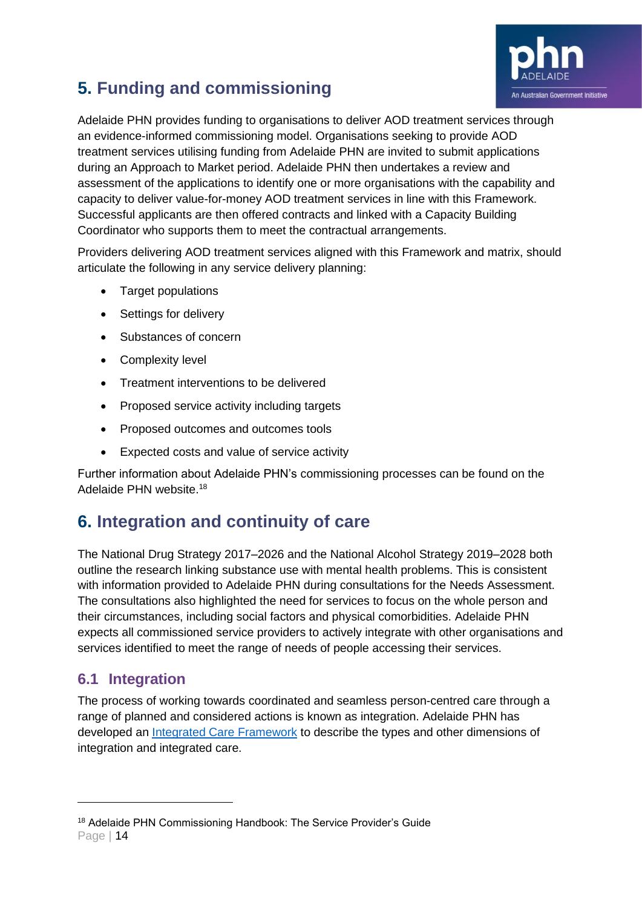## 5. Funding and commissioning

Adelaide PHN provides funding to organisations to deliver AOD treatment services through an evidence-informed commissioning model. Organisations seeking to provide AOD treatment services utilising funding from Adelaide PHN are invited to submit applications during an Approach to Market period. Adelaide PHN then undertakes a review and assessment of the applications to identify one or more organisations with the capability and capacity to deliver value-for-money AOD treatment services in line with this Framework. Successful applicants are then offered contracts and linked with a Capacity Building Coordinator who supports them to meet the contractual arrangements.

Providers delivering AOD treatment services aligned with this Framework and matrix, should articulate the following in any service delivery planning:

- Target populations
- Settings for delivery
- Substances of concern
- Complexity level
- Treatment interventions to be delivered
- Proposed service activity including targets
- Proposed outcomes and outcomes tools
- Expected costs and value of service activity

Further information about Adelaide PHN's commissioning processes can be found on the Adelaide PHN website.[18]

## 6. Integration and continuity of care

The National Drug Strategy 2017–2026 and the National Alcohol Strategy 2019–2028 both outline the research linking substance use with mental health problems. This is consistent with information provided to Adelaide PHN during consultations for the Needs Assessment. The consultations also highlighted the need for services to focus on the whole person and their circumstances, including social factors and physical comorbidities. Adelaide PHN expects all commissioned service providers to actively integrate with other organisations and services identified to meet the range of needs of people accessing their services.

### 6.1 Integration

The process of working towards coordinated and seamless person-centred care through a range of planned and considered actions is known as integration. Adelaide PHN has developed an Integrated Care Framework to describe the types and other dimensions of integration and integrated care.

[18] Adelaide PHN Commissioning Handbook: The Service Provider's Guide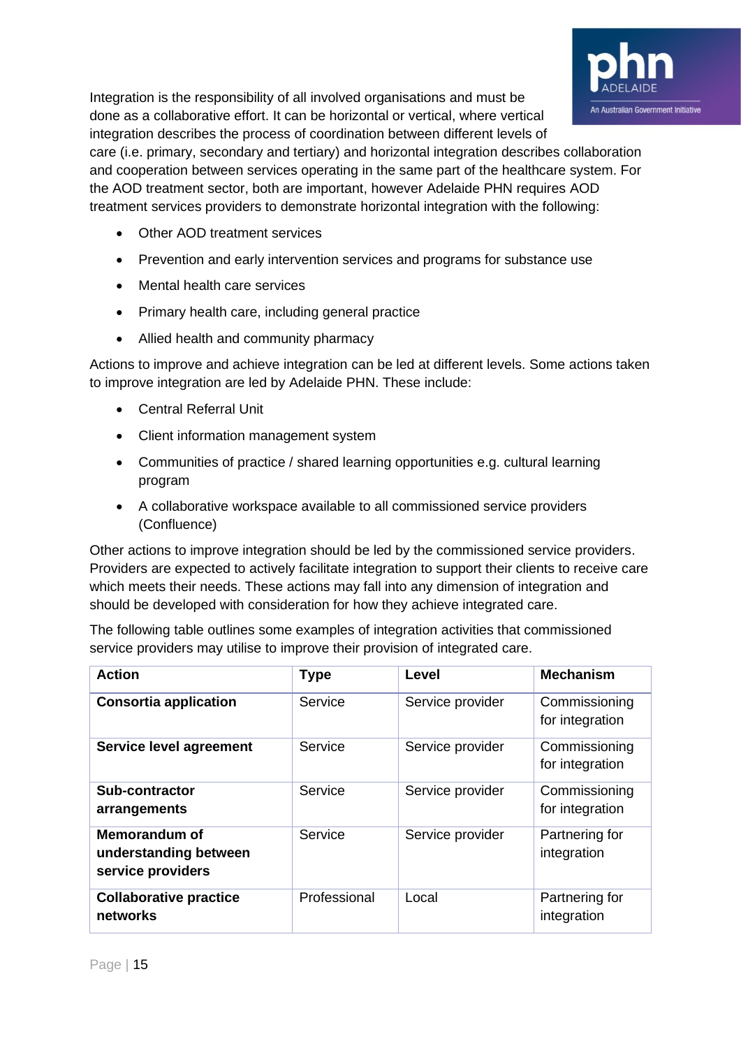Integration is the responsibility of all involved organisations and must be done as a collaborative effort. It can be horizontal or vertical, where vertical integration describes the process of coordination between different levels of care (i.e. primary, secondary and tertiary) and horizontal integration describes collaboration and cooperation between services operating in the same part of the healthcare system. For the AOD treatment sector, both are important, however Adelaide PHN requires AOD treatment services providers to demonstrate horizontal integration with the following:

- Other AOD treatment services
- Prevention and early intervention services and programs for substance use
- Mental health care services
- Primary health care, including general practice
- Allied health and community pharmacy

Actions to improve and achieve integration can be led at different levels. Some actions taken to improve integration are led by Adelaide PHN. These include:

- Central Referral Unit
- Client information management system
- Communities of practice / shared learning opportunities e.g. cultural learning program
- A collaborative workspace available to all commissioned service providers (Confluence)

Other actions to improve integration should be led by the commissioned service providers. Providers are expected to actively facilitate integration to support their clients to receive care which meets their needs. These actions may fall into any dimension of integration and should be developed with consideration for how they achieve integrated care.

The following table outlines some examples of integration activities that commissioned service providers may utilise to improve their provision of integrated care.

| Action | Type | Level | Mechanism |
|---|---|---|---|
| **Consortia application** | Service | Service provider | Commissioning for integration |
| **Service level agreement** | Service | Service provider | Commissioning for integration |
| **Sub-contractor arrangements** | Service | Service provider | Commissioning for integration |
| **Memorandum of understanding between service providers** | Service | Service provider | Partnering for integration |
| **Collaborative practice networks** | Professional | Local | Partnering for integration |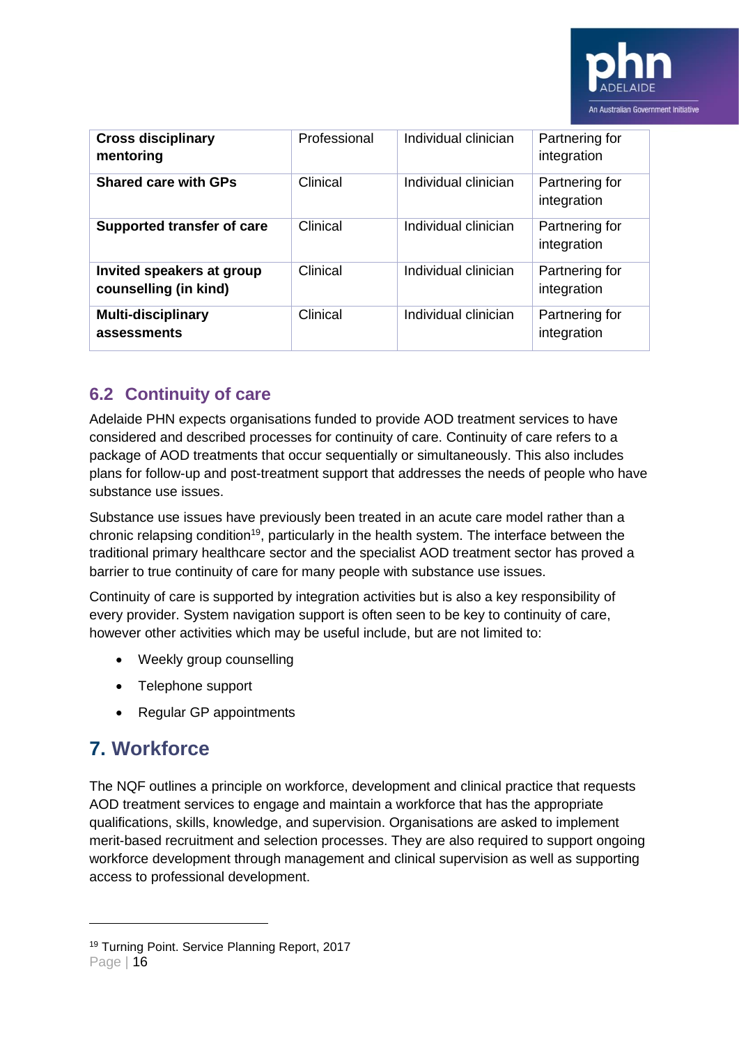| **Cross disciplinary mentoring** | Professional | Individual clinician | Partnering for integration |
|---|---|---|---|
| **Shared care with GPs** | Clinical | Individual clinician | Partnering for integration |
| **Supported transfer of care** | Clinical | Individual clinician | Partnering for integration |
| **Invited speakers at group counselling (in kind)** | Clinical | Individual clinician | Partnering for integration |
| **Multi-disciplinary assessments** | Clinical | Individual clinician | Partnering for integration |

## 6.2 Continuity of care

Adelaide PHN expects organisations funded to provide AOD treatment services to have considered and described processes for continuity of care. Continuity of care refers to a package of AOD treatments that occur sequentially or simultaneously. This also includes plans for follow-up and post-treatment support that addresses the needs of people who have substance use issues.

Substance use issues have previously been treated in an acute care model rather than a chronic relapsing condition[19], particularly in the health system. The interface between the traditional primary healthcare sector and the specialist AOD treatment sector has proved a barrier to true continuity of care for many people with substance use issues.

Continuity of care is supported by integration activities but is also a key responsibility of every provider. System navigation support is often seen to be key to continuity of care, however other activities which may be useful include, but are not limited to:

- Weekly group counselling
- Telephone support
- Regular GP appointments

# 7. Workforce

The NQF outlines a principle on workforce, development and clinical practice that requests AOD treatment services to engage and maintain a workforce that has the appropriate qualifications, skills, knowledge, and supervision. Organisations are asked to implement merit-based recruitment and selection processes. They are also required to support ongoing workforce development through management and clinical supervision as well as supporting access to professional development.

[19] Turning Point. Service Planning Report, 2017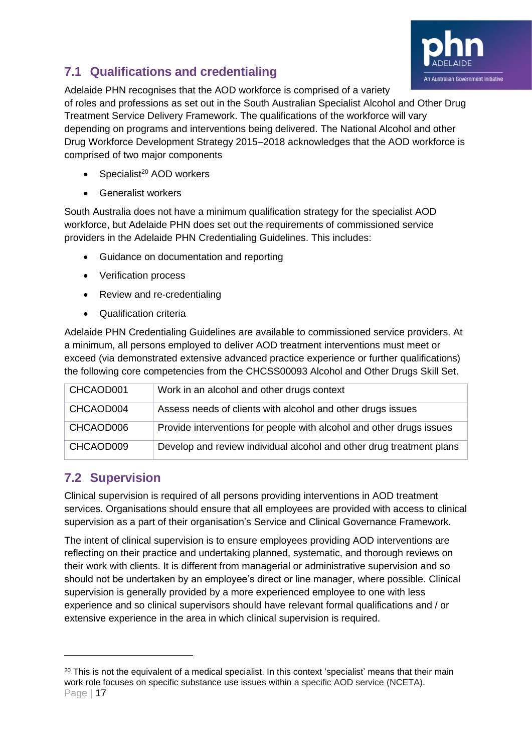## 7.1 Qualifications and credentialing

Adelaide PHN recognises that the AOD workforce is comprised of a variety of roles and professions as set out in the South Australian Specialist Alcohol and Other Drug Treatment Service Delivery Framework. The qualifications of the workforce will vary depending on programs and interventions being delivered. The National Alcohol and other Drug Workforce Development Strategy 2015–2018 acknowledges that the AOD workforce is comprised of two major components

- Specialist[20] AOD workers
- Generalist workers

South Australia does not have a minimum qualification strategy for the specialist AOD workforce, but Adelaide PHN does set out the requirements of commissioned service providers in the Adelaide PHN Credentialing Guidelines. This includes:

- Guidance on documentation and reporting
- Verification process
- Review and re-credentialing
- Qualification criteria

Adelaide PHN Credentialing Guidelines are available to commissioned service providers. At a minimum, all persons employed to deliver AOD treatment interventions must meet or exceed (via demonstrated extensive advanced practice experience or further qualifications) the following core competencies from the CHCSS00093 Alcohol and Other Drugs Skill Set.

| | |
|---|---|
| CHCAOD001 | Work in an alcohol and other drugs context |
| CHCAOD004 | Assess needs of clients with alcohol and other drugs issues |
| CHCAOD006 | Provide interventions for people with alcohol and other drugs issues |
| CHCAOD009 | Develop and review individual alcohol and other drug treatment plans |

## 7.2 Supervision

Clinical supervision is required of all persons providing interventions in AOD treatment services. Organisations should ensure that all employees are provided with access to clinical supervision as a part of their organisation's Service and Clinical Governance Framework.

The intent of clinical supervision is to ensure employees providing AOD interventions are reflecting on their practice and undertaking planned, systematic, and thorough reviews on their work with clients. It is different from managerial or administrative supervision and so should not be undertaken by an employee's direct or line manager, where possible. Clinical supervision is generally provided by a more experienced employee to one with less experience and so clinical supervisors should have relevant formal qualifications and / or extensive experience in the area in which clinical supervision is required.

---

[20] This is not the equivalent of a medical specialist. In this context 'specialist' means that their main work role focuses on specific substance use issues within a specific AOD service (NCETA).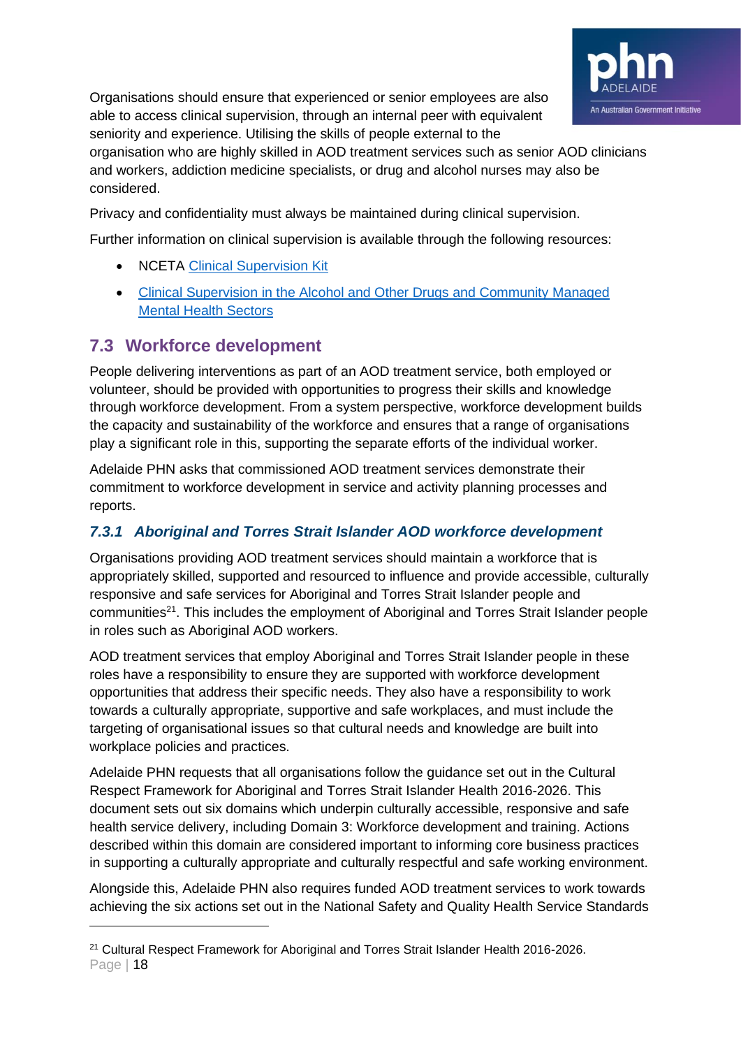Organisations should ensure that experienced or senior employees are also able to access clinical supervision, through an internal peer with equivalent seniority and experience. Utilising the skills of people external to the organisation who are highly skilled in AOD treatment services such as senior AOD clinicians and workers, addiction medicine specialists, or drug and alcohol nurses may also be considered.

Privacy and confidentiality must always be maintained during clinical supervision.

Further information on clinical supervision is available through the following resources:

- NCETA Clinical Supervision Kit
- Clinical Supervision in the Alcohol and Other Drugs and Community Managed Mental Health Sectors

## 7.3 Workforce development

People delivering interventions as part of an AOD treatment service, both employed or volunteer, should be provided with opportunities to progress their skills and knowledge through workforce development. From a system perspective, workforce development builds the capacity and sustainability of the workforce and ensures that a range of organisations play a significant role in this, supporting the separate efforts of the individual worker.

Adelaide PHN asks that commissioned AOD treatment services demonstrate their commitment to workforce development in service and activity planning processes and reports.

### *7.3.1 Aboriginal and Torres Strait Islander AOD workforce development*

Organisations providing AOD treatment services should maintain a workforce that is appropriately skilled, supported and resourced to influence and provide accessible, culturally responsive and safe services for Aboriginal and Torres Strait Islander people and communities[21]. This includes the employment of Aboriginal and Torres Strait Islander people in roles such as Aboriginal AOD workers.

AOD treatment services that employ Aboriginal and Torres Strait Islander people in these roles have a responsibility to ensure they are supported with workforce development opportunities that address their specific needs. They also have a responsibility to work towards a culturally appropriate, supportive and safe workplaces, and must include the targeting of organisational issues so that cultural needs and knowledge are built into workplace policies and practices.

Adelaide PHN requests that all organisations follow the guidance set out in the Cultural Respect Framework for Aboriginal and Torres Strait Islander Health 2016-2026. This document sets out six domains which underpin culturally accessible, responsive and safe health service delivery, including Domain 3: Workforce development and training. Actions described within this domain are considered important to informing core business practices in supporting a culturally appropriate and culturally respectful and safe working environment.

Alongside this, Adelaide PHN also requires funded AOD treatment services to work towards achieving the six actions set out in the National Safety and Quality Health Service Standards

---

[21] Cultural Respect Framework for Aboriginal and Torres Strait Islander Health 2016-2026.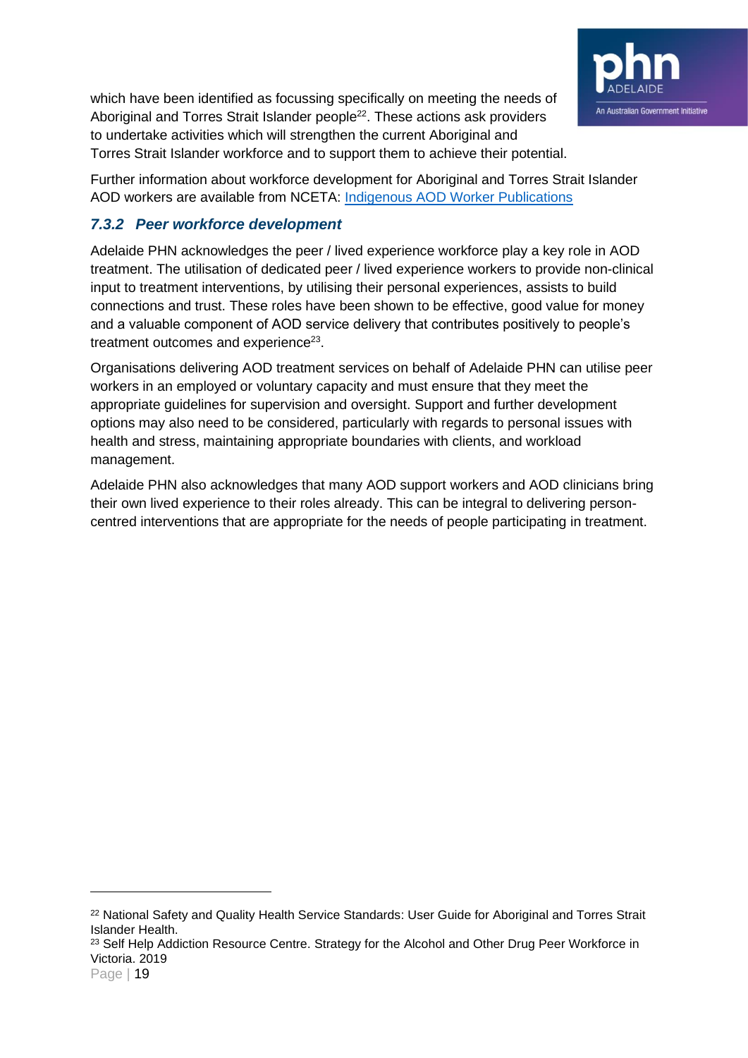which have been identified as focussing specifically on meeting the needs of Aboriginal and Torres Strait Islander people[22]. These actions ask providers to undertake activities which will strengthen the current Aboriginal and Torres Strait Islander workforce and to support them to achieve their potential.

Further information about workforce development for Aboriginal and Torres Strait Islander AOD workers are available from NCETA: [Indigenous AOD Worker Publications]

### *7.3.2 Peer workforce development*

Adelaide PHN acknowledges the peer / lived experience workforce play a key role in AOD treatment. The utilisation of dedicated peer / lived experience workers to provide non-clinical input to treatment interventions, by utilising their personal experiences, assists to build connections and trust. These roles have been shown to be effective, good value for money and a valuable component of AOD service delivery that contributes positively to people's treatment outcomes and experience[23].

Organisations delivering AOD treatment services on behalf of Adelaide PHN can utilise peer workers in an employed or voluntary capacity and must ensure that they meet the appropriate guidelines for supervision and oversight. Support and further development options may also need to be considered, particularly with regards to personal issues with health and stress, maintaining appropriate boundaries with clients, and workload management.

Adelaide PHN also acknowledges that many AOD support workers and AOD clinicians bring their own lived experience to their roles already. This can be integral to delivering person-centred interventions that are appropriate for the needs of people participating in treatment.

---

[22] National Safety and Quality Health Service Standards: User Guide for Aboriginal and Torres Strait Islander Health.

[23] Self Help Addiction Resource Centre. Strategy for the Alcohol and Other Drug Peer Workforce in Victoria. 2019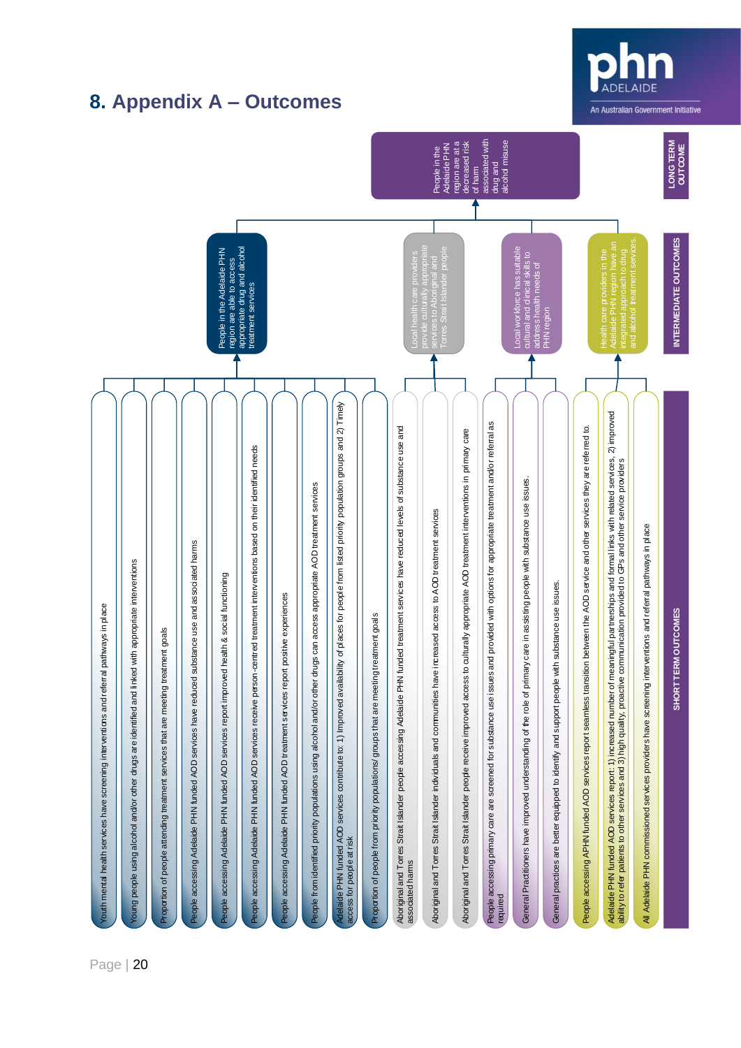# 8. Appendix A – Outcomes

## LONG TERM OUTCOME

People in the Adelaide PHN region are at a decreased risk of harm associated with drug and alcohol misuse

## INTERMEDIATE OUTCOMES

### People in the Adelaide PHN region are able to access appropriate drug and alcohol treatment services

Short term outcomes:

- Youth mental health services have screening interventions and referral pathways in place
- Young people using alcohol and/or other drugs are identified and linked with appropriate interventions
- Proportion of people attending treatment services that are meeting treatment goals
- People accessing Adelaide PHN funded AOD services have reduced substance use and associated harms
- People accessing Adelaide PHN funded AOD services report improved health & social functioning
- People accessing Adelaide PHN funded AOD services receive person-centred treatment interventions based on their identified needs
- People accessing Adelaide PHN funded AOD treatment services report positive experiences
- People from identified priority populations using alcohol and/or other drugs can access appropriate AOD treatment services
- Adelaide PHN funded AOD services contribute to: 1) Improved availability of places for people from listed priority population groups and 2) Timely access for people at risk
- Proportion of people from priority populations/ groups that are meeting treatment goals

### Local health care providers provide culturally appropriate services to Aboriginal and Torres Strait Islander people

Short term outcomes:

- Aboriginal and Torres Strait Islander people accessing Adelaide PHN funded treatment services have reduced levels of substance use and associated harms
- Aboriginal and Torres Strait Islander individuals and communities have increased access to AOD treatment services
- Aboriginal and Torres Strait Islander people receive improved access to culturally appropriate AOD treatment interventions in primary care

### Local workforce has suitable cultural and clinical skills to address health needs of PHN region

Short term outcomes:

- People accessing primary care are screened for substance use issues and provided with options for appropriate treatment and/or referral as required
- General Practitioners have improved understanding of the role of primary care in assisting people with substance use issues.
- General practices are better equipped to identify and support people with substance use issues.

### Health care providers in the Adelaide PHN region have an integrated approach to drug and alcohol treatment services.

Short term outcomes:

- People accessing APHN funded AOD services report seamless transition between the AOD service and other services they are referred to.
- Adelaide PHN funded AOD services report: 1) increased number of meaningful partnerships and formal links with related services, 2) improved ability to refer patients to other services and 3) high quality, proactive communication provided to GPs and other service providers
- All Adelaide PHN commissioned services providers have screening interventions and referral pathways in place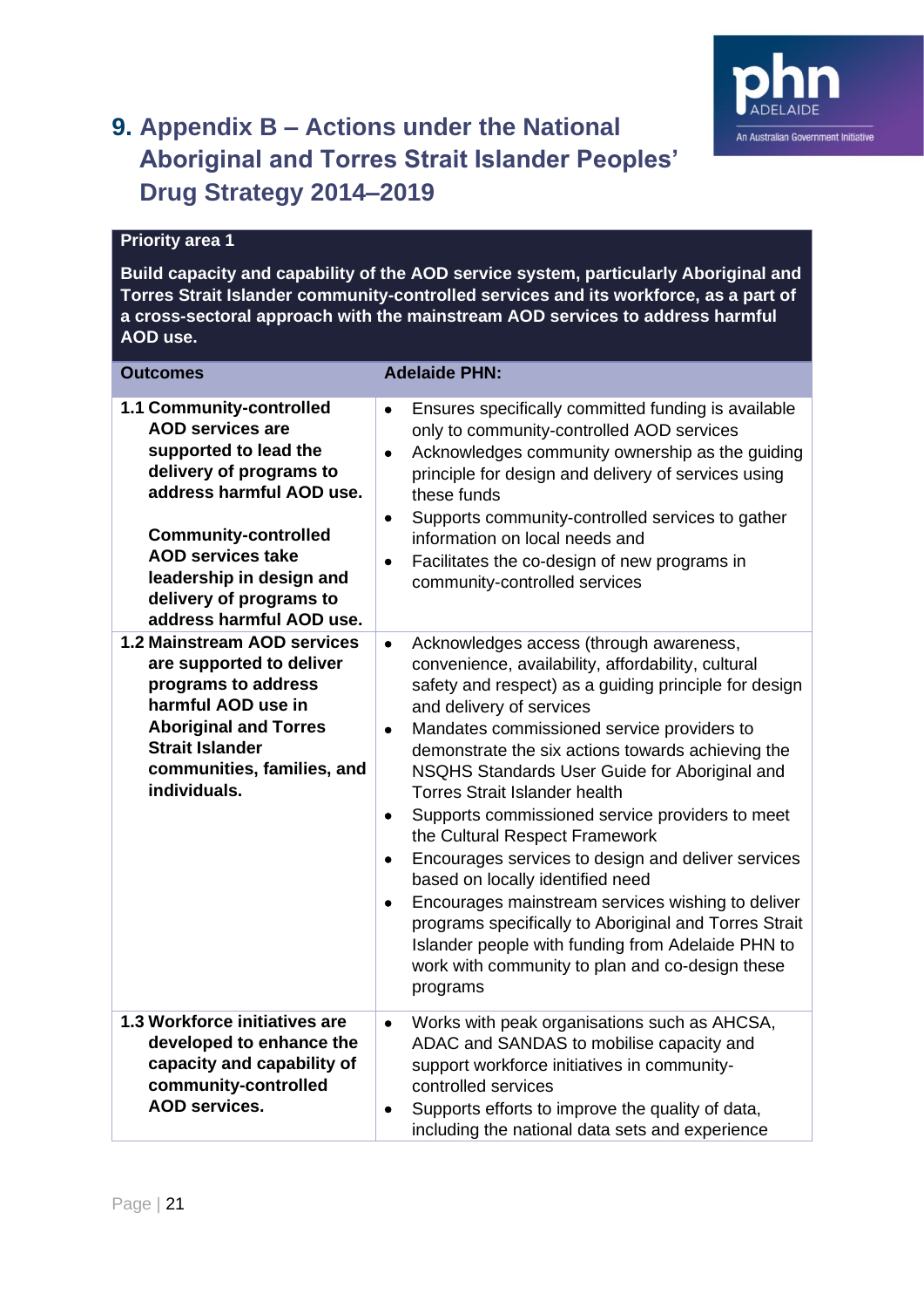## 9. Appendix B – Actions under the National Aboriginal and Torres Strait Islander Peoples' Drug Strategy 2014–2019

| **Priority area 1**<br><br>**Build capacity and capability of the AOD service system, particularly Aboriginal and Torres Strait Islander community-controlled services and its workforce, as a part of a cross-sectoral approach with the mainstream AOD services to address harmful AOD use.** | |
|---|---|
| **Outcomes** | **Adelaide PHN:** |
| **1.1 Community-controlled AOD services are supported to lead the delivery of programs to address harmful AOD use.**<br><br>**Community-controlled AOD services take leadership in design and delivery of programs to address harmful AOD use.** | • Ensures specifically committed funding is available only to community-controlled AOD services<br>• Acknowledges community ownership as the guiding principle for design and delivery of services using these funds<br>• Supports community-controlled services to gather information on local needs and<br>• Facilitates the co-design of new programs in community-controlled services |
| **1.2 Mainstream AOD services are supported to deliver programs to address harmful AOD use in Aboriginal and Torres Strait Islander communities, families, and individuals.** | • Acknowledges access (through awareness, convenience, availability, affordability, cultural safety and respect) as a guiding principle for design and delivery of services<br>• Mandates commissioned service providers to demonstrate the six actions towards achieving the NSQHS Standards User Guide for Aboriginal and Torres Strait Islander health<br>• Supports commissioned service providers to meet the Cultural Respect Framework<br>• Encourages services to design and deliver services based on locally identified need<br>• Encourages mainstream services wishing to deliver programs specifically to Aboriginal and Torres Strait Islander people with funding from Adelaide PHN to work with community to plan and co-design these programs |
| **1.3 Workforce initiatives are developed to enhance the capacity and capability of community-controlled AOD services.** | • Works with peak organisations such as AHCSA, ADAC and SANDAS to mobilise capacity and support workforce initiatives in community-controlled services<br>• Supports efforts to improve the quality of data, including the national data sets and experience |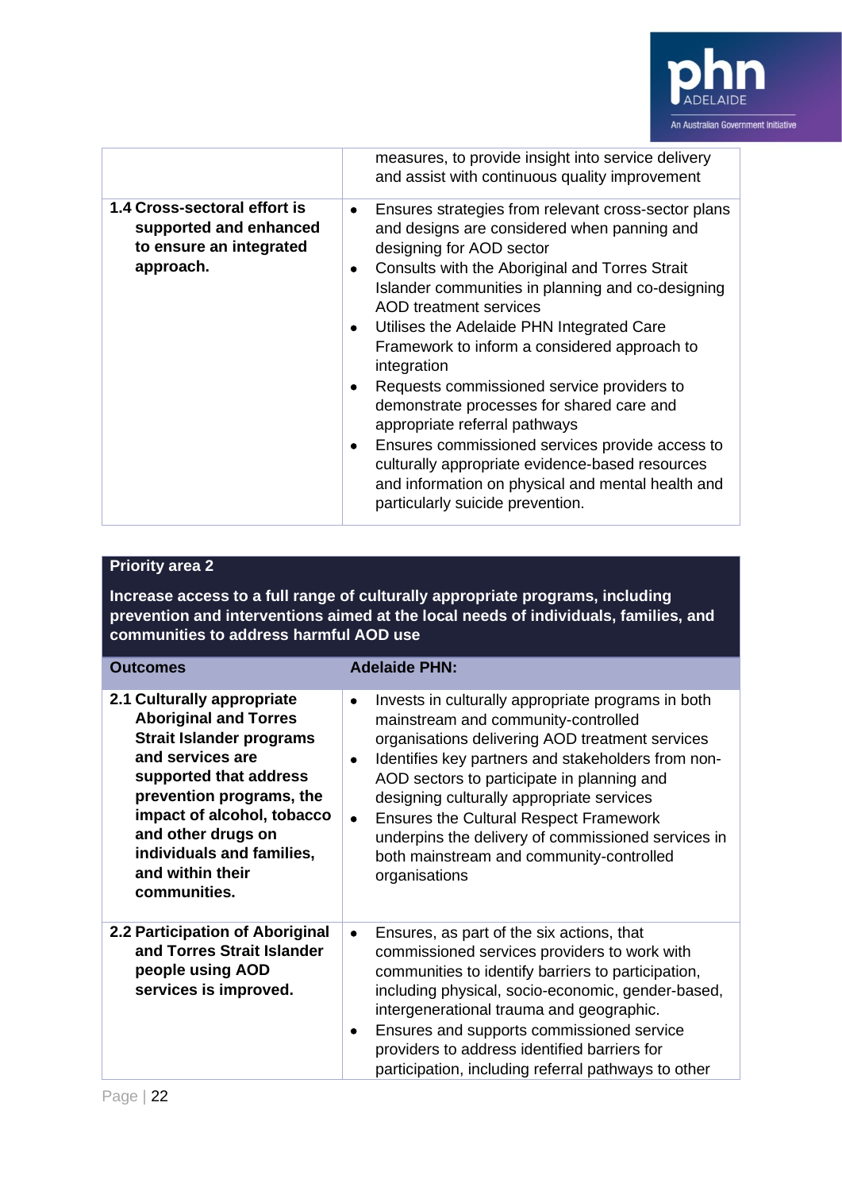| | |
|---|---|
| | measures, to provide insight into service delivery and assist with continuous quality improvement |
| **1.4 Cross-sectoral effort is supported and enhanced to ensure an integrated approach.** | • Ensures strategies from relevant cross-sector plans and designs are considered when panning and designing for AOD sector<br>• Consults with the Aboriginal and Torres Strait Islander communities in planning and co-designing AOD treatment services<br>• Utilises the Adelaide PHN Integrated Care Framework to inform a considered approach to integration<br>• Requests commissioned service providers to demonstrate processes for shared care and appropriate referral pathways<br>• Ensures commissioned services provide access to culturally appropriate evidence-based resources and information on physical and mental health and particularly suicide prevention. |

**Priority area 2**

**Increase access to a full range of culturally appropriate programs, including prevention and interventions aimed at the local needs of individuals, families, and communities to address harmful AOD use**

| Outcomes | Adelaide PHN: |
|---|---|
| **2.1 Culturally appropriate Aboriginal and Torres Strait Islander programs and services are supported that address prevention programs, the impact of alcohol, tobacco and other drugs on individuals and families, and within their communities.** | • Invests in culturally appropriate programs in both mainstream and community-controlled organisations delivering AOD treatment services<br>• Identifies key partners and stakeholders from non-AOD sectors to participate in planning and designing culturally appropriate services<br>• Ensures the Cultural Respect Framework underpins the delivery of commissioned services in both mainstream and community-controlled organisations |
| **2.2 Participation of Aboriginal and Torres Strait Islander people using AOD services is improved.** | • Ensures, as part of the six actions, that commissioned services providers to work with communities to identify barriers to participation, including physical, socio-economic, gender-based, intergenerational trauma and geographic.<br>• Ensures and supports commissioned service providers to address identified barriers for participation, including referral pathways to other |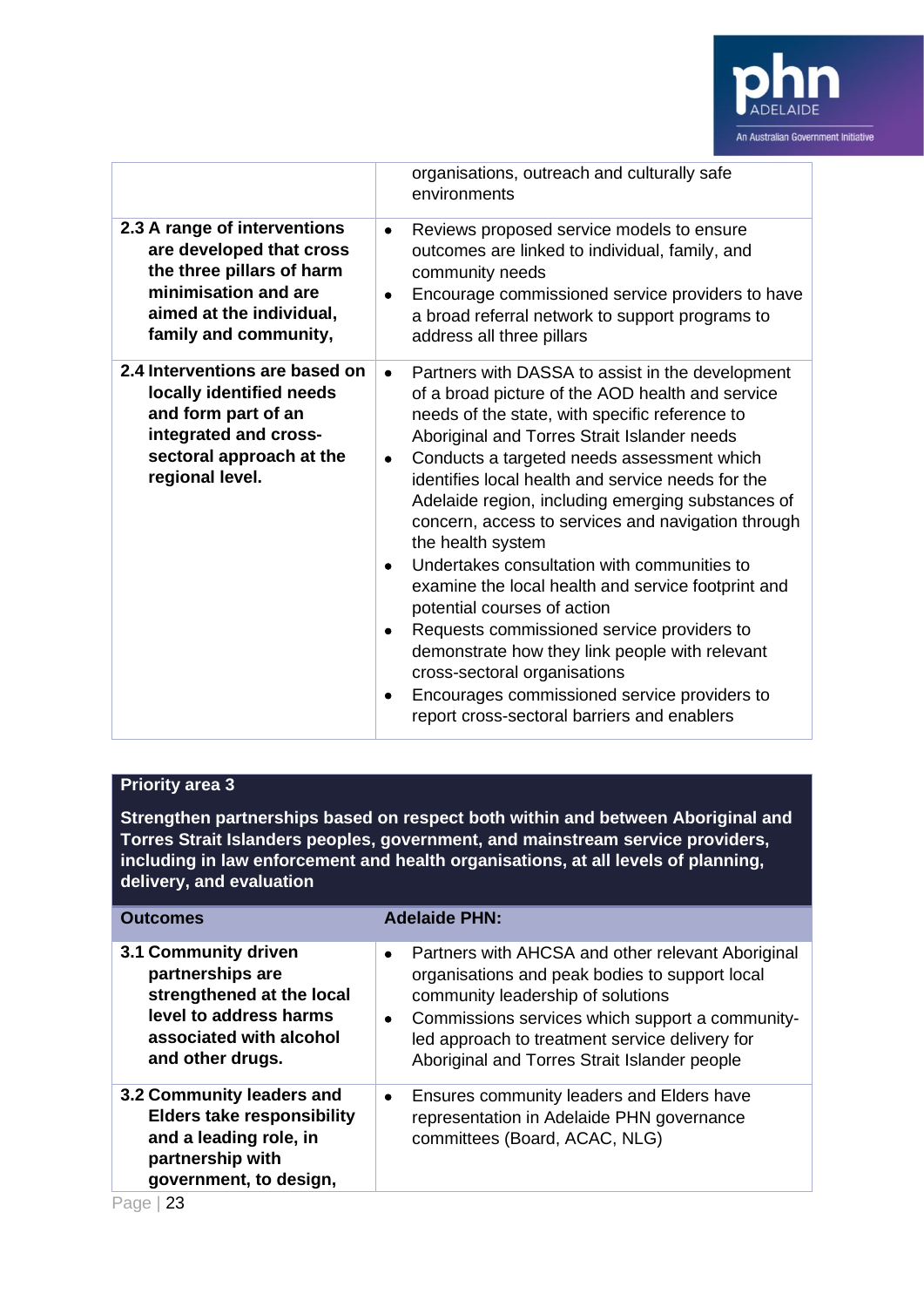| | |
|---|---|
| | organisations, outreach and culturally safe environments |
| **2.3 A range of interventions are developed that cross the three pillars of harm minimisation and are aimed at the individual, family and community,** | • Reviews proposed service models to ensure outcomes are linked to individual, family, and community needs<br>• Encourage commissioned service providers to have a broad referral network to support programs to address all three pillars |
| **2.4 Interventions are based on locally identified needs and form part of an integrated and cross-sectoral approach at the regional level.** | • Partners with DASSA to assist in the development of a broad picture of the AOD health and service needs of the state, with specific reference to Aboriginal and Torres Strait Islander needs<br>• Conducts a targeted needs assessment which identifies local health and service needs for the Adelaide region, including emerging substances of concern, access to services and navigation through the health system<br>• Undertakes consultation with communities to examine the local health and service footprint and potential courses of action<br>• Requests commissioned service providers to demonstrate how they link people with relevant cross-sectoral organisations<br>• Encourages commissioned service providers to report cross-sectoral barriers and enablers |

**Priority area 3**

**Strengthen partnerships based on respect both within and between Aboriginal and Torres Strait Islanders peoples, government, and mainstream service providers, including in law enforcement and health organisations, at all levels of planning, delivery, and evaluation**

| Outcomes | Adelaide PHN: |
|---|---|
| **3.1 Community driven partnerships are strengthened at the local level to address harms associated with alcohol and other drugs.** | • Partners with AHCSA and other relevant Aboriginal organisations and peak bodies to support local community leadership of solutions<br>• Commissions services which support a community-led approach to treatment service delivery for Aboriginal and Torres Strait Islander people |
| **3.2 Community leaders and Elders take responsibility and a leading role, in partnership with government, to design,** | • Ensures community leaders and Elders have representation in Adelaide PHN governance committees (Board, ACAC, NLG) |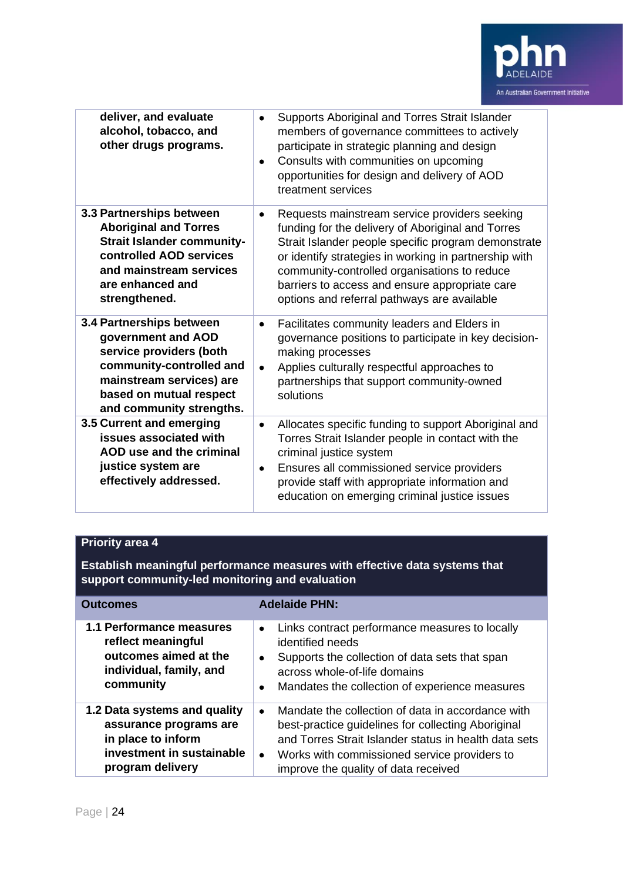| | |
|---|---|
| **deliver, and evaluate alcohol, tobacco, and other drugs programs.** | • Supports Aboriginal and Torres Strait Islander members of governance committees to actively participate in strategic planning and design<br>• Consults with communities on upcoming opportunities for design and delivery of AOD treatment services |
| **3.3 Partnerships between Aboriginal and Torres Strait Islander community-controlled AOD services and mainstream services are enhanced and strengthened.** | • Requests mainstream service providers seeking funding for the delivery of Aboriginal and Torres Strait Islander people specific program demonstrate or identify strategies in working in partnership with community-controlled organisations to reduce barriers to access and ensure appropriate care options and referral pathways are available |
| **3.4 Partnerships between government and AOD service providers (both community-controlled and mainstream services) are based on mutual respect and community strengths.** | • Facilitates community leaders and Elders in governance positions to participate in key decision-making processes<br>• Applies culturally respectful approaches to partnerships that support community-owned solutions |
| **3.5 Current and emerging issues associated with AOD use and the criminal justice system are effectively addressed.** | • Allocates specific funding to support Aboriginal and Torres Strait Islander people in contact with the criminal justice system<br>• Ensures all commissioned service providers provide staff with appropriate information and education on emerging criminal justice issues |

**Priority area 4**

**Establish meaningful performance measures with effective data systems that support community-led monitoring and evaluation**

| Outcomes | Adelaide PHN: |
|---|---|
| **1.1 Performance measures reflect meaningful outcomes aimed at the individual, family, and community** | • Links contract performance measures to locally identified needs<br>• Supports the collection of data sets that span across whole-of-life domains<br>• Mandates the collection of experience measures |
| **1.2 Data systems and quality assurance programs are in place to inform investment in sustainable program delivery** | • Mandate the collection of data in accordance with best-practice guidelines for collecting Aboriginal and Torres Strait Islander status in health data sets<br>• Works with commissioned service providers to improve the quality of data received |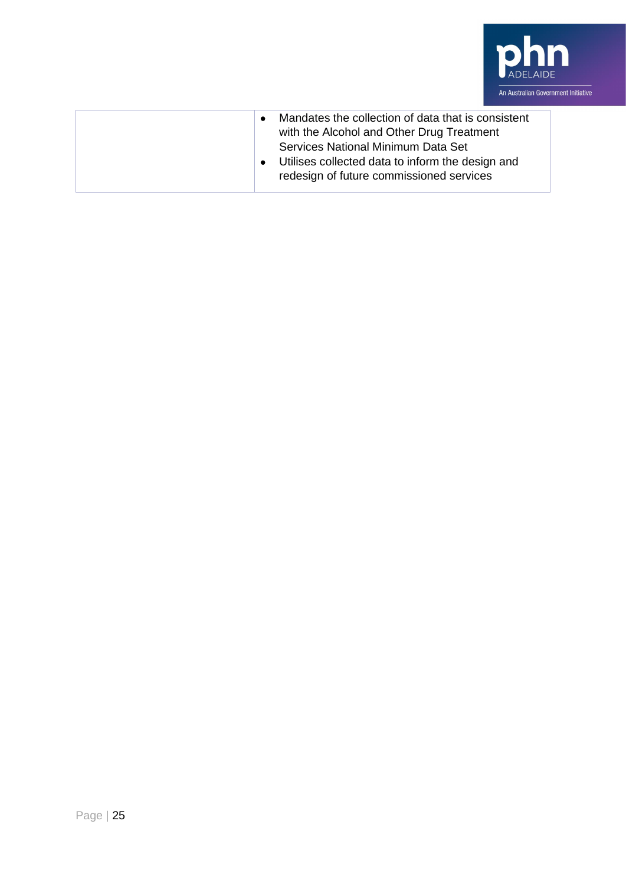| | |
|---|---|
| | • Mandates the collection of data that is consistent with the Alcohol and Other Drug Treatment Services National Minimum Data Set<br>• Utilises collected data to inform the design and redesign of future commissioned services |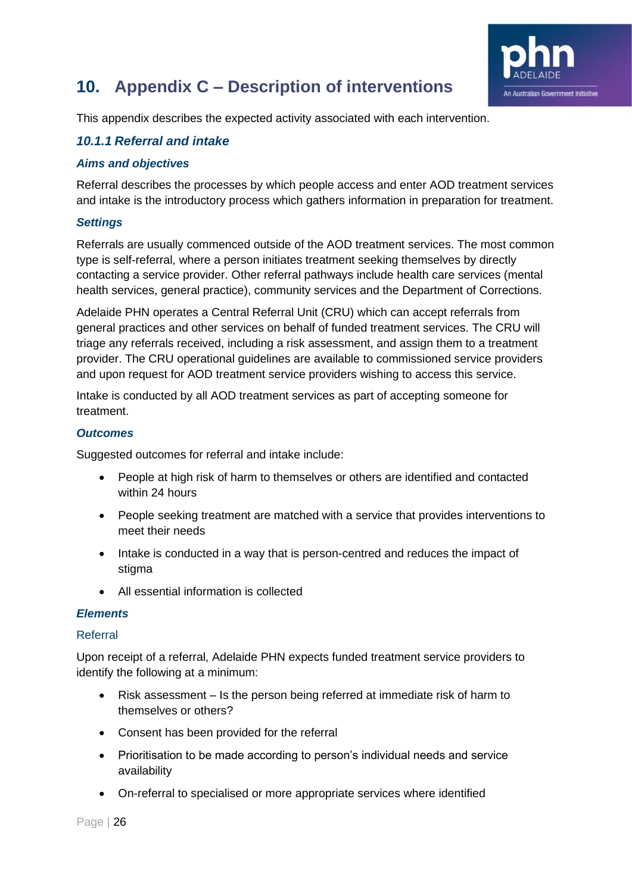# 10. Appendix C – Description of interventions

This appendix describes the expected activity associated with each intervention.

### *10.1.1 Referral and intake*

#### *Aims and objectives*

Referral describes the processes by which people access and enter AOD treatment services and intake is the introductory process which gathers information in preparation for treatment.

#### *Settings*

Referrals are usually commenced outside of the AOD treatment services. The most common type is self-referral, where a person initiates treatment seeking themselves by directly contacting a service provider. Other referral pathways include health care services (mental health services, general practice), community services and the Department of Corrections.

Adelaide PHN operates a Central Referral Unit (CRU) which can accept referrals from general practices and other services on behalf of funded treatment services. The CRU will triage any referrals received, including a risk assessment, and assign them to a treatment provider. The CRU operational guidelines are available to commissioned service providers and upon request for AOD treatment service providers wishing to access this service.

Intake is conducted by all AOD treatment services as part of accepting someone for treatment.

#### *Outcomes*

Suggested outcomes for referral and intake include:

- People at high risk of harm to themselves or others are identified and contacted within 24 hours
- People seeking treatment are matched with a service that provides interventions to meet their needs
- Intake is conducted in a way that is person-centred and reduces the impact of stigma
- All essential information is collected

#### *Elements*

##### Referral

Upon receipt of a referral, Adelaide PHN expects funded treatment service providers to identify the following at a minimum:

- Risk assessment – Is the person being referred at immediate risk of harm to themselves or others?
- Consent has been provided for the referral
- Prioritisation to be made according to person's individual needs and service availability
- On-referral to specialised or more appropriate services where identified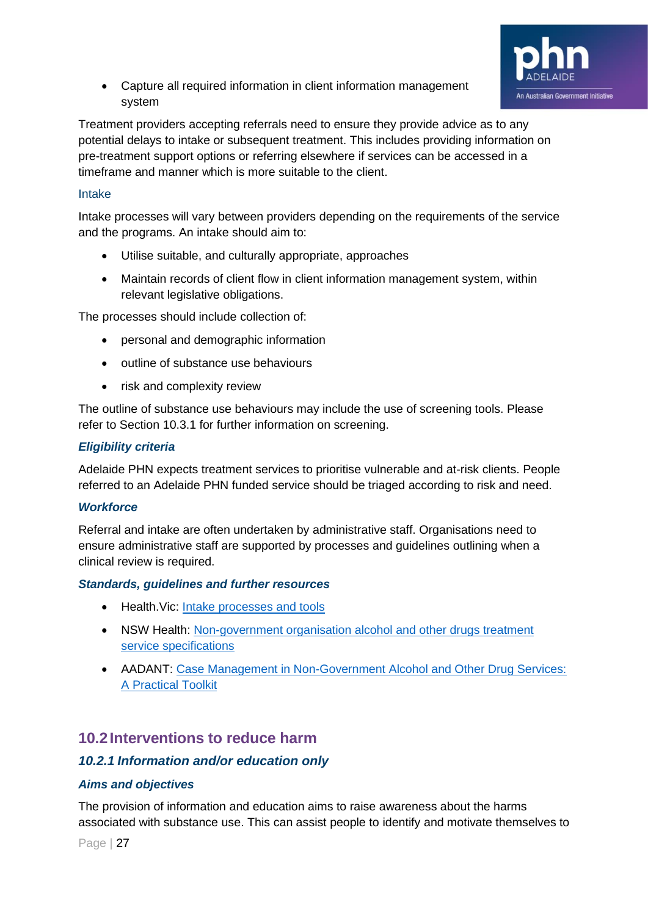- Capture all required information in client information management system

Treatment providers accepting referrals need to ensure they provide advice as to any potential delays to intake or subsequent treatment. This includes providing information on pre-treatment support options or referring elsewhere if services can be accessed in a timeframe and manner which is more suitable to the client.

#### Intake

Intake processes will vary between providers depending on the requirements of the service and the programs. An intake should aim to:

- Utilise suitable, and culturally appropriate, approaches
- Maintain records of client flow in client information management system, within relevant legislative obligations.

The processes should include collection of:

- personal and demographic information
- outline of substance use behaviours
- risk and complexity review

The outline of substance use behaviours may include the use of screening tools. Please refer to Section 10.3.1 for further information on screening.

#### *Eligibility criteria*

Adelaide PHN expects treatment services to prioritise vulnerable and at-risk clients. People referred to an Adelaide PHN funded service should be triaged according to risk and need.

#### *Workforce*

Referral and intake are often undertaken by administrative staff. Organisations need to ensure administrative staff are supported by processes and guidelines outlining when a clinical review is required.

#### *Standards, guidelines and further resources*

- Health.Vic: Intake processes and tools
- NSW Health: Non-government organisation alcohol and other drugs treatment service specifications
- AADANT: Case Management in Non-Government Alcohol and Other Drug Services: A Practical Toolkit

## 10.2 Interventions to reduce harm

### *10.2.1 Information and/or education only*

#### *Aims and objectives*

The provision of information and education aims to raise awareness about the harms associated with substance use. This can assist people to identify and motivate themselves to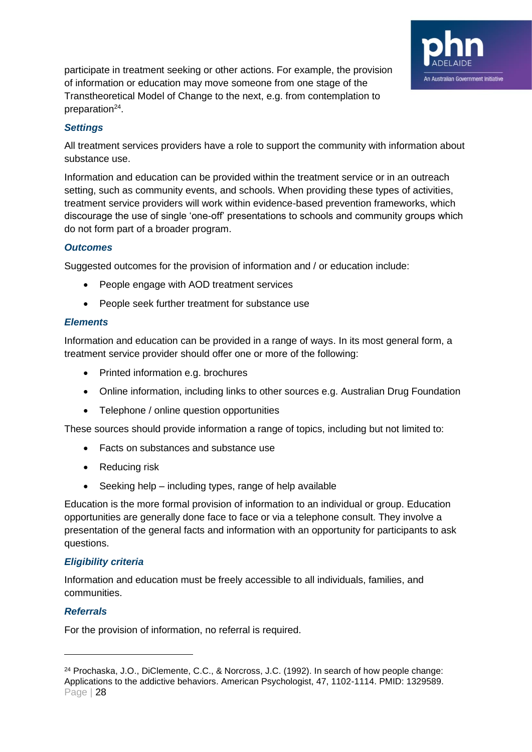participate in treatment seeking or other actions. For example, the provision of information or education may move someone from one stage of the Transtheoretical Model of Change to the next, e.g. from contemplation to preparation[24].

### *Settings*

All treatment services providers have a role to support the community with information about substance use.

Information and education can be provided within the treatment service or in an outreach setting, such as community events, and schools. When providing these types of activities, treatment service providers will work within evidence-based prevention frameworks, which discourage the use of single 'one-off' presentations to schools and community groups which do not form part of a broader program.

### *Outcomes*

Suggested outcomes for the provision of information and / or education include:

- People engage with AOD treatment services
- People seek further treatment for substance use

### *Elements*

Information and education can be provided in a range of ways. In its most general form, a treatment service provider should offer one or more of the following:

- Printed information e.g. brochures
- Online information, including links to other sources e.g. Australian Drug Foundation
- Telephone / online question opportunities

These sources should provide information a range of topics, including but not limited to:

- Facts on substances and substance use
- Reducing risk
- Seeking help – including types, range of help available

Education is the more formal provision of information to an individual or group. Education opportunities are generally done face to face or via a telephone consult. They involve a presentation of the general facts and information with an opportunity for participants to ask questions.

### *Eligibility criteria*

Information and education must be freely accessible to all individuals, families, and communities.

### *Referrals*

For the provision of information, no referral is required.

---

[24] Prochaska, J.O., DiClemente, C.C., & Norcross, J.C. (1992). In search of how people change: Applications to the addictive behaviors. American Psychologist, 47, 1102-1114. PMID: 1329589.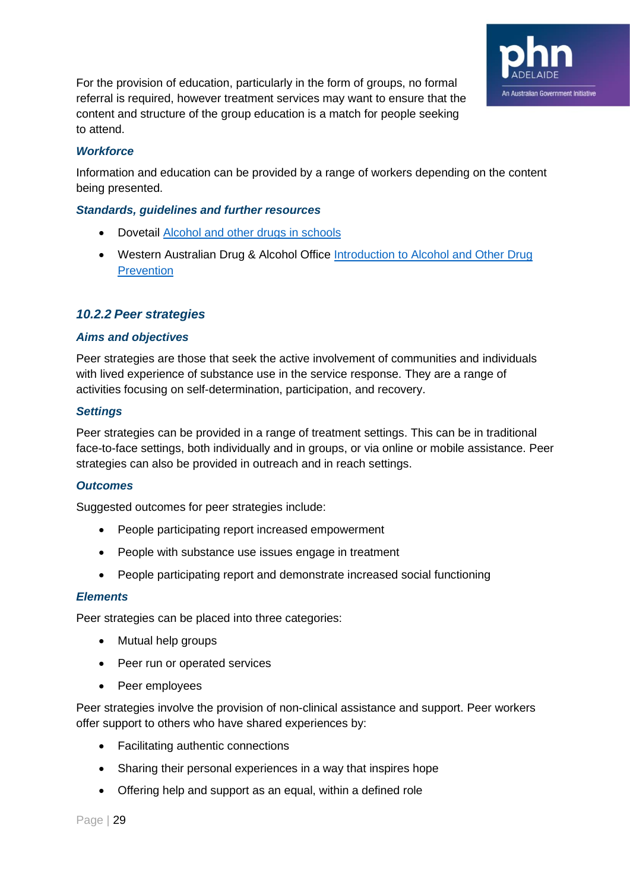For the provision of education, particularly in the form of groups, no formal referral is required, however treatment services may want to ensure that the content and structure of the group education is a match for people seeking to attend.

#### *Workforce*

Information and education can be provided by a range of workers depending on the content being presented.

#### *Standards, guidelines and further resources*

- Dovetail [Alcohol and other drugs in schools]()
- Western Australian Drug & Alcohol Office [Introduction to Alcohol and Other Drug Prevention]()

### *10.2.2 Peer strategies*

#### *Aims and objectives*

Peer strategies are those that seek the active involvement of communities and individuals with lived experience of substance use in the service response. They are a range of activities focusing on self-determination, participation, and recovery.

#### *Settings*

Peer strategies can be provided in a range of treatment settings. This can be in traditional face-to-face settings, both individually and in groups, or via online or mobile assistance. Peer strategies can also be provided in outreach and in reach settings.

#### *Outcomes*

Suggested outcomes for peer strategies include:

- People participating report increased empowerment
- People with substance use issues engage in treatment
- People participating report and demonstrate increased social functioning

#### *Elements*

Peer strategies can be placed into three categories:

- Mutual help groups
- Peer run or operated services
- Peer employees

Peer strategies involve the provision of non-clinical assistance and support. Peer workers offer support to others who have shared experiences by:

- Facilitating authentic connections
- Sharing their personal experiences in a way that inspires hope
- Offering help and support as an equal, within a defined role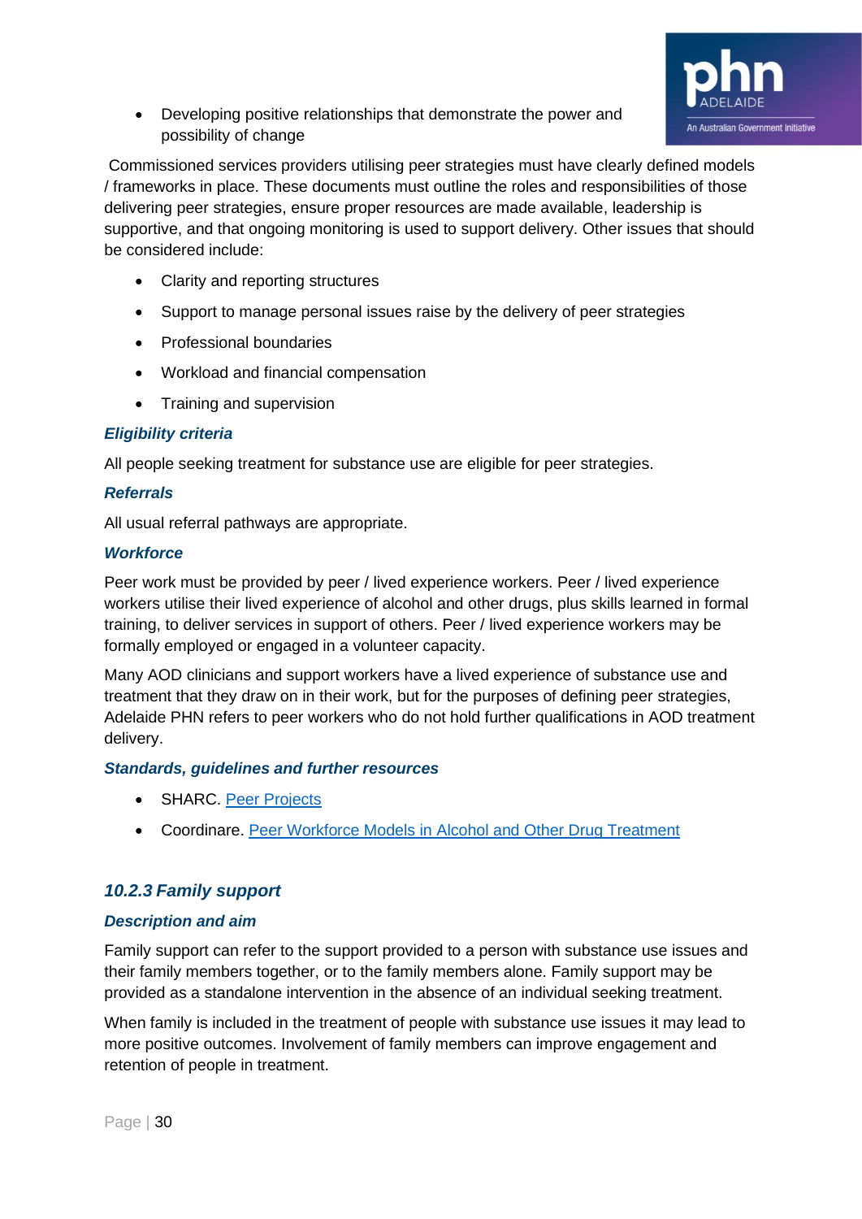- Developing positive relationships that demonstrate the power and possibility of change

Commissioned services providers utilising peer strategies must have clearly defined models / frameworks in place. These documents must outline the roles and responsibilities of those delivering peer strategies, ensure proper resources are made available, leadership is supportive, and that ongoing monitoring is used to support delivery. Other issues that should be considered include:

- Clarity and reporting structures
- Support to manage personal issues raise by the delivery of peer strategies
- Professional boundaries
- Workload and financial compensation
- Training and supervision

#### *Eligibility criteria*

All people seeking treatment for substance use are eligible for peer strategies.

#### *Referrals*

All usual referral pathways are appropriate.

#### *Workforce*

Peer work must be provided by peer / lived experience workers. Peer / lived experience workers utilise their lived experience of alcohol and other drugs, plus skills learned in formal training, to deliver services in support of others. Peer / lived experience workers may be formally employed or engaged in a volunteer capacity.

Many AOD clinicians and support workers have a lived experience of substance use and treatment that they draw on in their work, but for the purposes of defining peer strategies, Adelaide PHN refers to peer workers who do not hold further qualifications in AOD treatment delivery.

#### *Standards, guidelines and further resources*

- SHARC. Peer Projects
- Coordinare. Peer Workforce Models in Alcohol and Other Drug Treatment

### *10.2.3 Family support*

#### *Description and aim*

Family support can refer to the support provided to a person with substance use issues and their family members together, or to the family members alone. Family support may be provided as a standalone intervention in the absence of an individual seeking treatment.

When family is included in the treatment of people with substance use issues it may lead to more positive outcomes. Involvement of family members can improve engagement and retention of people in treatment.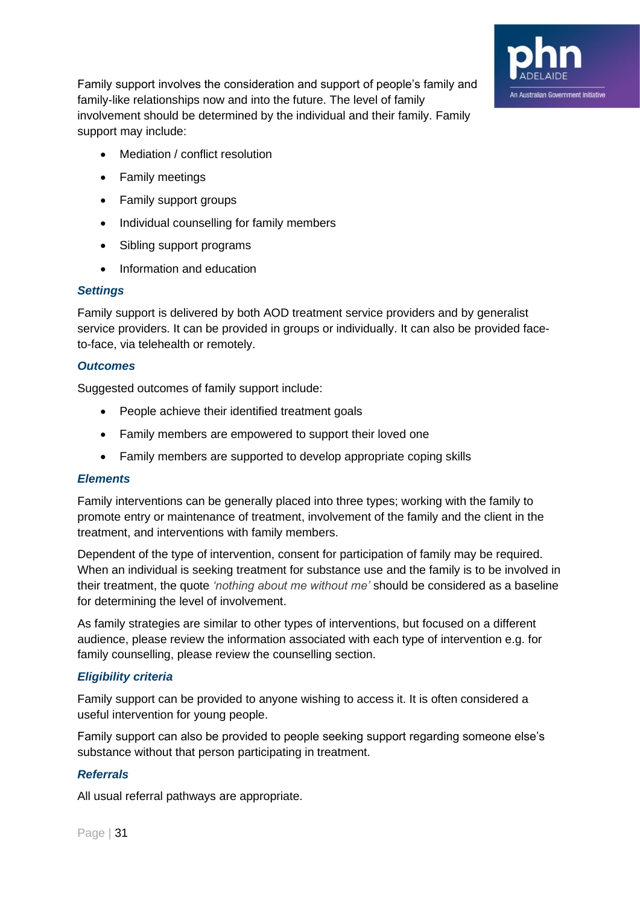Family support involves the consideration and support of people's family and family-like relationships now and into the future. The level of family involvement should be determined by the individual and their family. Family support may include:

- Mediation / conflict resolution
- Family meetings
- Family support groups
- Individual counselling for family members
- Sibling support programs
- Information and education

### *Settings*

Family support is delivered by both AOD treatment service providers and by generalist service providers. It can be provided in groups or individually. It can also be provided face-to-face, via telehealth or remotely.

### *Outcomes*

Suggested outcomes of family support include:

- People achieve their identified treatment goals
- Family members are empowered to support their loved one
- Family members are supported to develop appropriate coping skills

### *Elements*

Family interventions can be generally placed into three types; working with the family to promote entry or maintenance of treatment, involvement of the family and the client in the treatment, and interventions with family members.

Dependent of the type of intervention, consent for participation of family may be required. When an individual is seeking treatment for substance use and the family is to be involved in their treatment, the quote *'nothing about me without me'* should be considered as a baseline for determining the level of involvement.

As family strategies are similar to other types of interventions, but focused on a different audience, please review the information associated with each type of intervention e.g. for family counselling, please review the counselling section.

### *Eligibility criteria*

Family support can be provided to anyone wishing to access it. It is often considered a useful intervention for young people.

Family support can also be provided to people seeking support regarding someone else's substance without that person participating in treatment.

### *Referrals*

All usual referral pathways are appropriate.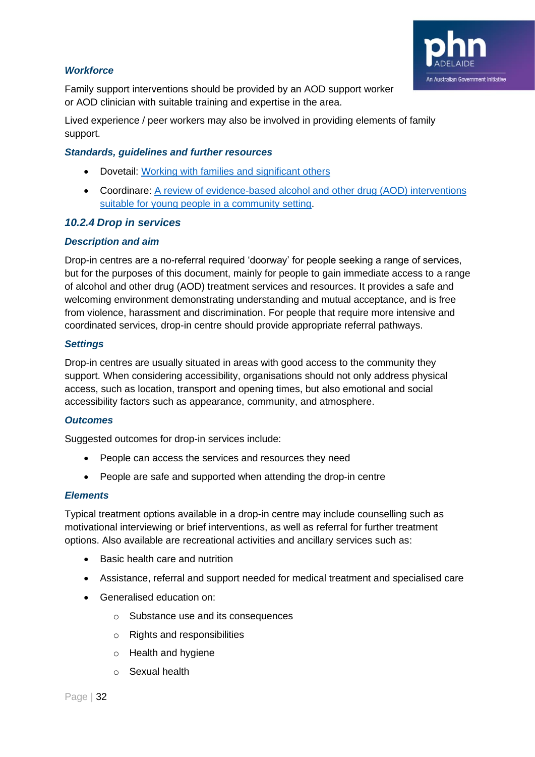#### Workforce

Family support interventions should be provided by an AOD support worker or AOD clinician with suitable training and expertise in the area.

Lived experience / peer workers may also be involved in providing elements of family support.

#### Standards, guidelines and further resources

- Dovetail: Working with families and significant others
- Coordinare: A review of evidence-based alcohol and other drug (AOD) interventions suitable for young people in a community setting.

### 10.2.4 Drop in services

#### Description and aim

Drop-in centres are a no-referral required 'doorway' for people seeking a range of services, but for the purposes of this document, mainly for people to gain immediate access to a range of alcohol and other drug (AOD) treatment services and resources. It provides a safe and welcoming environment demonstrating understanding and mutual acceptance, and is free from violence, harassment and discrimination. For people that require more intensive and coordinated services, drop-in centre should provide appropriate referral pathways.

#### Settings

Drop-in centres are usually situated in areas with good access to the community they support. When considering accessibility, organisations should not only address physical access, such as location, transport and opening times, but also emotional and social accessibility factors such as appearance, community, and atmosphere.

#### Outcomes

Suggested outcomes for drop-in services include:

- People can access the services and resources they need
- People are safe and supported when attending the drop-in centre

#### Elements

Typical treatment options available in a drop-in centre may include counselling such as motivational interviewing or brief interventions, as well as referral for further treatment options. Also available are recreational activities and ancillary services such as:

- Basic health care and nutrition
- Assistance, referral and support needed for medical treatment and specialised care
- Generalised education on:
  - Substance use and its consequences
  - Rights and responsibilities
  - Health and hygiene
  - Sexual health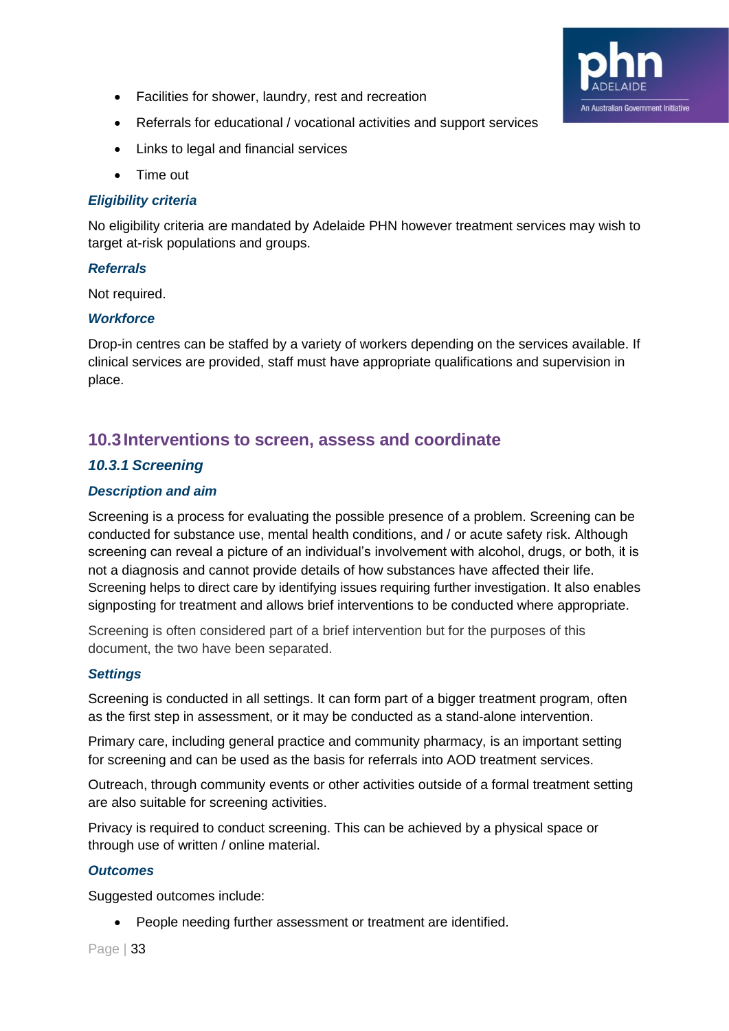- Facilities for shower, laundry, rest and recreation
- Referrals for educational / vocational activities and support services
- Links to legal and financial services
- Time out

#### *Eligibility criteria*

No eligibility criteria are mandated by Adelaide PHN however treatment services may wish to target at-risk populations and groups.

#### *Referrals*

Not required.

#### *Workforce*

Drop-in centres can be staffed by a variety of workers depending on the services available. If clinical services are provided, staff must have appropriate qualifications and supervision in place.

## 10.3 Interventions to screen, assess and coordinate

### *10.3.1 Screening*

#### *Description and aim*

Screening is a process for evaluating the possible presence of a problem. Screening can be conducted for substance use, mental health conditions, and / or acute safety risk. Although screening can reveal a picture of an individual's involvement with alcohol, drugs, or both, it is not a diagnosis and cannot provide details of how substances have affected their life. Screening helps to direct care by identifying issues requiring further investigation. It also enables signposting for treatment and allows brief interventions to be conducted where appropriate.

Screening is often considered part of a brief intervention but for the purposes of this document, the two have been separated.

#### *Settings*

Screening is conducted in all settings. It can form part of a bigger treatment program, often as the first step in assessment, or it may be conducted as a stand-alone intervention.

Primary care, including general practice and community pharmacy, is an important setting for screening and can be used as the basis for referrals into AOD treatment services.

Outreach, through community events or other activities outside of a formal treatment setting are also suitable for screening activities.

Privacy is required to conduct screening. This can be achieved by a physical space or through use of written / online material.

#### *Outcomes*

Suggested outcomes include:

- People needing further assessment or treatment are identified.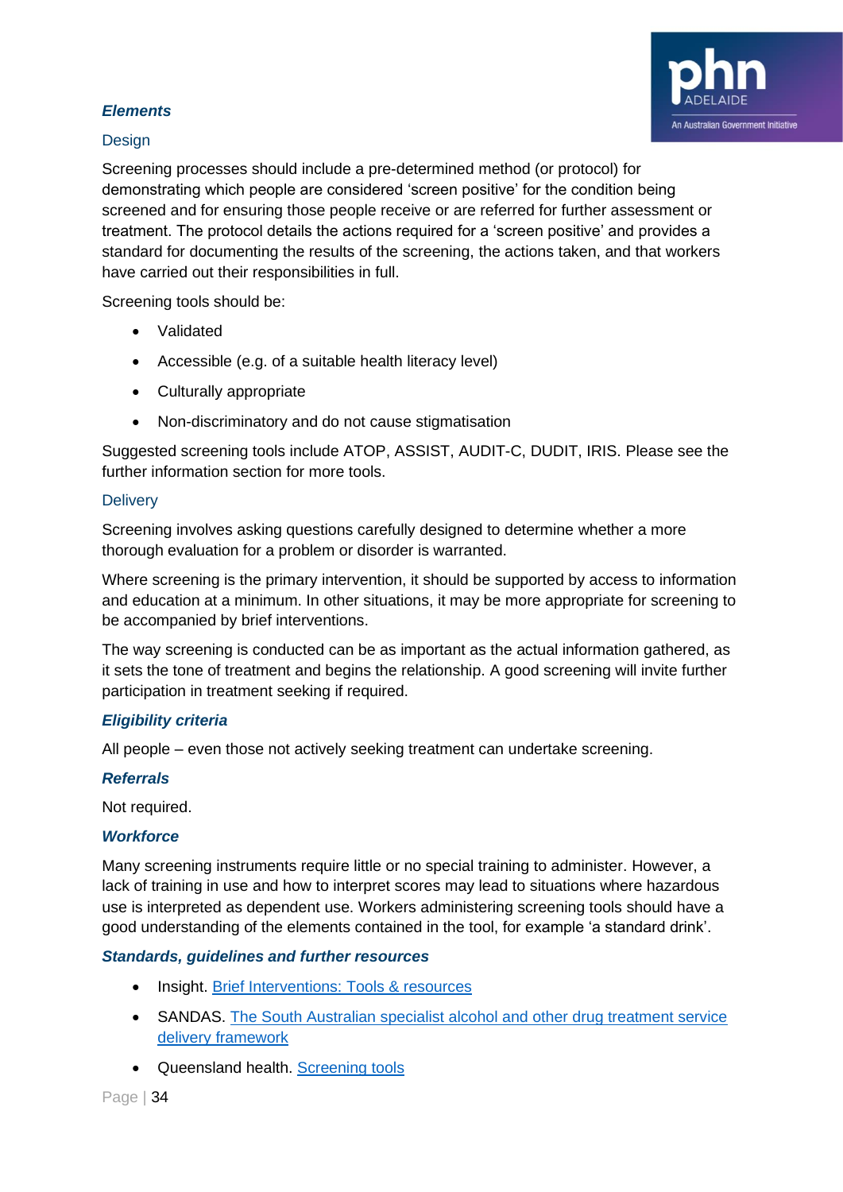### *Elements*

#### Design

Screening processes should include a pre-determined method (or protocol) for demonstrating which people are considered 'screen positive' for the condition being screened and for ensuring those people receive or are referred for further assessment or treatment. The protocol details the actions required for a 'screen positive' and provides a standard for documenting the results of the screening, the actions taken, and that workers have carried out their responsibilities in full.

Screening tools should be:

- Validated
- Accessible (e.g. of a suitable health literacy level)
- Culturally appropriate
- Non-discriminatory and do not cause stigmatisation

Suggested screening tools include ATOP, ASSIST, AUDIT-C, DUDIT, IRIS. Please see the further information section for more tools.

#### Delivery

Screening involves asking questions carefully designed to determine whether a more thorough evaluation for a problem or disorder is warranted.

Where screening is the primary intervention, it should be supported by access to information and education at a minimum. In other situations, it may be more appropriate for screening to be accompanied by brief interventions.

The way screening is conducted can be as important as the actual information gathered, as it sets the tone of treatment and begins the relationship. A good screening will invite further participation in treatment seeking if required.

### *Eligibility criteria*

All people – even those not actively seeking treatment can undertake screening.

### *Referrals*

Not required.

### *Workforce*

Many screening instruments require little or no special training to administer. However, a lack of training in use and how to interpret scores may lead to situations where hazardous use is interpreted as dependent use. Workers administering screening tools should have a good understanding of the elements contained in the tool, for example 'a standard drink'.

### *Standards, guidelines and further resources*

- Insight. Brief Interventions: Tools & resources
- SANDAS. The South Australian specialist alcohol and other drug treatment service delivery framework
- Queensland health. Screening tools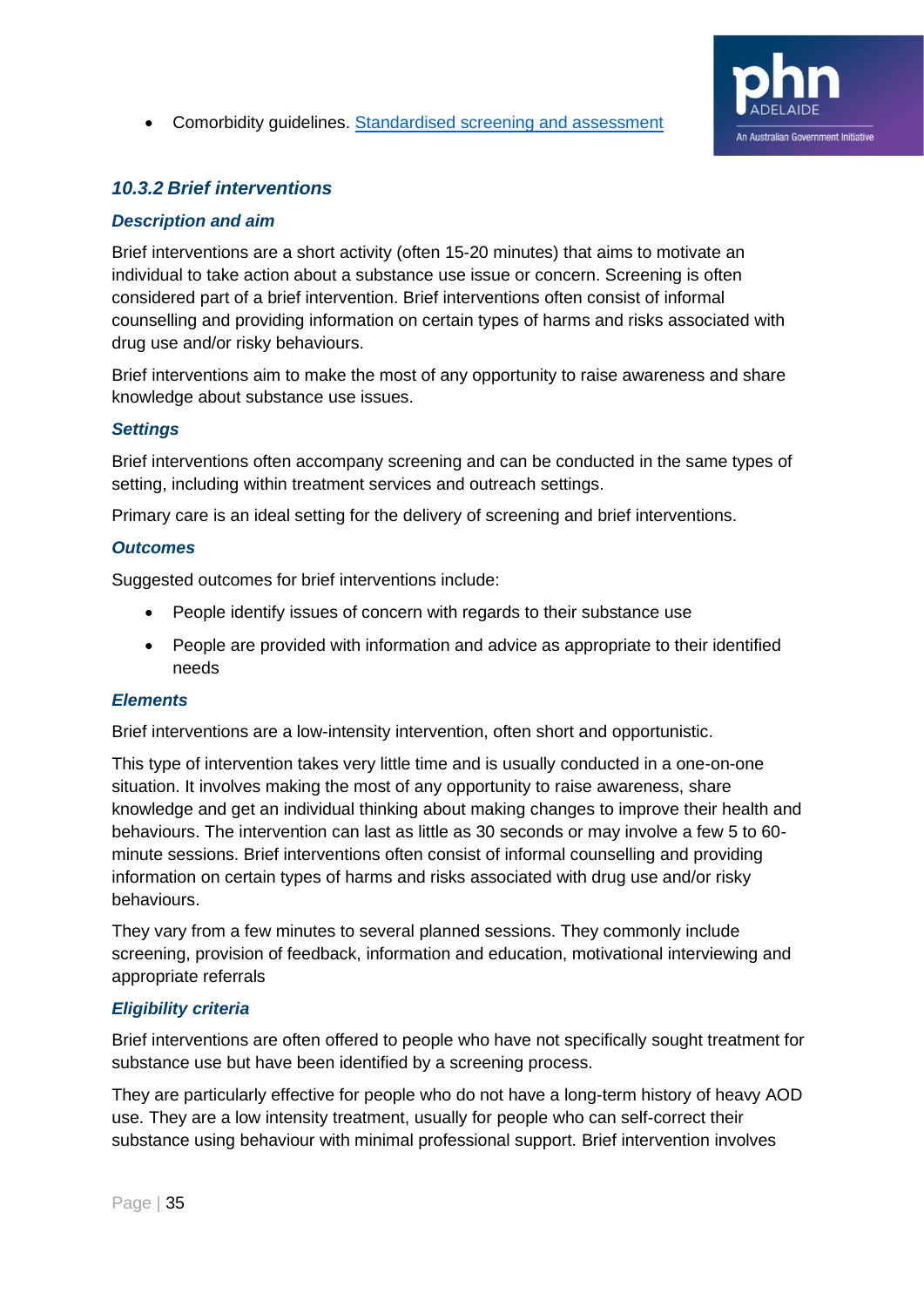- Comorbidity guidelines. [Standardised screening and assessment]

### *10.3.2 Brief interventions*

#### *Description and aim*

Brief interventions are a short activity (often 15-20 minutes) that aims to motivate an individual to take action about a substance use issue or concern. Screening is often considered part of a brief intervention. Brief interventions often consist of informal counselling and providing information on certain types of harms and risks associated with drug use and/or risky behaviours.

Brief interventions aim to make the most of any opportunity to raise awareness and share knowledge about substance use issues.

#### *Settings*

Brief interventions often accompany screening and can be conducted in the same types of setting, including within treatment services and outreach settings.

Primary care is an ideal setting for the delivery of screening and brief interventions.

#### *Outcomes*

Suggested outcomes for brief interventions include:

- People identify issues of concern with regards to their substance use
- People are provided with information and advice as appropriate to their identified needs

#### *Elements*

Brief interventions are a low-intensity intervention, often short and opportunistic.

This type of intervention takes very little time and is usually conducted in a one-on-one situation. It involves making the most of any opportunity to raise awareness, share knowledge and get an individual thinking about making changes to improve their health and behaviours. The intervention can last as little as 30 seconds or may involve a few 5 to 60-minute sessions. Brief interventions often consist of informal counselling and providing information on certain types of harms and risks associated with drug use and/or risky behaviours.

They vary from a few minutes to several planned sessions. They commonly include screening, provision of feedback, information and education, motivational interviewing and appropriate referrals

#### *Eligibility criteria*

Brief interventions are often offered to people who have not specifically sought treatment for substance use but have been identified by a screening process.

They are particularly effective for people who do not have a long-term history of heavy AOD use. They are a low intensity treatment, usually for people who can self-correct their substance using behaviour with minimal professional support. Brief intervention involves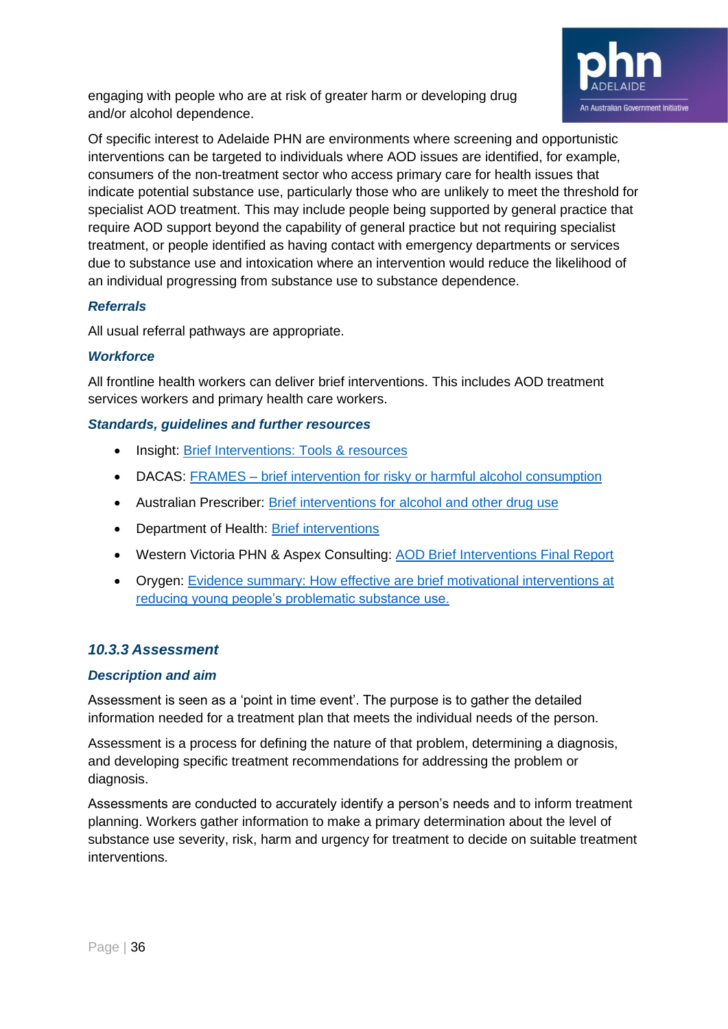engaging with people who are at risk of greater harm or developing drug and/or alcohol dependence.

Of specific interest to Adelaide PHN are environments where screening and opportunistic interventions can be targeted to individuals where AOD issues are identified, for example, consumers of the non-treatment sector who access primary care for health issues that indicate potential substance use, particularly those who are unlikely to meet the threshold for specialist AOD treatment. This may include people being supported by general practice that require AOD support beyond the capability of general practice but not requiring specialist treatment, or people identified as having contact with emergency departments or services due to substance use and intoxication where an intervention would reduce the likelihood of an individual progressing from substance use to substance dependence.

#### *Referrals*

All usual referral pathways are appropriate.

#### *Workforce*

All frontline health workers can deliver brief interventions. This includes AOD treatment services workers and primary health care workers.

#### *Standards, guidelines and further resources*

- Insight: Brief Interventions: Tools & resources
- DACAS: FRAMES – brief intervention for risky or harmful alcohol consumption
- Australian Prescriber: Brief interventions for alcohol and other drug use
- Department of Health: Brief interventions
- Western Victoria PHN & Aspex Consulting: AOD Brief Interventions Final Report
- Orygen: Evidence summary: How effective are brief motivational interventions at reducing young people's problematic substance use.

### *10.3.3 Assessment*

#### *Description and aim*

Assessment is seen as a 'point in time event'. The purpose is to gather the detailed information needed for a treatment plan that meets the individual needs of the person.

Assessment is a process for defining the nature of that problem, determining a diagnosis, and developing specific treatment recommendations for addressing the problem or diagnosis.

Assessments are conducted to accurately identify a person's needs and to inform treatment planning. Workers gather information to make a primary determination about the level of substance use severity, risk, harm and urgency for treatment to decide on suitable treatment interventions.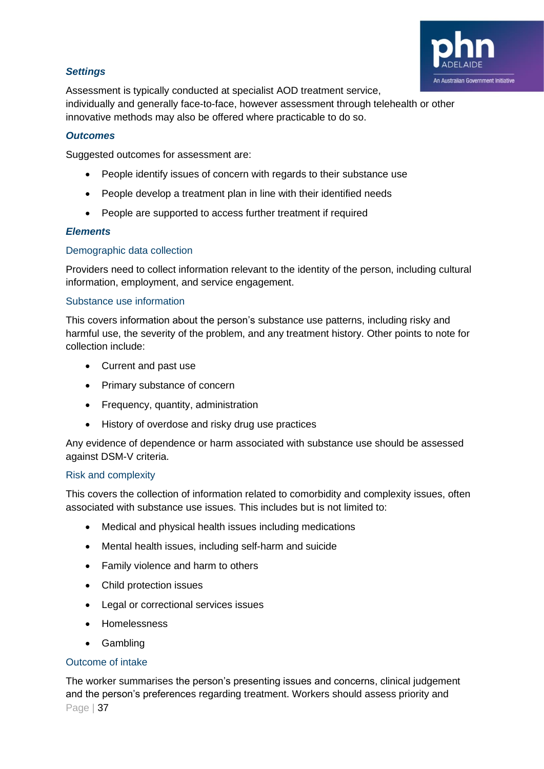### *Settings*

Assessment is typically conducted at specialist AOD treatment service, individually and generally face-to-face, however assessment through telehealth or other innovative methods may also be offered where practicable to do so.

### *Outcomes*

Suggested outcomes for assessment are:

- People identify issues of concern with regards to their substance use
- People develop a treatment plan in line with their identified needs
- People are supported to access further treatment if required

### *Elements*

#### Demographic data collection

Providers need to collect information relevant to the identity of the person, including cultural information, employment, and service engagement.

#### Substance use information

This covers information about the person's substance use patterns, including risky and harmful use, the severity of the problem, and any treatment history. Other points to note for collection include:

- Current and past use
- Primary substance of concern
- Frequency, quantity, administration
- History of overdose and risky drug use practices

Any evidence of dependence or harm associated with substance use should be assessed against DSM-V criteria.

#### Risk and complexity

This covers the collection of information related to comorbidity and complexity issues, often associated with substance use issues. This includes but is not limited to:

- Medical and physical health issues including medications
- Mental health issues, including self-harm and suicide
- Family violence and harm to others
- Child protection issues
- Legal or correctional services issues
- Homelessness
- Gambling

#### Outcome of intake

The worker summarises the person's presenting issues and concerns, clinical judgement and the person's preferences regarding treatment. Workers should assess priority and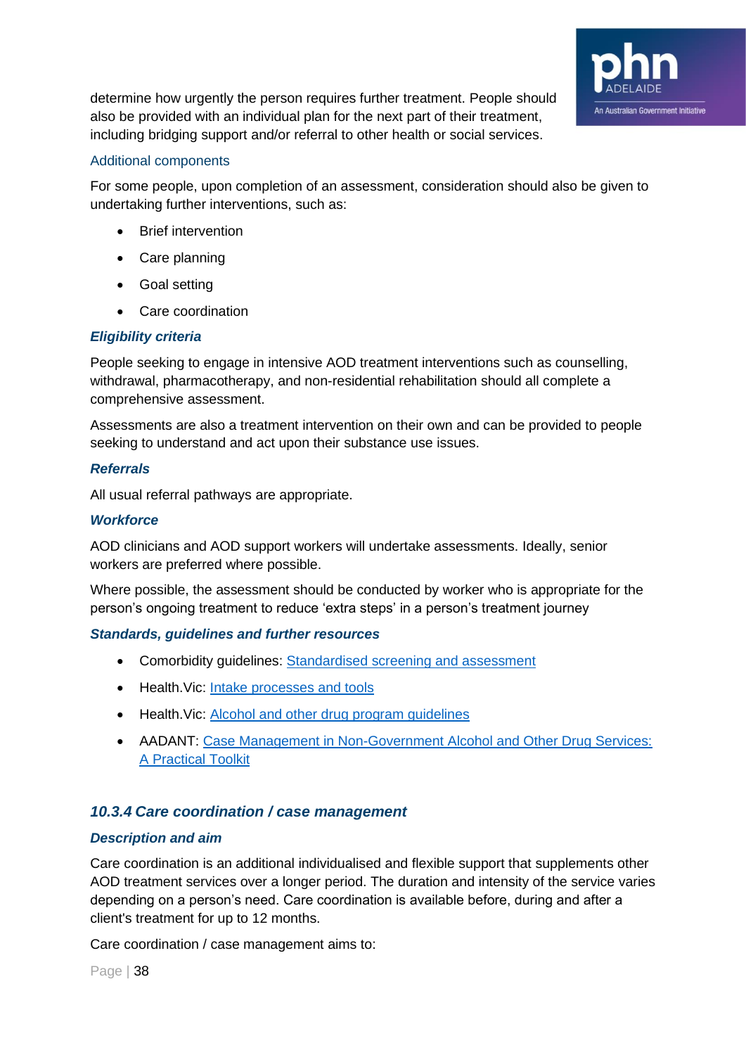determine how urgently the person requires further treatment. People should also be provided with an individual plan for the next part of their treatment, including bridging support and/or referral to other health or social services.

Additional components

For some people, upon completion of an assessment, consideration should also be given to undertaking further interventions, such as:

- Brief intervention
- Care planning
- Goal setting
- Care coordination

#### Eligibility criteria

People seeking to engage in intensive AOD treatment interventions such as counselling, withdrawal, pharmacotherapy, and non-residential rehabilitation should all complete a comprehensive assessment.

Assessments are also a treatment intervention on their own and can be provided to people seeking to understand and act upon their substance use issues.

#### Referrals

All usual referral pathways are appropriate.

#### Workforce

AOD clinicians and AOD support workers will undertake assessments. Ideally, senior workers are preferred where possible.

Where possible, the assessment should be conducted by worker who is appropriate for the person's ongoing treatment to reduce 'extra steps' in a person's treatment journey

#### Standards, guidelines and further resources

- Comorbidity guidelines: Standardised screening and assessment
- Health.Vic: Intake processes and tools
- Health.Vic: Alcohol and other drug program guidelines
- AADANT: Case Management in Non-Government Alcohol and Other Drug Services: A Practical Toolkit

### 10.3.4 Care coordination / case management

#### Description and aim

Care coordination is an additional individualised and flexible support that supplements other AOD treatment services over a longer period. The duration and intensity of the service varies depending on a person's need. Care coordination is available before, during and after a client's treatment for up to 12 months.

Care coordination / case management aims to: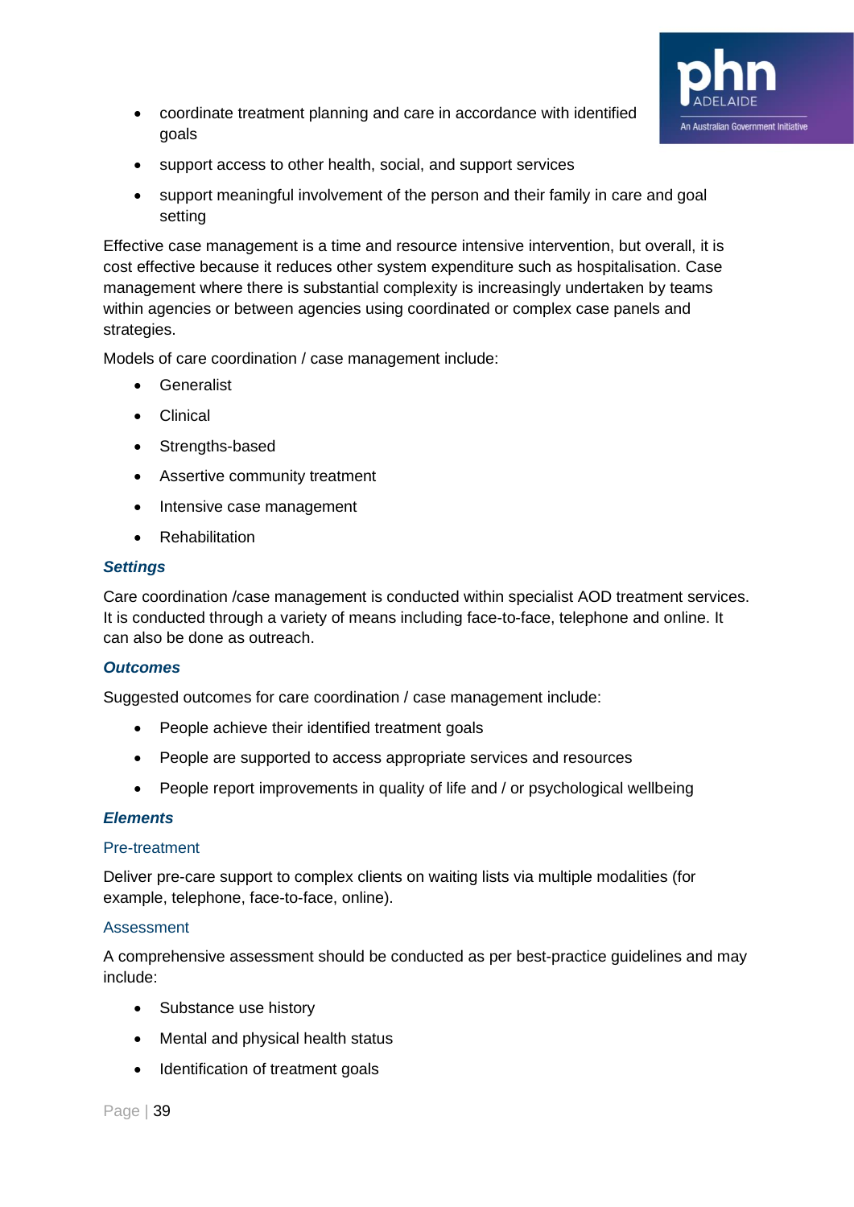- coordinate treatment planning and care in accordance with identified goals
- support access to other health, social, and support services
- support meaningful involvement of the person and their family in care and goal setting

Effective case management is a time and resource intensive intervention, but overall, it is cost effective because it reduces other system expenditure such as hospitalisation. Case management where there is substantial complexity is increasingly undertaken by teams within agencies or between agencies using coordinated or complex case panels and strategies.

Models of care coordination / case management include:

- Generalist
- Clinical
- Strengths-based
- Assertive community treatment
- Intensive case management
- Rehabilitation

### *Settings*

Care coordination /case management is conducted within specialist AOD treatment services. It is conducted through a variety of means including face-to-face, telephone and online. It can also be done as outreach.

### *Outcomes*

Suggested outcomes for care coordination / case management include:

- People achieve their identified treatment goals
- People are supported to access appropriate services and resources
- People report improvements in quality of life and / or psychological wellbeing

### *Elements*

#### Pre-treatment

Deliver pre-care support to complex clients on waiting lists via multiple modalities (for example, telephone, face-to-face, online).

#### Assessment

A comprehensive assessment should be conducted as per best-practice guidelines and may include:

- Substance use history
- Mental and physical health status
- Identification of treatment goals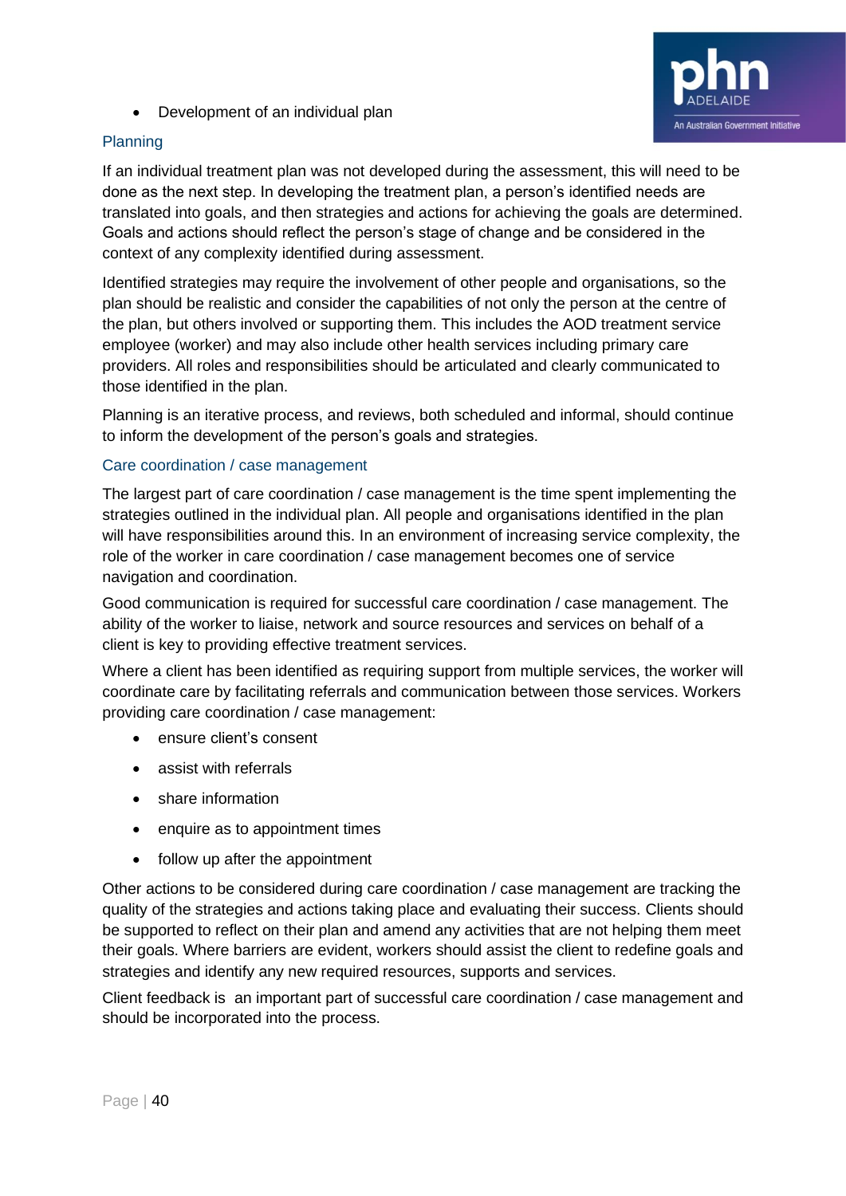- Development of an individual plan

### Planning

If an individual treatment plan was not developed during the assessment, this will need to be done as the next step. In developing the treatment plan, a person's identified needs are translated into goals, and then strategies and actions for achieving the goals are determined. Goals and actions should reflect the person's stage of change and be considered in the context of any complexity identified during assessment.

Identified strategies may require the involvement of other people and organisations, so the plan should be realistic and consider the capabilities of not only the person at the centre of the plan, but others involved or supporting them. This includes the AOD treatment service employee (worker) and may also include other health services including primary care providers. All roles and responsibilities should be articulated and clearly communicated to those identified in the plan.

Planning is an iterative process, and reviews, both scheduled and informal, should continue to inform the development of the person's goals and strategies.

### Care coordination / case management

The largest part of care coordination / case management is the time spent implementing the strategies outlined in the individual plan. All people and organisations identified in the plan will have responsibilities around this. In an environment of increasing service complexity, the role of the worker in care coordination / case management becomes one of service navigation and coordination.

Good communication is required for successful care coordination / case management. The ability of the worker to liaise, network and source resources and services on behalf of a client is key to providing effective treatment services.

Where a client has been identified as requiring support from multiple services, the worker will coordinate care by facilitating referrals and communication between those services. Workers providing care coordination / case management:

- ensure client's consent
- assist with referrals
- share information
- enquire as to appointment times
- follow up after the appointment

Other actions to be considered during care coordination / case management are tracking the quality of the strategies and actions taking place and evaluating their success. Clients should be supported to reflect on their plan and amend any activities that are not helping them meet their goals. Where barriers are evident, workers should assist the client to redefine goals and strategies and identify any new required resources, supports and services.

Client feedback is an important part of successful care coordination / case management and should be incorporated into the process.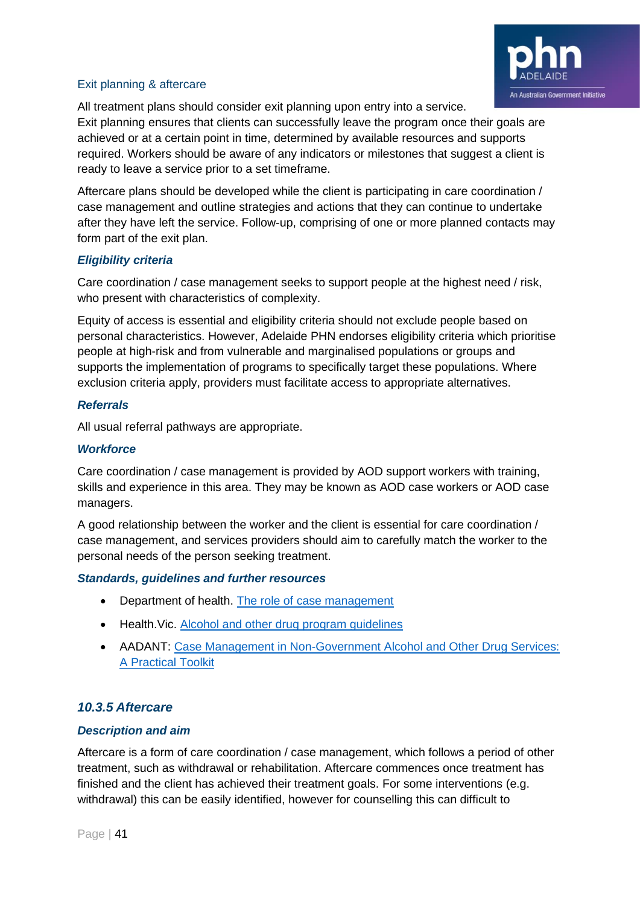#### Exit planning & aftercare

All treatment plans should consider exit planning upon entry into a service. Exit planning ensures that clients can successfully leave the program once their goals are achieved or at a certain point in time, determined by available resources and supports required. Workers should be aware of any indicators or milestones that suggest a client is ready to leave a service prior to a set timeframe.

Aftercare plans should be developed while the client is participating in care coordination / case management and outline strategies and actions that they can continue to undertake after they have left the service. Follow-up, comprising of one or more planned contacts may form part of the exit plan.

#### *Eligibility criteria*

Care coordination / case management seeks to support people at the highest need / risk, who present with characteristics of complexity.

Equity of access is essential and eligibility criteria should not exclude people based on personal characteristics. However, Adelaide PHN endorses eligibility criteria which prioritise people at high-risk and from vulnerable and marginalised populations or groups and supports the implementation of programs to specifically target these populations. Where exclusion criteria apply, providers must facilitate access to appropriate alternatives.

#### *Referrals*

All usual referral pathways are appropriate.

#### *Workforce*

Care coordination / case management is provided by AOD support workers with training, skills and experience in this area. They may be known as AOD case workers or AOD case managers.

A good relationship between the worker and the client is essential for care coordination / case management, and services providers should aim to carefully match the worker to the personal needs of the person seeking treatment.

#### *Standards, guidelines and further resources*

- Department of health. The role of case management
- Health.Vic. Alcohol and other drug program guidelines
- AADANT: Case Management in Non-Government Alcohol and Other Drug Services: A Practical Toolkit

### *10.3.5 Aftercare*

#### *Description and aim*

Aftercare is a form of care coordination / case management, which follows a period of other treatment, such as withdrawal or rehabilitation. Aftercare commences once treatment has finished and the client has achieved their treatment goals. For some interventions (e.g. withdrawal) this can be easily identified, however for counselling this can difficult to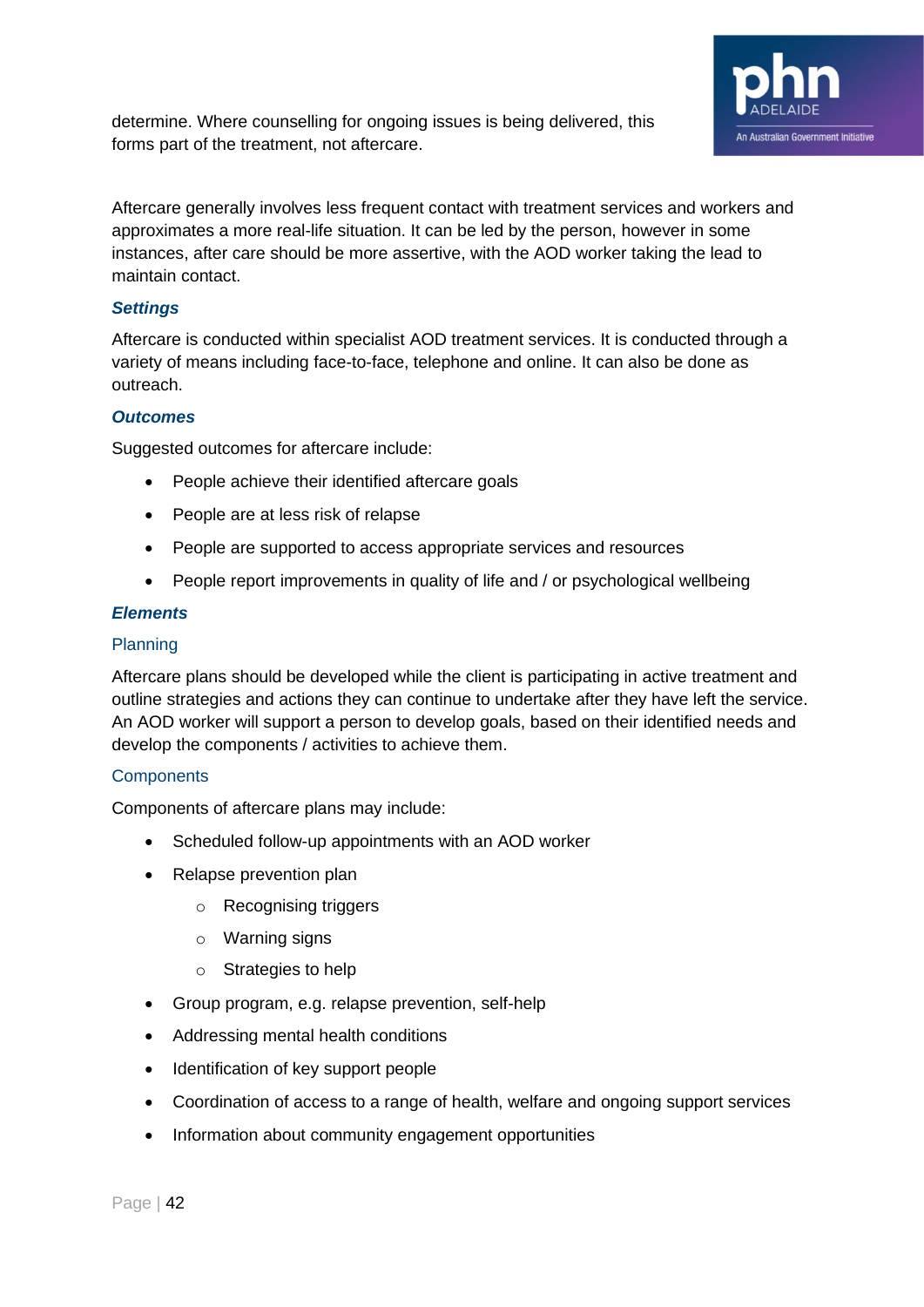determine. Where counselling for ongoing issues is being delivered, this forms part of the treatment, not aftercare.

Aftercare generally involves less frequent contact with treatment services and workers and approximates a more real-life situation. It can be led by the person, however in some instances, after care should be more assertive, with the AOD worker taking the lead to maintain contact.

### *Settings*

Aftercare is conducted within specialist AOD treatment services. It is conducted through a variety of means including face-to-face, telephone and online. It can also be done as outreach.

### *Outcomes*

Suggested outcomes for aftercare include:

- People achieve their identified aftercare goals
- People are at less risk of relapse
- People are supported to access appropriate services and resources
- People report improvements in quality of life and / or psychological wellbeing

### *Elements*

#### Planning

Aftercare plans should be developed while the client is participating in active treatment and outline strategies and actions they can continue to undertake after they have left the service. An AOD worker will support a person to develop goals, based on their identified needs and develop the components / activities to achieve them.

#### Components

Components of aftercare plans may include:

- Scheduled follow-up appointments with an AOD worker
- Relapse prevention plan
    - Recognising triggers
    - Warning signs
    - Strategies to help
- Group program, e.g. relapse prevention, self-help
- Addressing mental health conditions
- Identification of key support people
- Coordination of access to a range of health, welfare and ongoing support services
- Information about community engagement opportunities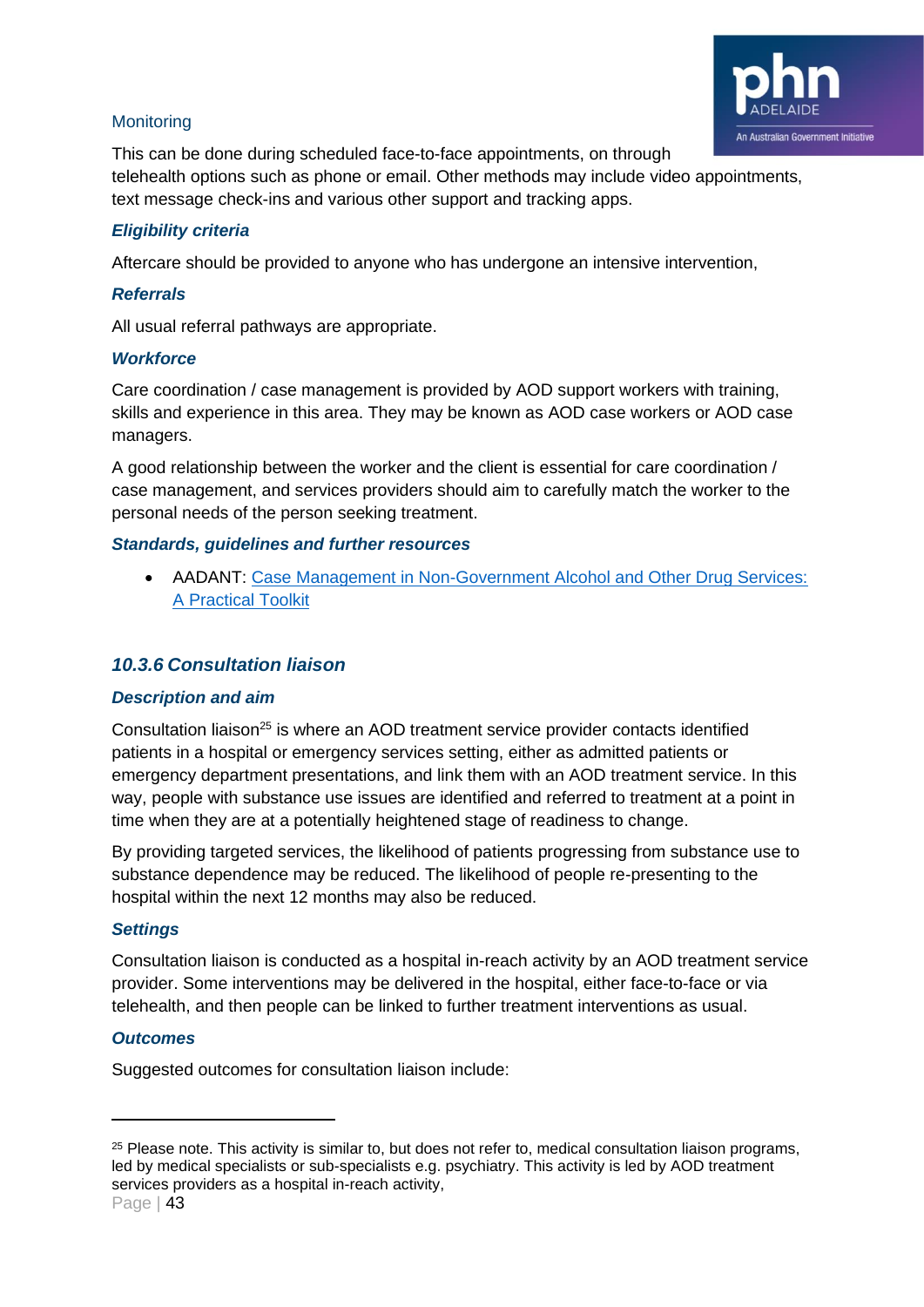Monitoring

This can be done during scheduled face-to-face appointments, on through telehealth options such as phone or email. Other methods may include video appointments, text message check-ins and various other support and tracking apps.

***Eligibility criteria***

Aftercare should be provided to anyone who has undergone an intensive intervention,

***Referrals***

All usual referral pathways are appropriate.

***Workforce***

Care coordination / case management is provided by AOD support workers with training, skills and experience in this area. They may be known as AOD case workers or AOD case managers.

A good relationship between the worker and the client is essential for care coordination / case management, and services providers should aim to carefully match the worker to the personal needs of the person seeking treatment.

***Standards, guidelines and further resources***

- AADANT: Case Management in Non-Government Alcohol and Other Drug Services: A Practical Toolkit

### *10.3.6 Consultation liaison*

***Description and aim***

Consultation liaison[25] is where an AOD treatment service provider contacts identified patients in a hospital or emergency services setting, either as admitted patients or emergency department presentations, and link them with an AOD treatment service. In this way, people with substance use issues are identified and referred to treatment at a point in time when they are at a potentially heightened stage of readiness to change.

By providing targeted services, the likelihood of patients progressing from substance use to substance dependence may be reduced. The likelihood of people re-presenting to the hospital within the next 12 months may also be reduced.

***Settings***

Consultation liaison is conducted as a hospital in-reach activity by an AOD treatment service provider. Some interventions may be delivered in the hospital, either face-to-face or via telehealth, and then people can be linked to further treatment interventions as usual.

***Outcomes***

Suggested outcomes for consultation liaison include:

---

[25] Please note. This activity is similar to, but does not refer to, medical consultation liaison programs, led by medical specialists or sub-specialists e.g. psychiatry. This activity is led by AOD treatment services providers as a hospital in-reach activity,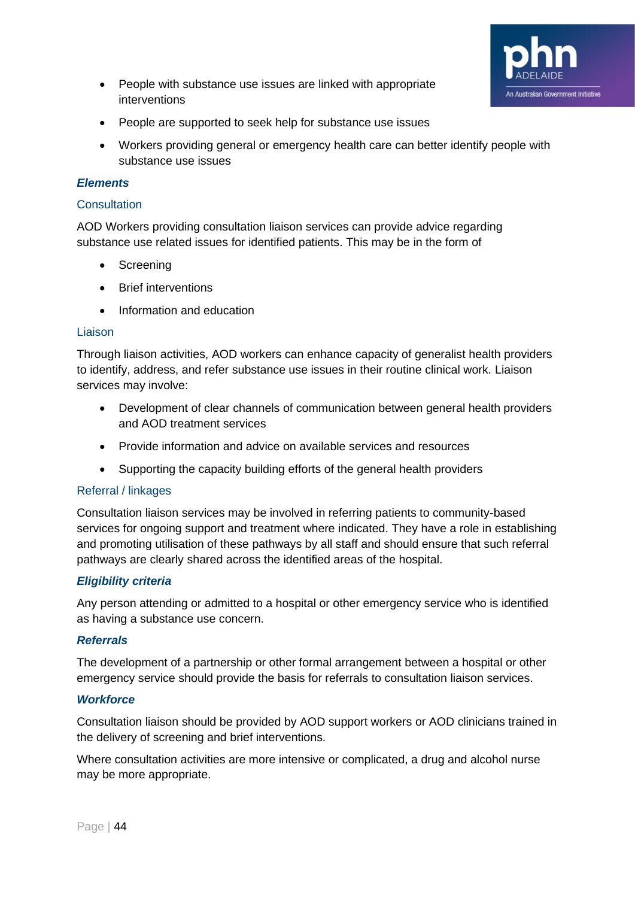- People with substance use issues are linked with appropriate interventions
- People are supported to seek help for substance use issues
- Workers providing general or emergency health care can better identify people with substance use issues

### *Elements*

#### Consultation

AOD Workers providing consultation liaison services can provide advice regarding substance use related issues for identified patients. This may be in the form of

- Screening
- Brief interventions
- Information and education

#### Liaison

Through liaison activities, AOD workers can enhance capacity of generalist health providers to identify, address, and refer substance use issues in their routine clinical work. Liaison services may involve:

- Development of clear channels of communication between general health providers and AOD treatment services
- Provide information and advice on available services and resources
- Supporting the capacity building efforts of the general health providers

#### Referral / linkages

Consultation liaison services may be involved in referring patients to community-based services for ongoing support and treatment where indicated. They have a role in establishing and promoting utilisation of these pathways by all staff and should ensure that such referral pathways are clearly shared across the identified areas of the hospital.

### *Eligibility criteria*

Any person attending or admitted to a hospital or other emergency service who is identified as having a substance use concern.

### *Referrals*

The development of a partnership or other formal arrangement between a hospital or other emergency service should provide the basis for referrals to consultation liaison services.

### *Workforce*

Consultation liaison should be provided by AOD support workers or AOD clinicians trained in the delivery of screening and brief interventions.

Where consultation activities are more intensive or complicated, a drug and alcohol nurse may be more appropriate.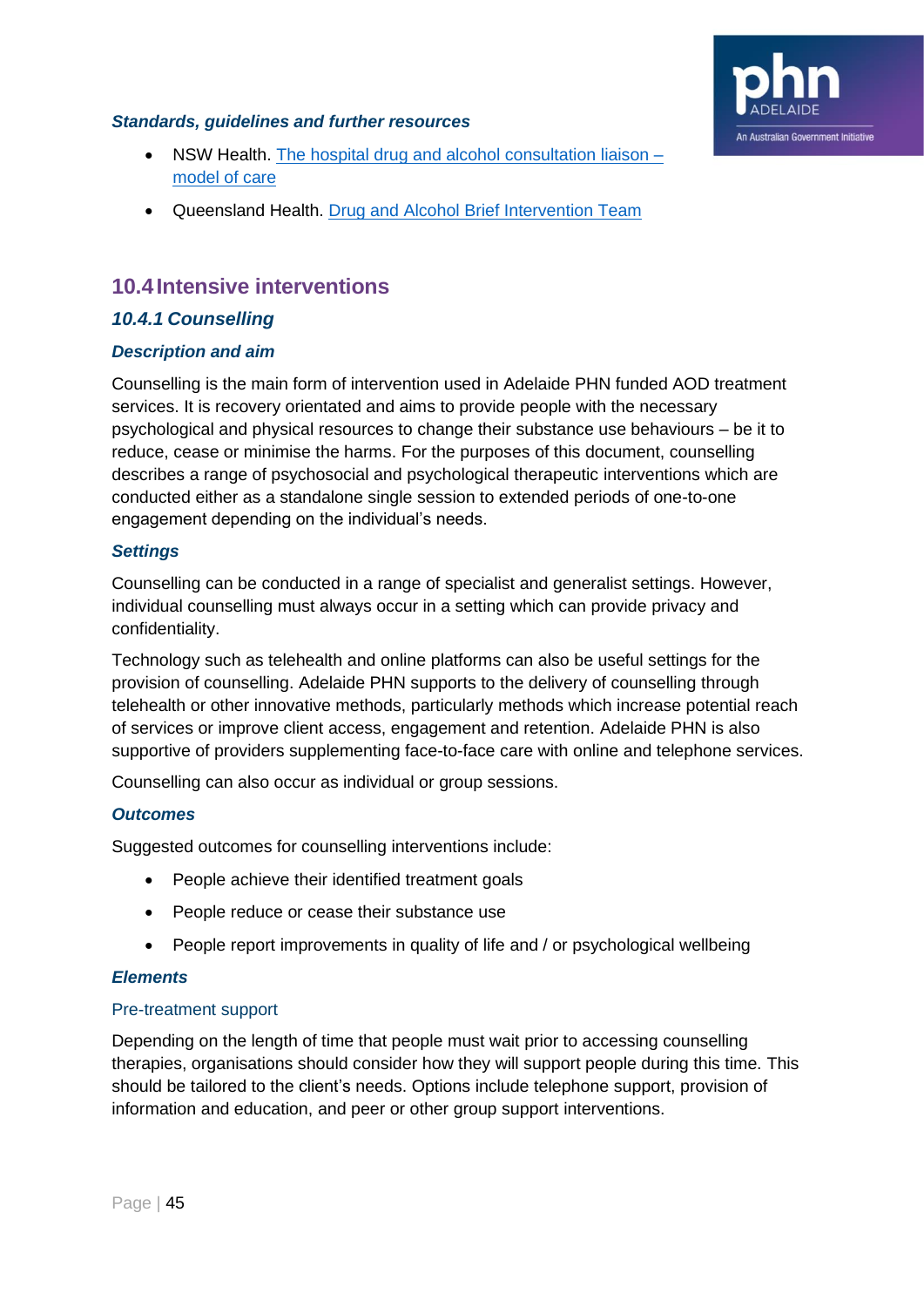#### *Standards, guidelines and further resources*

- NSW Health. [The hospital drug and alcohol consultation liaison – model of care]
- Queensland Health. [Drug and Alcohol Brief Intervention Team]

## 10.4 Intensive interventions

### *10.4.1 Counselling*

#### *Description and aim*

Counselling is the main form of intervention used in Adelaide PHN funded AOD treatment services. It is recovery orientated and aims to provide people with the necessary psychological and physical resources to change their substance use behaviours – be it to reduce, cease or minimise the harms. For the purposes of this document, counselling describes a range of psychosocial and psychological therapeutic interventions which are conducted either as a standalone single session to extended periods of one-to-one engagement depending on the individual's needs.

#### *Settings*

Counselling can be conducted in a range of specialist and generalist settings. However, individual counselling must always occur in a setting which can provide privacy and confidentiality.

Technology such as telehealth and online platforms can also be useful settings for the provision of counselling. Adelaide PHN supports to the delivery of counselling through telehealth or other innovative methods, particularly methods which increase potential reach of services or improve client access, engagement and retention. Adelaide PHN is also supportive of providers supplementing face-to-face care with online and telephone services.

Counselling can also occur as individual or group sessions.

#### *Outcomes*

Suggested outcomes for counselling interventions include:

- People achieve their identified treatment goals
- People reduce or cease their substance use
- People report improvements in quality of life and / or psychological wellbeing

#### *Elements*

Pre-treatment support

Depending on the length of time that people must wait prior to accessing counselling therapies, organisations should consider how they will support people during this time. This should be tailored to the client's needs. Options include telephone support, provision of information and education, and peer or other group support interventions.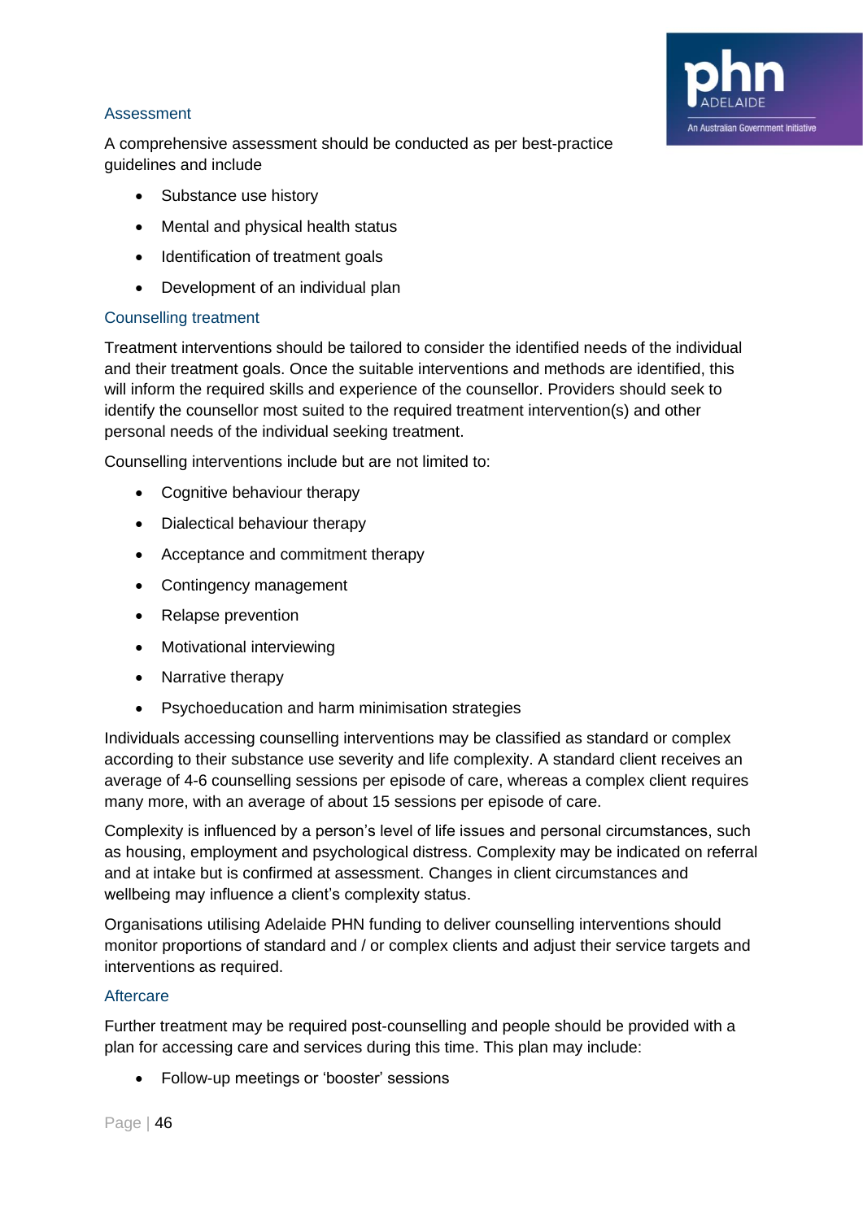### Assessment

A comprehensive assessment should be conducted as per best-practice guidelines and include

- Substance use history
- Mental and physical health status
- Identification of treatment goals
- Development of an individual plan

### Counselling treatment

Treatment interventions should be tailored to consider the identified needs of the individual and their treatment goals. Once the suitable interventions and methods are identified, this will inform the required skills and experience of the counsellor. Providers should seek to identify the counsellor most suited to the required treatment intervention(s) and other personal needs of the individual seeking treatment.

Counselling interventions include but are not limited to:

- Cognitive behaviour therapy
- Dialectical behaviour therapy
- Acceptance and commitment therapy
- Contingency management
- Relapse prevention
- Motivational interviewing
- Narrative therapy
- Psychoeducation and harm minimisation strategies

Individuals accessing counselling interventions may be classified as standard or complex according to their substance use severity and life complexity. A standard client receives an average of 4-6 counselling sessions per episode of care, whereas a complex client requires many more, with an average of about 15 sessions per episode of care.

Complexity is influenced by a person's level of life issues and personal circumstances, such as housing, employment and psychological distress. Complexity may be indicated on referral and at intake but is confirmed at assessment. Changes in client circumstances and wellbeing may influence a client's complexity status.

Organisations utilising Adelaide PHN funding to deliver counselling interventions should monitor proportions of standard and / or complex clients and adjust their service targets and interventions as required.

### Aftercare

Further treatment may be required post-counselling and people should be provided with a plan for accessing care and services during this time. This plan may include:

- Follow-up meetings or 'booster' sessions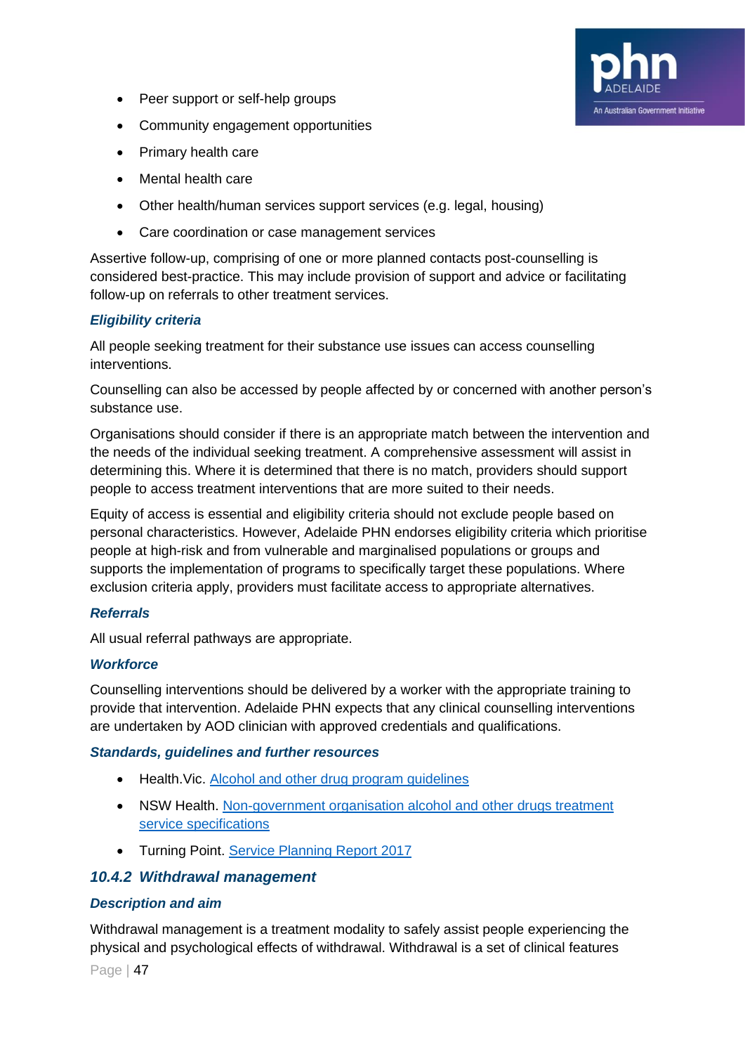- Peer support or self-help groups
- Community engagement opportunities
- Primary health care
- Mental health care
- Other health/human services support services (e.g. legal, housing)
- Care coordination or case management services

Assertive follow-up, comprising of one or more planned contacts post-counselling is considered best-practice. This may include provision of support and advice or facilitating follow-up on referrals to other treatment services.

#### *Eligibility criteria*

All people seeking treatment for their substance use issues can access counselling interventions.

Counselling can also be accessed by people affected by or concerned with another person's substance use.

Organisations should consider if there is an appropriate match between the intervention and the needs of the individual seeking treatment. A comprehensive assessment will assist in determining this. Where it is determined that there is no match, providers should support people to access treatment interventions that are more suited to their needs.

Equity of access is essential and eligibility criteria should not exclude people based on personal characteristics. However, Adelaide PHN endorses eligibility criteria which prioritise people at high-risk and from vulnerable and marginalised populations or groups and supports the implementation of programs to specifically target these populations. Where exclusion criteria apply, providers must facilitate access to appropriate alternatives.

#### *Referrals*

All usual referral pathways are appropriate.

#### *Workforce*

Counselling interventions should be delivered by a worker with the appropriate training to provide that intervention. Adelaide PHN expects that any clinical counselling interventions are undertaken by AOD clinician with approved credentials and qualifications.

#### *Standards, guidelines and further resources*

- Health.Vic. Alcohol and other drug program guidelines
- NSW Health. Non-government organisation alcohol and other drugs treatment service specifications
- Turning Point. Service Planning Report 2017

### *10.4.2 Withdrawal management*

#### *Description and aim*

Withdrawal management is a treatment modality to safely assist people experiencing the physical and psychological effects of withdrawal. Withdrawal is a set of clinical features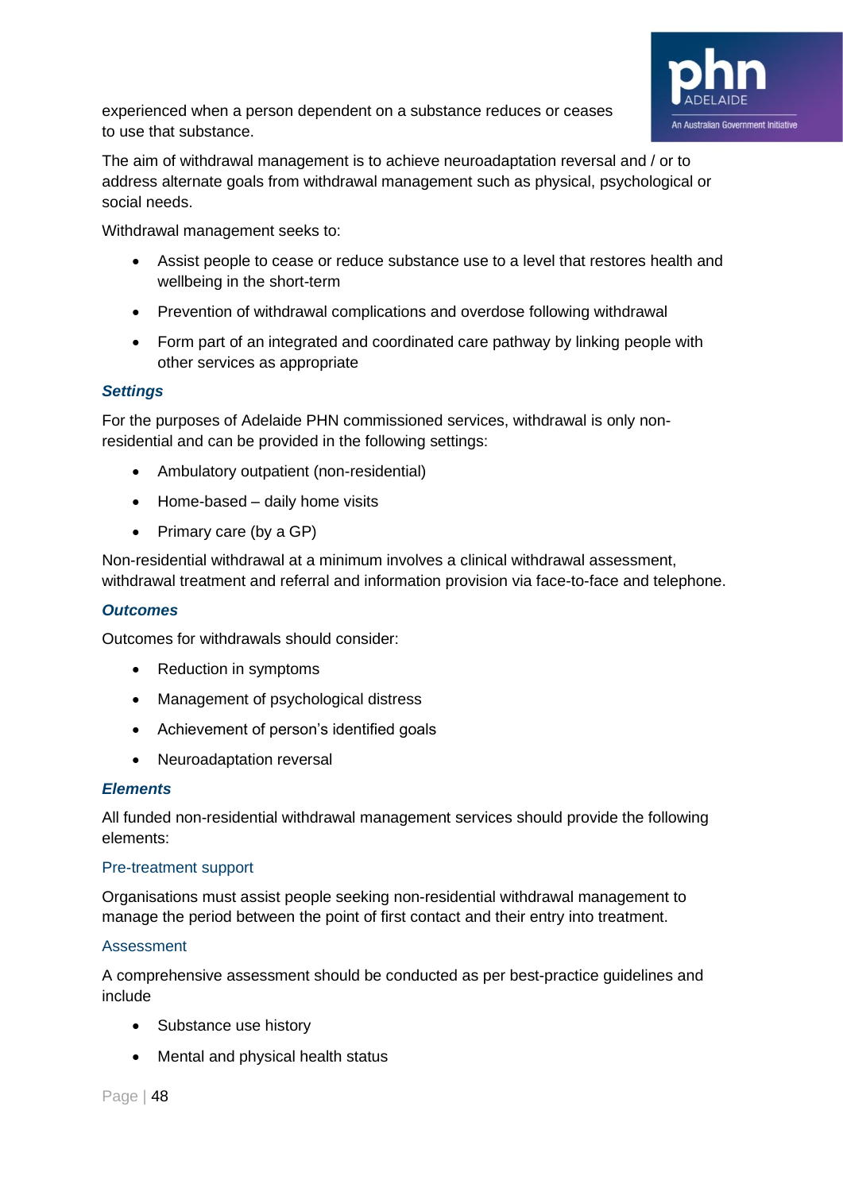experienced when a person dependent on a substance reduces or ceases to use that substance.

The aim of withdrawal management is to achieve neuroadaptation reversal and / or to address alternate goals from withdrawal management such as physical, psychological or social needs.

Withdrawal management seeks to:

- Assist people to cease or reduce substance use to a level that restores health and wellbeing in the short-term
- Prevention of withdrawal complications and overdose following withdrawal
- Form part of an integrated and coordinated care pathway by linking people with other services as appropriate

### *Settings*

For the purposes of Adelaide PHN commissioned services, withdrawal is only non-residential and can be provided in the following settings:

- Ambulatory outpatient (non-residential)
- Home-based – daily home visits
- Primary care (by a GP)

Non-residential withdrawal at a minimum involves a clinical withdrawal assessment, withdrawal treatment and referral and information provision via face-to-face and telephone.

### *Outcomes*

Outcomes for withdrawals should consider:

- Reduction in symptoms
- Management of psychological distress
- Achievement of person's identified goals
- Neuroadaptation reversal

### *Elements*

All funded non-residential withdrawal management services should provide the following elements:

#### Pre-treatment support

Organisations must assist people seeking non-residential withdrawal management to manage the period between the point of first contact and their entry into treatment.

#### Assessment

A comprehensive assessment should be conducted as per best-practice guidelines and include

- Substance use history
- Mental and physical health status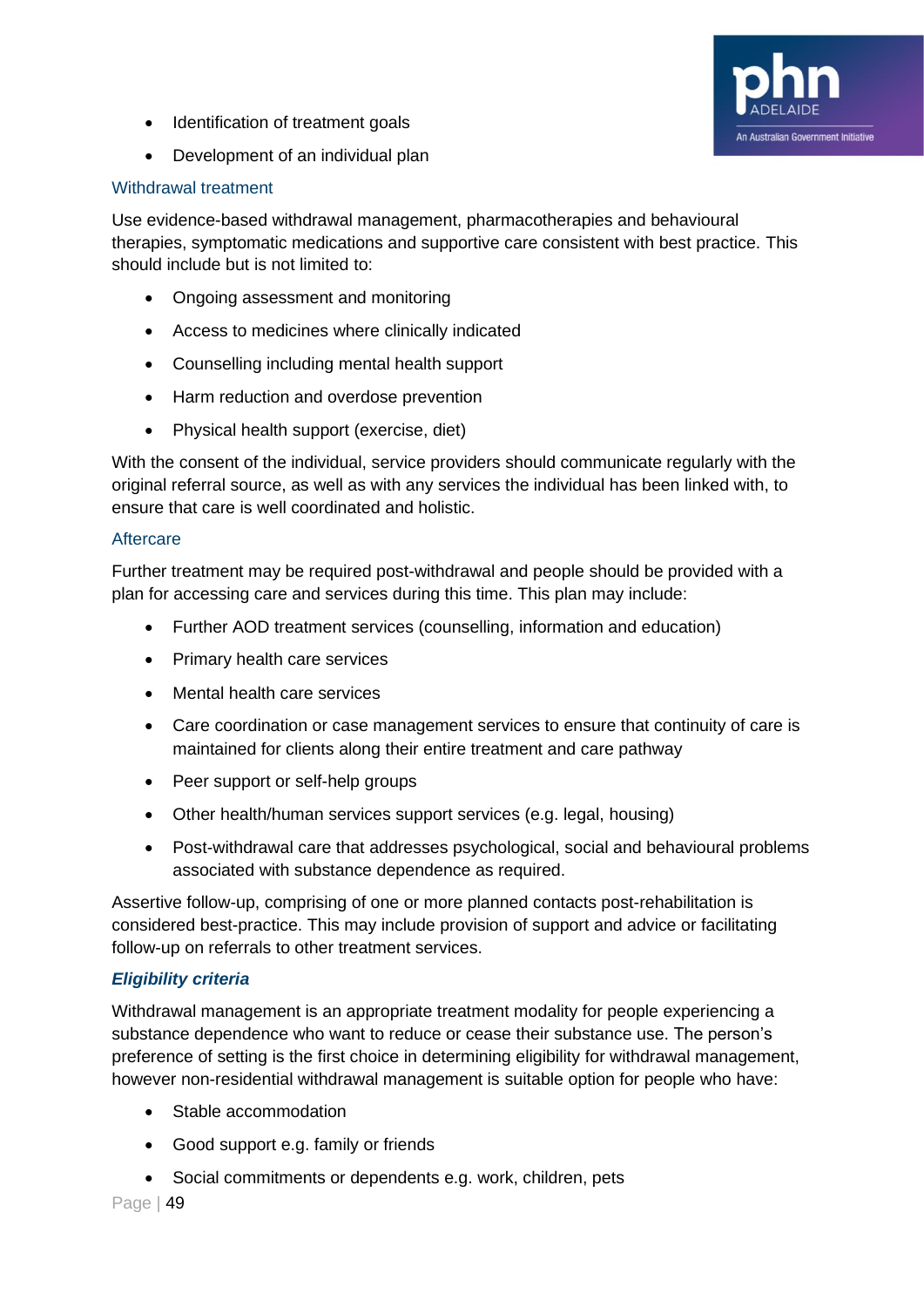- Identification of treatment goals
- Development of an individual plan

### Withdrawal treatment

Use evidence-based withdrawal management, pharmacotherapies and behavioural therapies, symptomatic medications and supportive care consistent with best practice. This should include but is not limited to:

- Ongoing assessment and monitoring
- Access to medicines where clinically indicated
- Counselling including mental health support
- Harm reduction and overdose prevention
- Physical health support (exercise, diet)

With the consent of the individual, service providers should communicate regularly with the original referral source, as well as with any services the individual has been linked with, to ensure that care is well coordinated and holistic.

### Aftercare

Further treatment may be required post-withdrawal and people should be provided with a plan for accessing care and services during this time. This plan may include:

- Further AOD treatment services (counselling, information and education)
- Primary health care services
- Mental health care services
- Care coordination or case management services to ensure that continuity of care is maintained for clients along their entire treatment and care pathway
- Peer support or self-help groups
- Other health/human services support services (e.g. legal, housing)
- Post-withdrawal care that addresses psychological, social and behavioural problems associated with substance dependence as required.

Assertive follow-up, comprising of one or more planned contacts post-rehabilitation is considered best-practice. This may include provision of support and advice or facilitating follow-up on referrals to other treatment services.

### *Eligibility criteria*

Withdrawal management is an appropriate treatment modality for people experiencing a substance dependence who want to reduce or cease their substance use. The person's preference of setting is the first choice in determining eligibility for withdrawal management, however non-residential withdrawal management is suitable option for people who have:

- Stable accommodation
- Good support e.g. family or friends
- Social commitments or dependents e.g. work, children, pets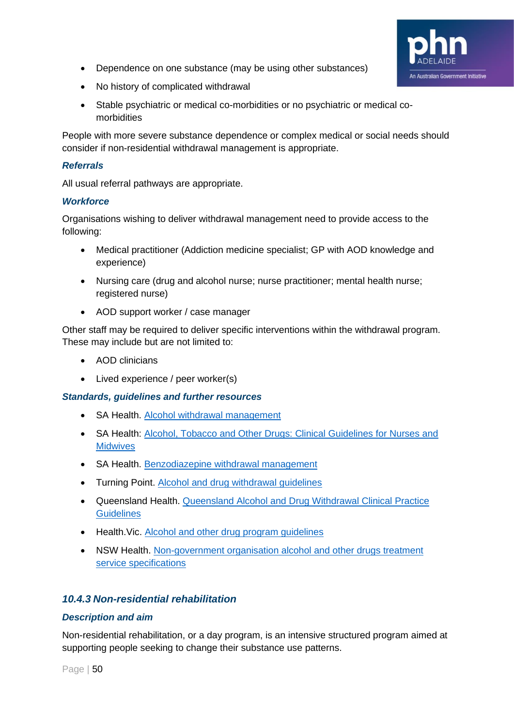- Dependence on one substance (may be using other substances)
- No history of complicated withdrawal
- Stable psychiatric or medical co-morbidities or no psychiatric or medical co-morbidities

People with more severe substance dependence or complex medical or social needs should consider if non-residential withdrawal management is appropriate.

#### *Referrals*

All usual referral pathways are appropriate.

#### *Workforce*

Organisations wishing to deliver withdrawal management need to provide access to the following:

- Medical practitioner (Addiction medicine specialist; GP with AOD knowledge and experience)
- Nursing care (drug and alcohol nurse; nurse practitioner; mental health nurse; registered nurse)
- AOD support worker / case manager

Other staff may be required to deliver specific interventions within the withdrawal program. These may include but are not limited to:

- AOD clinicians
- Lived experience / peer worker(s)

#### *Standards, guidelines and further resources*

- SA Health. Alcohol withdrawal management
- SA Health: Alcohol, Tobacco and Other Drugs: Clinical Guidelines for Nurses and Midwives
- SA Health. Benzodiazepine withdrawal management
- Turning Point. Alcohol and drug withdrawal guidelines
- Queensland Health. Queensland Alcohol and Drug Withdrawal Clinical Practice Guidelines
- Health.Vic. Alcohol and other drug program guidelines
- NSW Health. Non-government organisation alcohol and other drugs treatment service specifications

### *10.4.3 Non-residential rehabilitation*

#### *Description and aim*

Non-residential rehabilitation, or a day program, is an intensive structured program aimed at supporting people seeking to change their substance use patterns.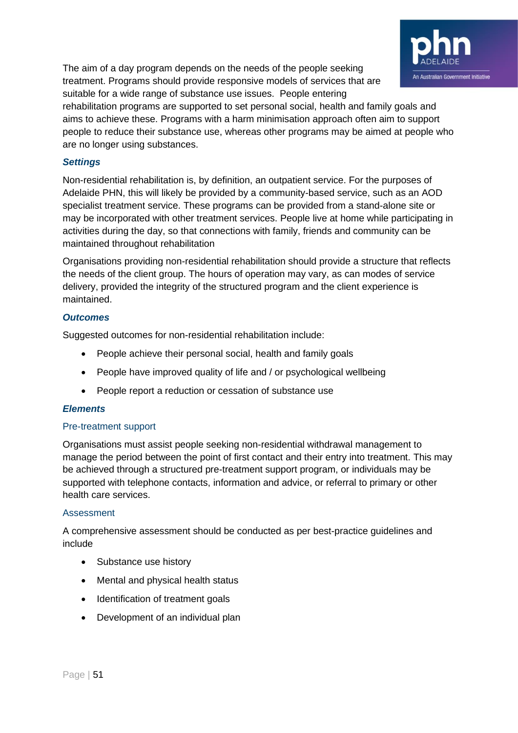The aim of a day program depends on the needs of the people seeking treatment. Programs should provide responsive models of services that are suitable for a wide range of substance use issues. People entering rehabilitation programs are supported to set personal social, health and family goals and aims to achieve these. Programs with a harm minimisation approach often aim to support people to reduce their substance use, whereas other programs may be aimed at people who are no longer using substances.

### *Settings*

Non-residential rehabilitation is, by definition, an outpatient service. For the purposes of Adelaide PHN, this will likely be provided by a community-based service, such as an AOD specialist treatment service. These programs can be provided from a stand-alone site or may be incorporated with other treatment services. People live at home while participating in activities during the day, so that connections with family, friends and community can be maintained throughout rehabilitation

Organisations providing non-residential rehabilitation should provide a structure that reflects the needs of the client group. The hours of operation may vary, as can modes of service delivery, provided the integrity of the structured program and the client experience is maintained.

### *Outcomes*

Suggested outcomes for non-residential rehabilitation include:

- People achieve their personal social, health and family goals
- People have improved quality of life and / or psychological wellbeing
- People report a reduction or cessation of substance use

### *Elements*

#### Pre-treatment support

Organisations must assist people seeking non-residential withdrawal management to manage the period between the point of first contact and their entry into treatment. This may be achieved through a structured pre-treatment support program, or individuals may be supported with telephone contacts, information and advice, or referral to primary or other health care services.

#### Assessment

A comprehensive assessment should be conducted as per best-practice guidelines and include

- Substance use history
- Mental and physical health status
- Identification of treatment goals
- Development of an individual plan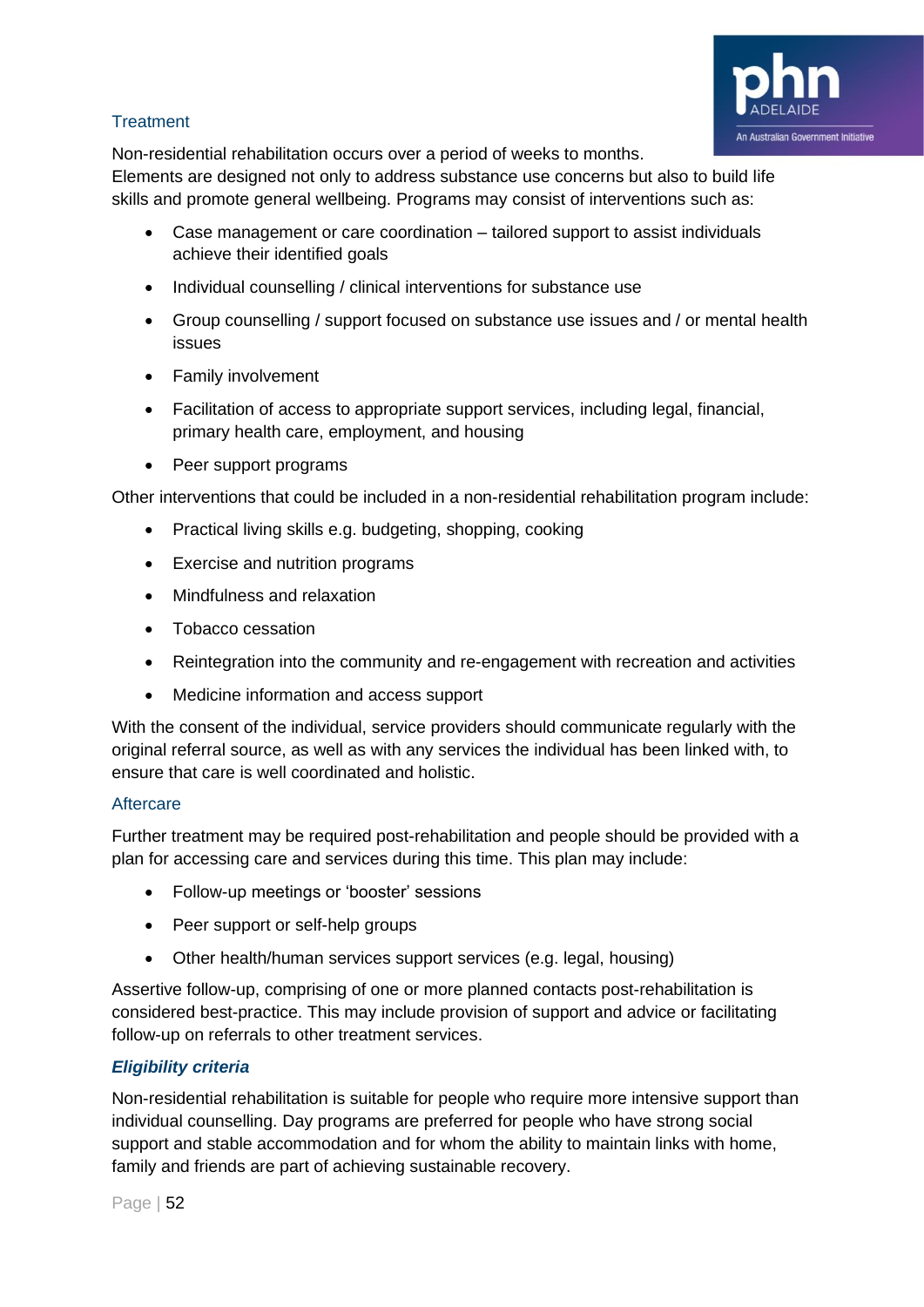### Treatment

Non-residential rehabilitation occurs over a period of weeks to months. Elements are designed not only to address substance use concerns but also to build life skills and promote general wellbeing. Programs may consist of interventions such as:

- Case management or care coordination – tailored support to assist individuals achieve their identified goals
- Individual counselling / clinical interventions for substance use
- Group counselling / support focused on substance use issues and / or mental health issues
- Family involvement
- Facilitation of access to appropriate support services, including legal, financial, primary health care, employment, and housing
- Peer support programs

Other interventions that could be included in a non-residential rehabilitation program include:

- Practical living skills e.g. budgeting, shopping, cooking
- Exercise and nutrition programs
- Mindfulness and relaxation
- Tobacco cessation
- Reintegration into the community and re-engagement with recreation and activities
- Medicine information and access support

With the consent of the individual, service providers should communicate regularly with the original referral source, as well as with any services the individual has been linked with, to ensure that care is well coordinated and holistic.

### Aftercare

Further treatment may be required post-rehabilitation and people should be provided with a plan for accessing care and services during this time. This plan may include:

- Follow-up meetings or 'booster' sessions
- Peer support or self-help groups
- Other health/human services support services (e.g. legal, housing)

Assertive follow-up, comprising of one or more planned contacts post-rehabilitation is considered best-practice. This may include provision of support and advice or facilitating follow-up on referrals to other treatment services.

### *Eligibility criteria*

Non-residential rehabilitation is suitable for people who require more intensive support than individual counselling. Day programs are preferred for people who have strong social support and stable accommodation and for whom the ability to maintain links with home, family and friends are part of achieving sustainable recovery.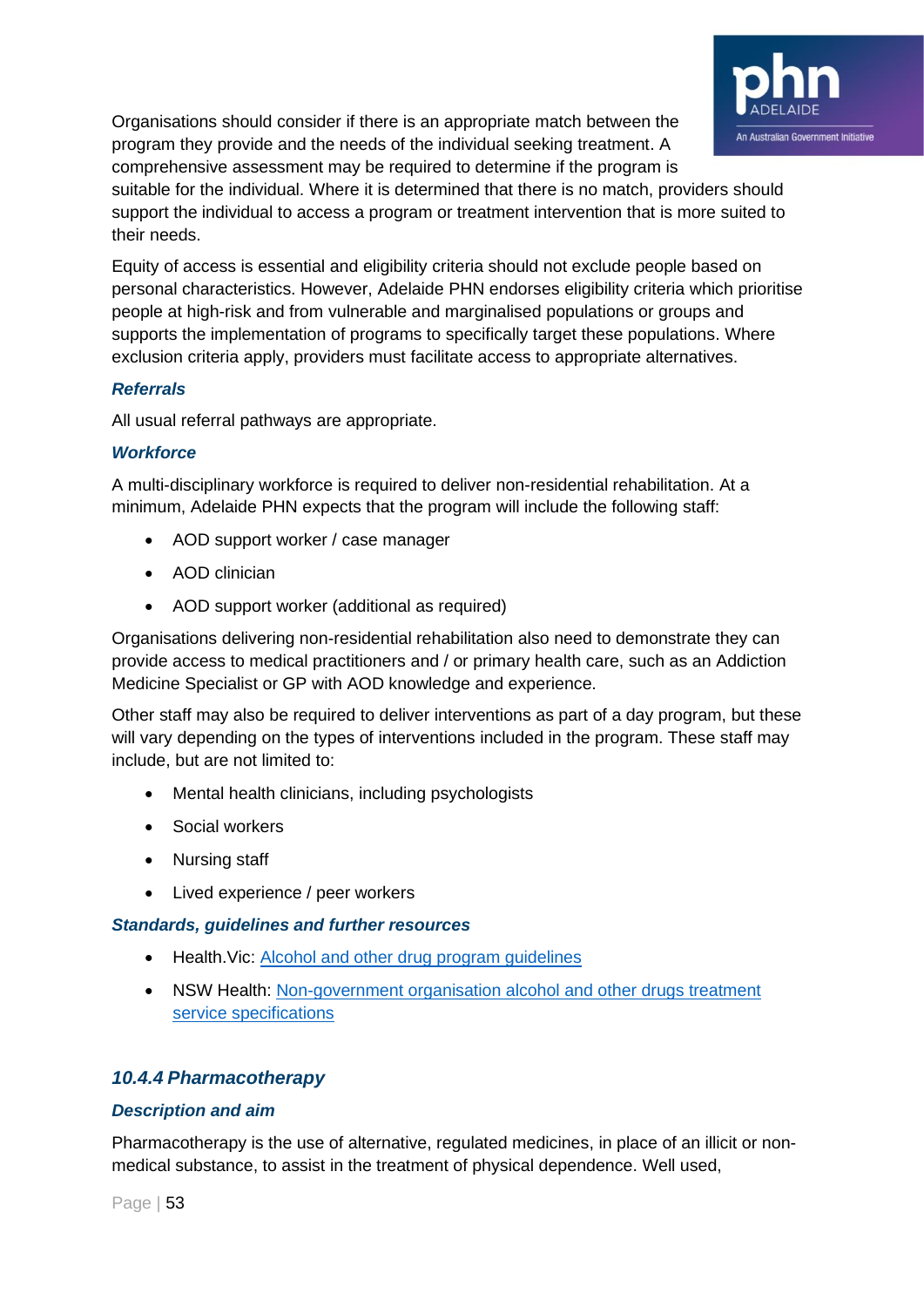Organisations should consider if there is an appropriate match between the program they provide and the needs of the individual seeking treatment. A comprehensive assessment may be required to determine if the program is suitable for the individual. Where it is determined that there is no match, providers should support the individual to access a program or treatment intervention that is more suited to their needs.

Equity of access is essential and eligibility criteria should not exclude people based on personal characteristics. However, Adelaide PHN endorses eligibility criteria which prioritise people at high-risk and from vulnerable and marginalised populations or groups and supports the implementation of programs to specifically target these populations. Where exclusion criteria apply, providers must facilitate access to appropriate alternatives.

#### *Referrals*

All usual referral pathways are appropriate.

#### *Workforce*

A multi-disciplinary workforce is required to deliver non-residential rehabilitation. At a minimum, Adelaide PHN expects that the program will include the following staff:

- AOD support worker / case manager
- AOD clinician
- AOD support worker (additional as required)

Organisations delivering non-residential rehabilitation also need to demonstrate they can provide access to medical practitioners and / or primary health care, such as an Addiction Medicine Specialist or GP with AOD knowledge and experience.

Other staff may also be required to deliver interventions as part of a day program, but these will vary depending on the types of interventions included in the program. These staff may include, but are not limited to:

- Mental health clinicians, including psychologists
- Social workers
- Nursing staff
- Lived experience / peer workers

#### *Standards, guidelines and further resources*

- Health.Vic: Alcohol and other drug program guidelines
- NSW Health: Non-government organisation alcohol and other drugs treatment service specifications

### *10.4.4 Pharmacotherapy*

#### *Description and aim*

Pharmacotherapy is the use of alternative, regulated medicines, in place of an illicit or non-medical substance, to assist in the treatment of physical dependence. Well used,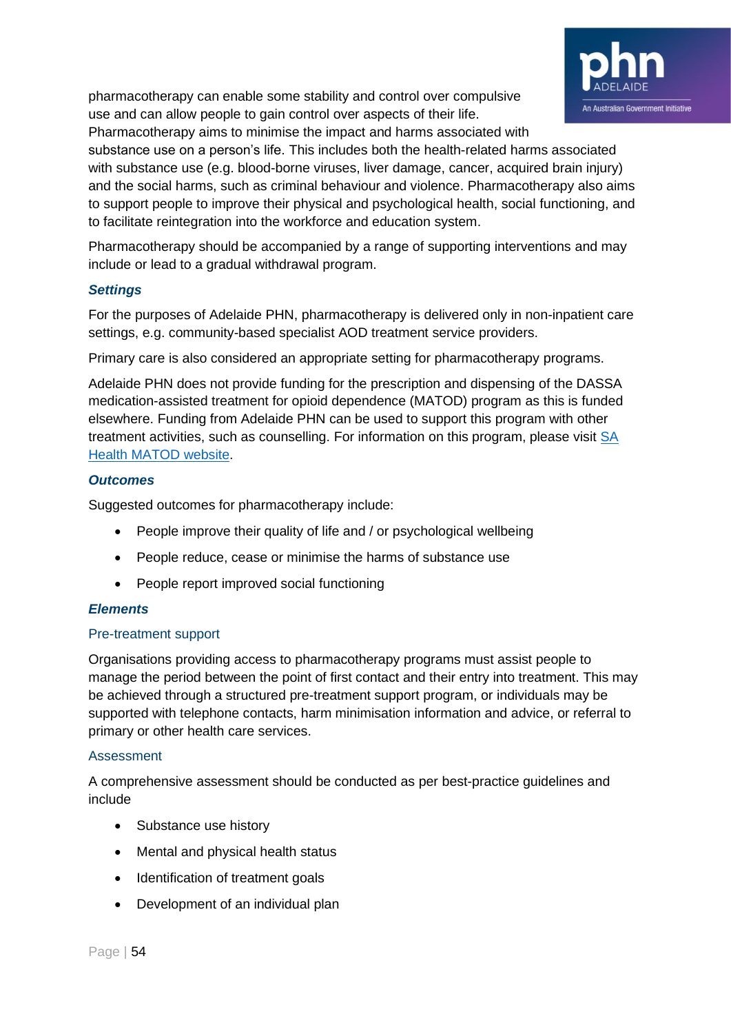pharmacotherapy can enable some stability and control over compulsive use and can allow people to gain control over aspects of their life. Pharmacotherapy aims to minimise the impact and harms associated with substance use on a person's life. This includes both the health-related harms associated with substance use (e.g. blood-borne viruses, liver damage, cancer, acquired brain injury) and the social harms, such as criminal behaviour and violence. Pharmacotherapy also aims to support people to improve their physical and psychological health, social functioning, and to facilitate reintegration into the workforce and education system.

Pharmacotherapy should be accompanied by a range of supporting interventions and may include or lead to a gradual withdrawal program.

### *Settings*

For the purposes of Adelaide PHN, pharmacotherapy is delivered only in non-inpatient care settings, e.g. community-based specialist AOD treatment service providers.

Primary care is also considered an appropriate setting for pharmacotherapy programs.

Adelaide PHN does not provide funding for the prescription and dispensing of the DASSA medication-assisted treatment for opioid dependence (MATOD) program as this is funded elsewhere. Funding from Adelaide PHN can be used to support this program with other treatment activities, such as counselling. For information on this program, please visit SA Health MATOD website.

### *Outcomes*

Suggested outcomes for pharmacotherapy include:

- People improve their quality of life and / or psychological wellbeing
- People reduce, cease or minimise the harms of substance use
- People report improved social functioning

### *Elements*

#### Pre-treatment support

Organisations providing access to pharmacotherapy programs must assist people to manage the period between the point of first contact and their entry into treatment. This may be achieved through a structured pre-treatment support program, or individuals may be supported with telephone contacts, harm minimisation information and advice, or referral to primary or other health care services.

#### Assessment

A comprehensive assessment should be conducted as per best-practice guidelines and include

- Substance use history
- Mental and physical health status
- Identification of treatment goals
- Development of an individual plan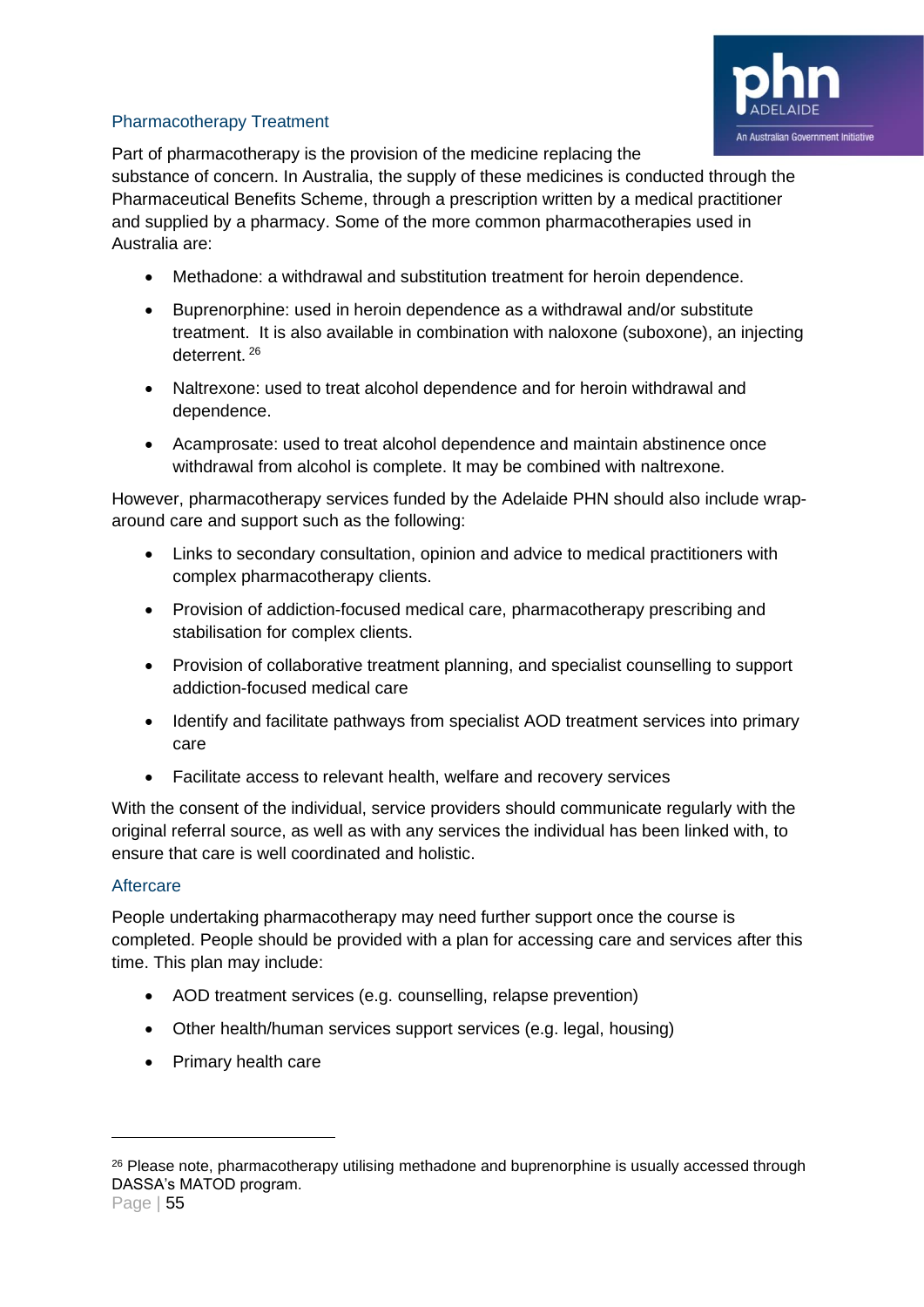### Pharmacotherapy Treatment

Part of pharmacotherapy is the provision of the medicine replacing the substance of concern. In Australia, the supply of these medicines is conducted through the Pharmaceutical Benefits Scheme, through a prescription written by a medical practitioner and supplied by a pharmacy. Some of the more common pharmacotherapies used in Australia are:

- Methadone: a withdrawal and substitution treatment for heroin dependence.
- Buprenorphine: used in heroin dependence as a withdrawal and/or substitute treatment. It is also available in combination with naloxone (suboxone), an injecting deterrent. [26]
- Naltrexone: used to treat alcohol dependence and for heroin withdrawal and dependence.
- Acamprosate: used to treat alcohol dependence and maintain abstinence once withdrawal from alcohol is complete. It may be combined with naltrexone.

However, pharmacotherapy services funded by the Adelaide PHN should also include wrap-around care and support such as the following:

- Links to secondary consultation, opinion and advice to medical practitioners with complex pharmacotherapy clients.
- Provision of addiction-focused medical care, pharmacotherapy prescribing and stabilisation for complex clients.
- Provision of collaborative treatment planning, and specialist counselling to support addiction-focused medical care
- Identify and facilitate pathways from specialist AOD treatment services into primary care
- Facilitate access to relevant health, welfare and recovery services

With the consent of the individual, service providers should communicate regularly with the original referral source, as well as with any services the individual has been linked with, to ensure that care is well coordinated and holistic.

### Aftercare

People undertaking pharmacotherapy may need further support once the course is completed. People should be provided with a plan for accessing care and services after this time. This plan may include:

- AOD treatment services (e.g. counselling, relapse prevention)
- Other health/human services support services (e.g. legal, housing)
- Primary health care

---

[26] Please note, pharmacotherapy utilising methadone and buprenorphine is usually accessed through DASSA's MATOD program.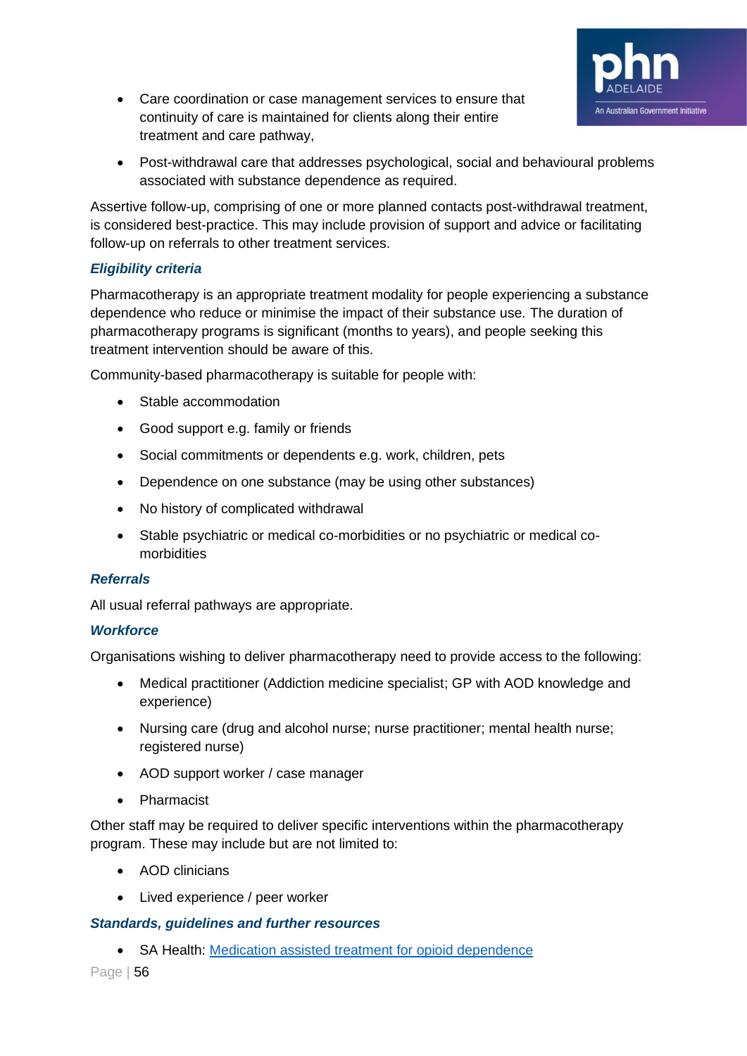- Care coordination or case management services to ensure that continuity of care is maintained for clients along their entire treatment and care pathway,
- Post-withdrawal care that addresses psychological, social and behavioural problems associated with substance dependence as required.

Assertive follow-up, comprising of one or more planned contacts post-withdrawal treatment, is considered best-practice. This may include provision of support and advice or facilitating follow-up on referrals to other treatment services.

### *Eligibility criteria*

Pharmacotherapy is an appropriate treatment modality for people experiencing a substance dependence who reduce or minimise the impact of their substance use. The duration of pharmacotherapy programs is significant (months to years), and people seeking this treatment intervention should be aware of this.

Community-based pharmacotherapy is suitable for people with:

- Stable accommodation
- Good support e.g. family or friends
- Social commitments or dependents e.g. work, children, pets
- Dependence on one substance (may be using other substances)
- No history of complicated withdrawal
- Stable psychiatric or medical co-morbidities or no psychiatric or medical co-morbidities

### *Referrals*

All usual referral pathways are appropriate.

### *Workforce*

Organisations wishing to deliver pharmacotherapy need to provide access to the following:

- Medical practitioner (Addiction medicine specialist; GP with AOD knowledge and experience)
- Nursing care (drug and alcohol nurse; nurse practitioner; mental health nurse; registered nurse)
- AOD support worker / case manager
- Pharmacist

Other staff may be required to deliver specific interventions within the pharmacotherapy program. These may include but are not limited to:

- AOD clinicians
- Lived experience / peer worker

### *Standards, guidelines and further resources*

- SA Health: Medication assisted treatment for opioid dependence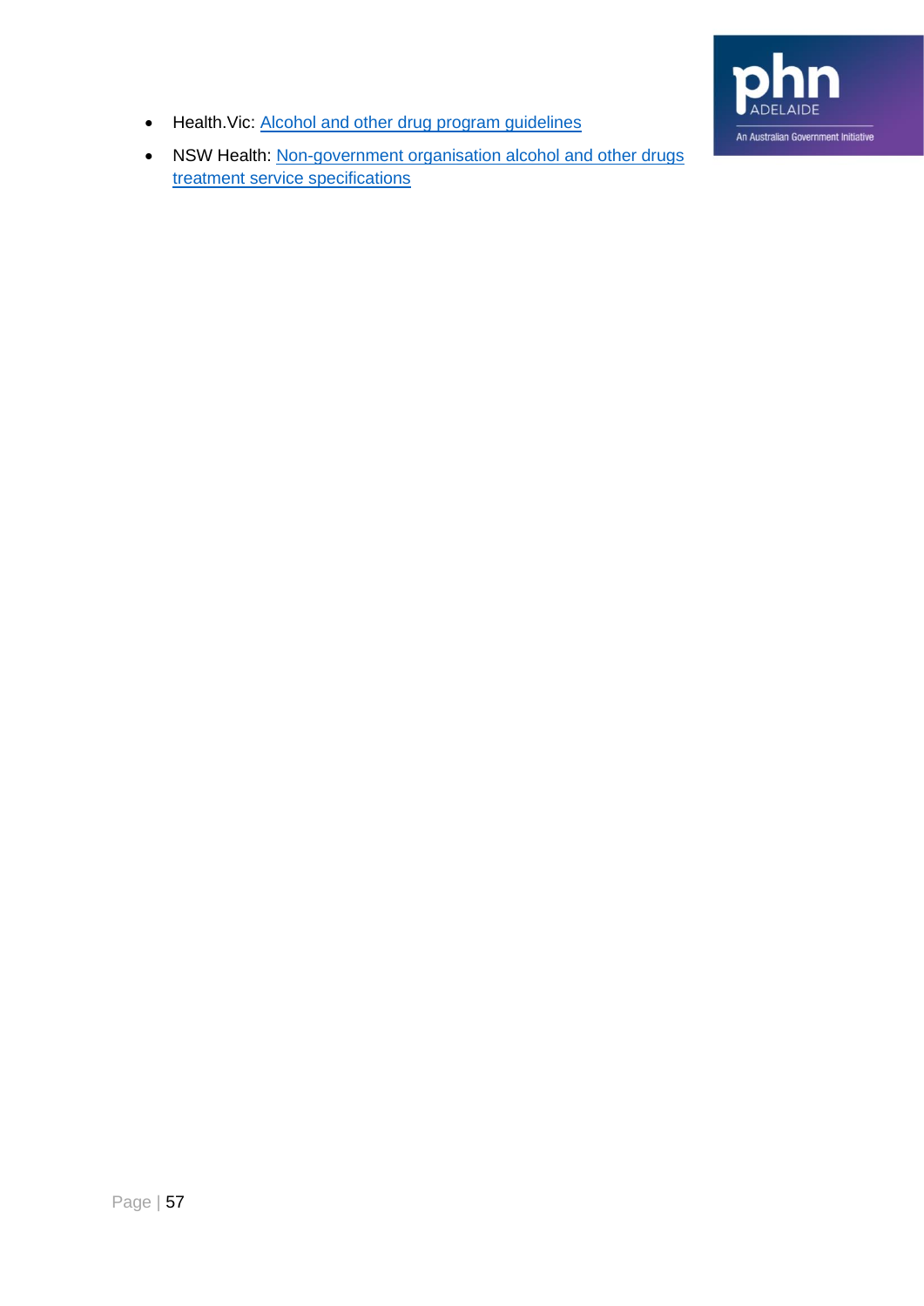- Health.Vic: Alcohol and other drug program guidelines
- NSW Health: Non-government organisation alcohol and other drugs treatment service specifications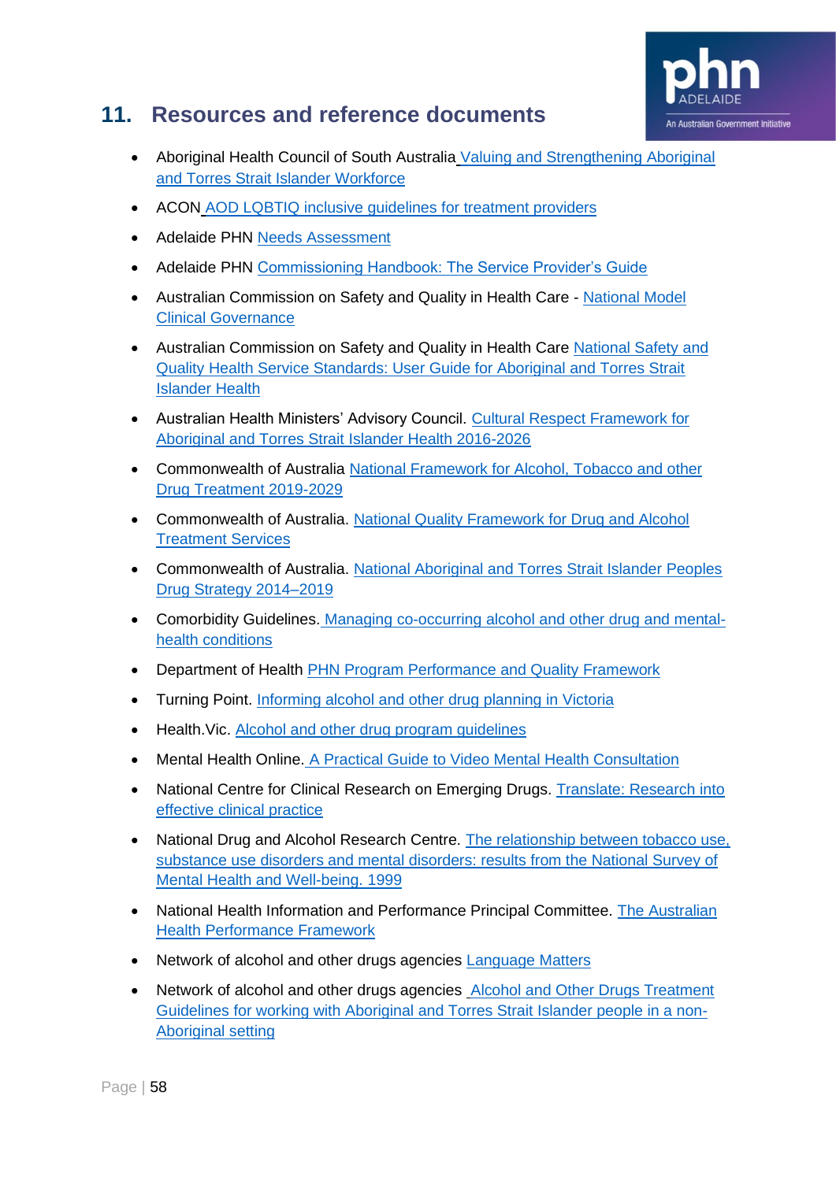## 11. Resources and reference documents

- Aboriginal Health Council of South Australia Valuing and Strengthening Aboriginal and Torres Strait Islander Workforce
- ACON AOD LQBTIQ inclusive guidelines for treatment providers
- Adelaide PHN Needs Assessment
- Adelaide PHN Commissioning Handbook: The Service Provider's Guide
- Australian Commission on Safety and Quality in Health Care - National Model Clinical Governance
- Australian Commission on Safety and Quality in Health Care National Safety and Quality Health Service Standards: User Guide for Aboriginal and Torres Strait Islander Health
- Australian Health Ministers' Advisory Council. Cultural Respect Framework for Aboriginal and Torres Strait Islander Health 2016-2026
- Commonwealth of Australia National Framework for Alcohol, Tobacco and other Drug Treatment 2019-2029
- Commonwealth of Australia. National Quality Framework for Drug and Alcohol Treatment Services
- Commonwealth of Australia. National Aboriginal and Torres Strait Islander Peoples Drug Strategy 2014–2019
- Comorbidity Guidelines. Managing co-occurring alcohol and other drug and mental-health conditions
- Department of Health PHN Program Performance and Quality Framework
- Turning Point. Informing alcohol and other drug planning in Victoria
- Health.Vic. Alcohol and other drug program guidelines
- Mental Health Online. A Practical Guide to Video Mental Health Consultation
- National Centre for Clinical Research on Emerging Drugs. Translate: Research into effective clinical practice
- National Drug and Alcohol Research Centre. The relationship between tobacco use, substance use disorders and mental disorders: results from the National Survey of Mental Health and Well-being. 1999
- National Health Information and Performance Principal Committee. The Australian Health Performance Framework
- Network of alcohol and other drugs agencies Language Matters
- Network of alcohol and other drugs agencies Alcohol and Other Drugs Treatment Guidelines for working with Aboriginal and Torres Strait Islander people in a non-Aboriginal setting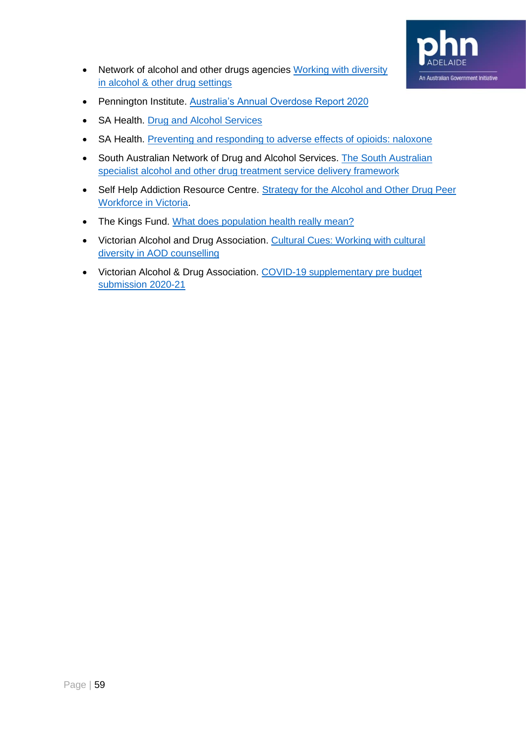- Network of alcohol and other drugs agencies Working with diversity in alcohol & other drug settings
- Pennington Institute. Australia's Annual Overdose Report 2020
- SA Health. Drug and Alcohol Services
- SA Health. Preventing and responding to adverse effects of opioids: naloxone
- South Australian Network of Drug and Alcohol Services. The South Australian specialist alcohol and other drug treatment service delivery framework
- Self Help Addiction Resource Centre. Strategy for the Alcohol and Other Drug Peer Workforce in Victoria.
- The Kings Fund. What does population health really mean?
- Victorian Alcohol and Drug Association. Cultural Cues: Working with cultural diversity in AOD counselling
- Victorian Alcohol & Drug Association. COVID-19 supplementary pre budget submission 2020-21